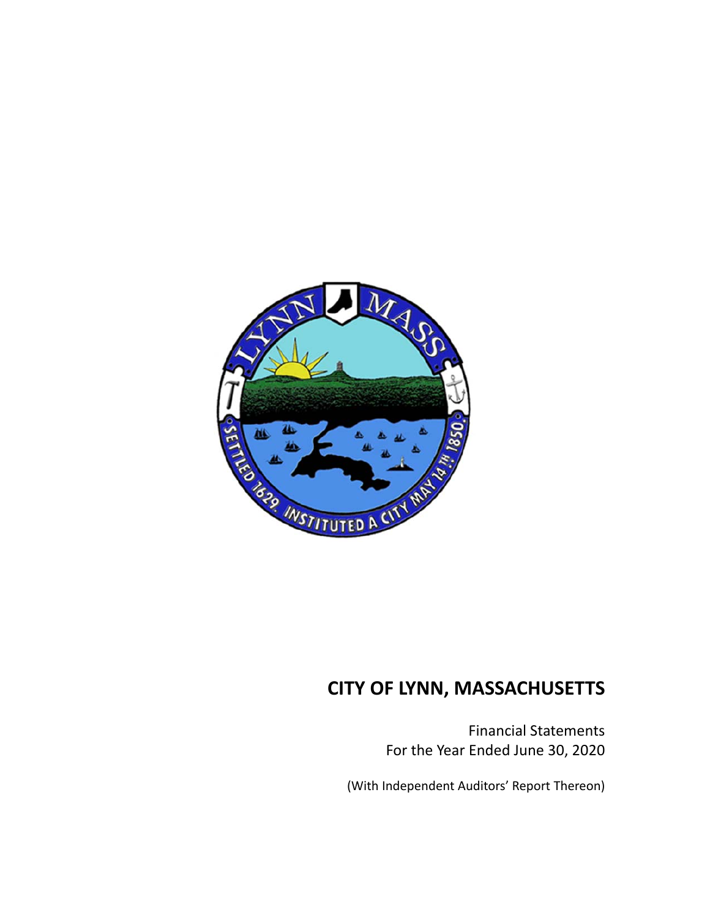# CITY OF LYNN, MASSACHUSETTS

Financial Statements
For the Year Ended June 30, 2020

(With Independent Auditors' Report Thereon)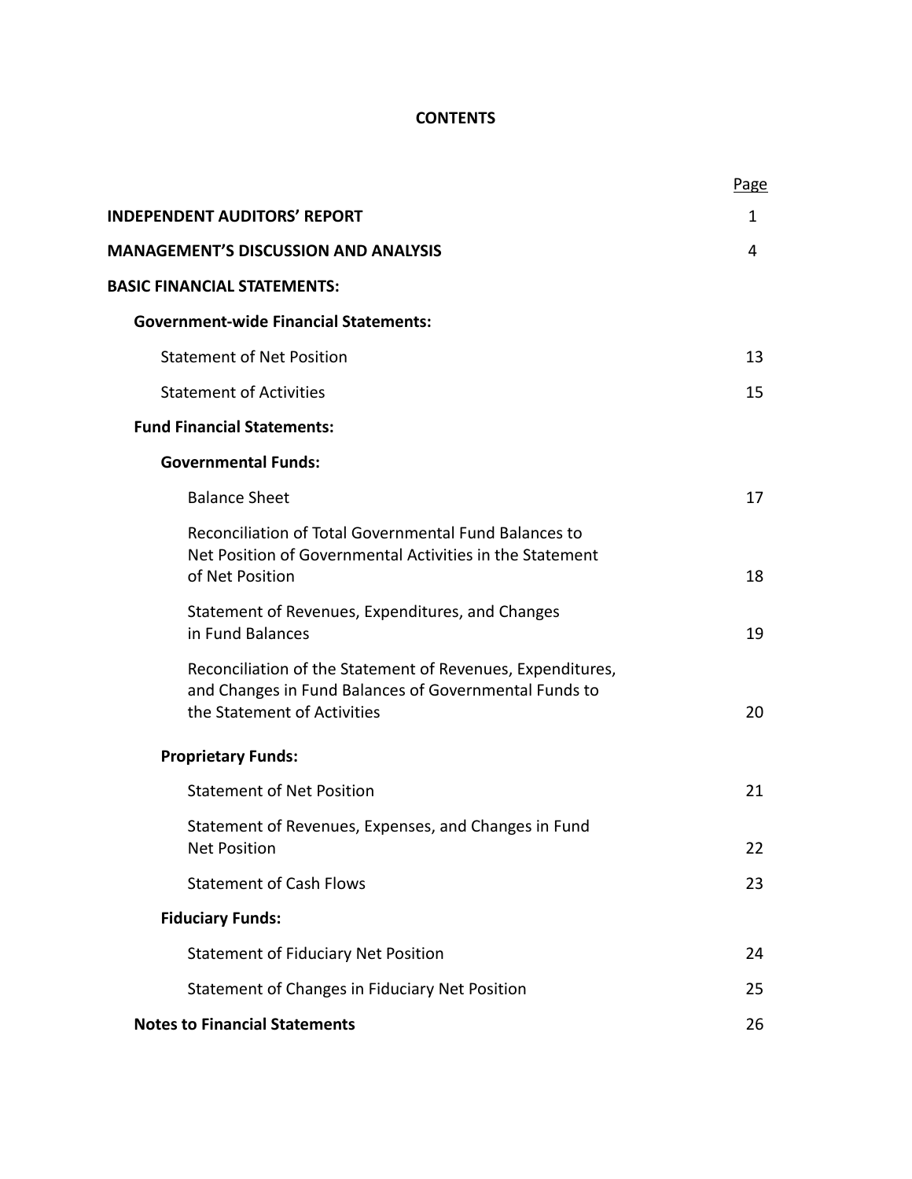# CONTENTS

| | Page |
|---|---|
| **INDEPENDENT AUDITORS' REPORT** | 1 |
| **MANAGEMENT'S DISCUSSION AND ANALYSIS** | 4 |
| **BASIC FINANCIAL STATEMENTS:** | |
| **Government-wide Financial Statements:** | |
| Statement of Net Position | 13 |
| Statement of Activities | 15 |
| **Fund Financial Statements:** | |
| **Governmental Funds:** | |
| Balance Sheet | 17 |
| Reconciliation of Total Governmental Fund Balances to Net Position of Governmental Activities in the Statement of Net Position | 18 |
| Statement of Revenues, Expenditures, and Changes in Fund Balances | 19 |
| Reconciliation of the Statement of Revenues, Expenditures, and Changes in Fund Balances of Governmental Funds to the Statement of Activities | 20 |
| **Proprietary Funds:** | |
| Statement of Net Position | 21 |
| Statement of Revenues, Expenses, and Changes in Fund Net Position | 22 |
| Statement of Cash Flows | 23 |
| **Fiduciary Funds:** | |
| Statement of Fiduciary Net Position | 24 |
| Statement of Changes in Fiduciary Net Position | 25 |
| **Notes to Financial Statements** | 26 |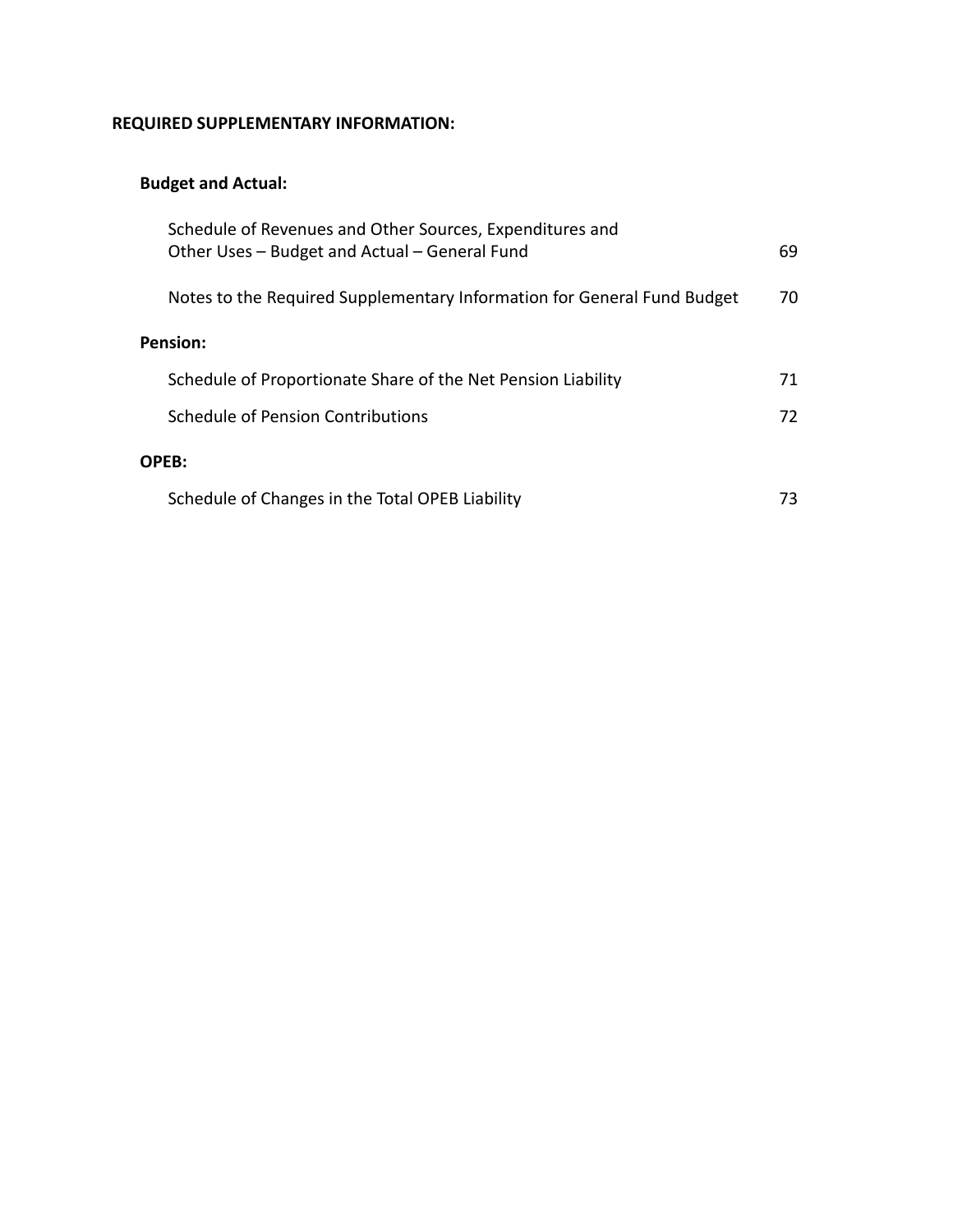**REQUIRED SUPPLEMENTARY INFORMATION:**

**Budget and Actual:**

| | |
|---|---|
| Schedule of Revenues and Other Sources, Expenditures and Other Uses – Budget and Actual – General Fund | 69 |
| Notes to the Required Supplementary Information for General Fund Budget | 70 |

**Pension:**

| | |
|---|---|
| Schedule of Proportionate Share of the Net Pension Liability | 71 |
| Schedule of Pension Contributions | 72 |

**OPEB:**

| | |
|---|---|
| Schedule of Changes in the Total OPEB Liability | 73 |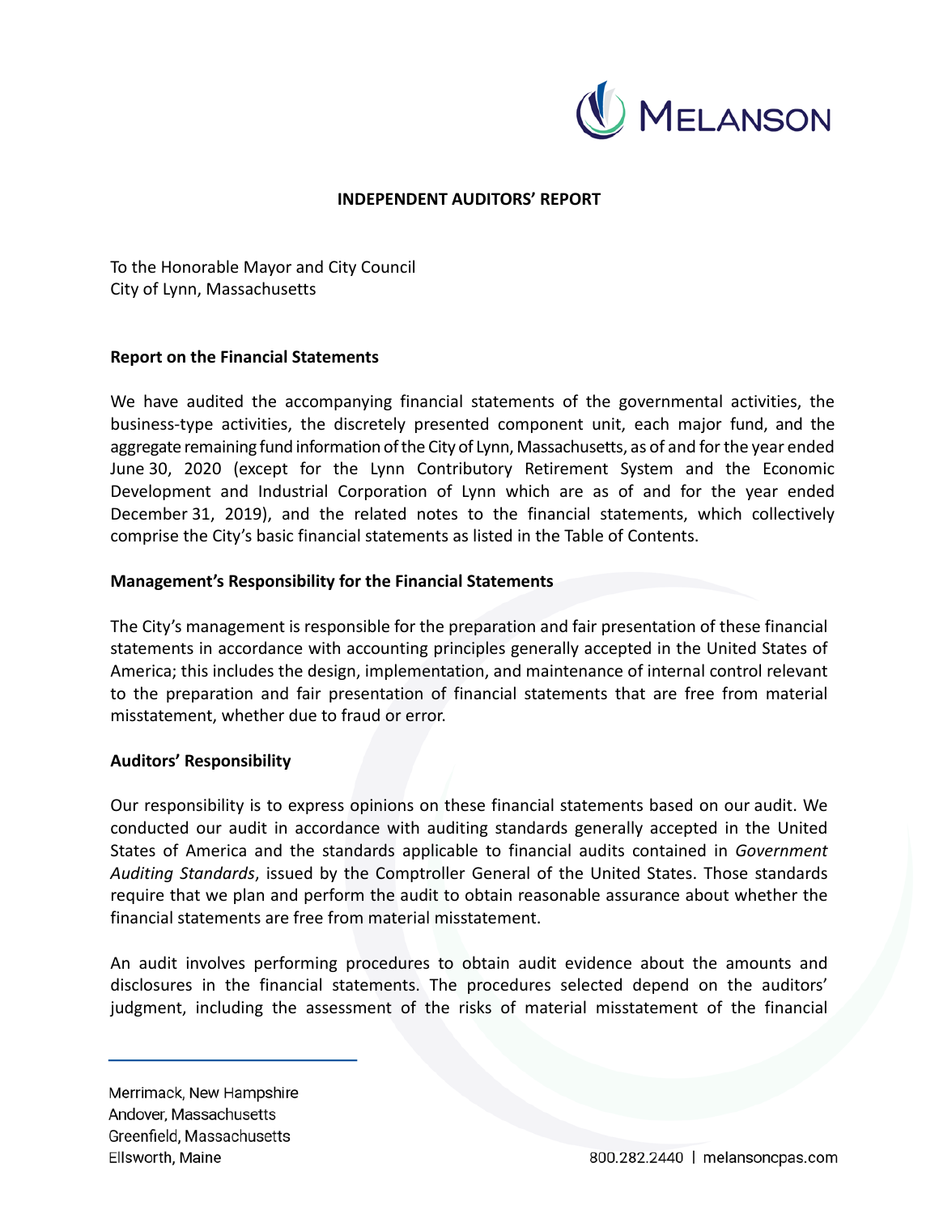## INDEPENDENT AUDITORS' REPORT

To the Honorable Mayor and City Council
City of Lynn, Massachusetts

### Report on the Financial Statements

We have audited the accompanying financial statements of the governmental activities, the business-type activities, the discretely presented component unit, each major fund, and the aggregate remaining fund information of the City of Lynn, Massachusetts, as of and for the year ended June 30, 2020 (except for the Lynn Contributory Retirement System and the Economic Development and Industrial Corporation of Lynn which are as of and for the year ended December 31, 2019), and the related notes to the financial statements, which collectively comprise the City's basic financial statements as listed in the Table of Contents.

### Management's Responsibility for the Financial Statements

The City's management is responsible for the preparation and fair presentation of these financial statements in accordance with accounting principles generally accepted in the United States of America; this includes the design, implementation, and maintenance of internal control relevant to the preparation and fair presentation of financial statements that are free from material misstatement, whether due to fraud or error.

### Auditors' Responsibility

Our responsibility is to express opinions on these financial statements based on our audit. We conducted our audit in accordance with auditing standards generally accepted in the United States of America and the standards applicable to financial audits contained in *Government Auditing Standards*, issued by the Comptroller General of the United States. Those standards require that we plan and perform the audit to obtain reasonable assurance about whether the financial statements are free from material misstatement.

An audit involves performing procedures to obtain audit evidence about the amounts and disclosures in the financial statements. The procedures selected depend on the auditors' judgment, including the assessment of the risks of material misstatement of the financial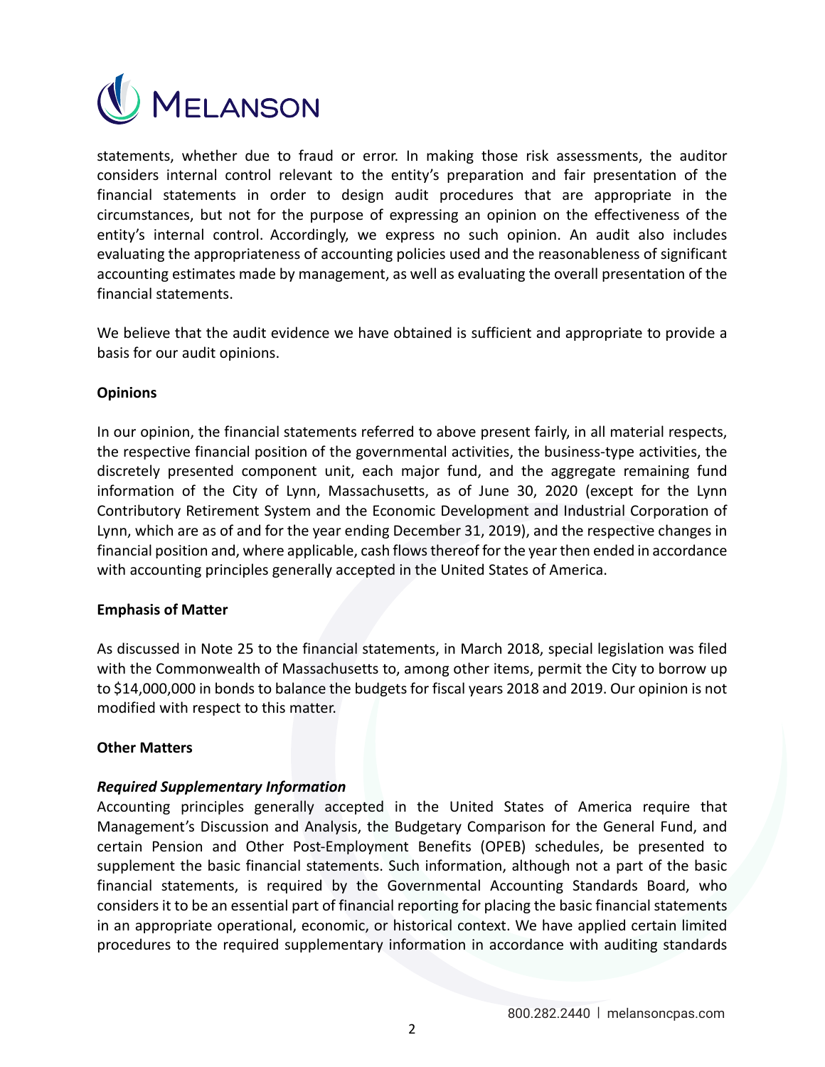statements, whether due to fraud or error. In making those risk assessments, the auditor considers internal control relevant to the entity's preparation and fair presentation of the financial statements in order to design audit procedures that are appropriate in the circumstances, but not for the purpose of expressing an opinion on the effectiveness of the entity's internal control. Accordingly, we express no such opinion. An audit also includes evaluating the appropriateness of accounting policies used and the reasonableness of significant accounting estimates made by management, as well as evaluating the overall presentation of the financial statements.

We believe that the audit evidence we have obtained is sufficient and appropriate to provide a basis for our audit opinions.

**Opinions**

In our opinion, the financial statements referred to above present fairly, in all material respects, the respective financial position of the governmental activities, the business-type activities, the discretely presented component unit, each major fund, and the aggregate remaining fund information of the City of Lynn, Massachusetts, as of June 30, 2020 (except for the Lynn Contributory Retirement System and the Economic Development and Industrial Corporation of Lynn, which are as of and for the year ending December 31, 2019), and the respective changes in financial position and, where applicable, cash flows thereof for the year then ended in accordance with accounting principles generally accepted in the United States of America.

**Emphasis of Matter**

As discussed in Note 25 to the financial statements, in March 2018, special legislation was filed with the Commonwealth of Massachusetts to, among other items, permit the City to borrow up to $14,000,000 in bonds to balance the budgets for fiscal years 2018 and 2019. Our opinion is not modified with respect to this matter.

**Other Matters**

***Required Supplementary Information***

Accounting principles generally accepted in the United States of America require that Management's Discussion and Analysis, the Budgetary Comparison for the General Fund, and certain Pension and Other Post-Employment Benefits (OPEB) schedules, be presented to supplement the basic financial statements. Such information, although not a part of the basic financial statements, is required by the Governmental Accounting Standards Board, who considers it to be an essential part of financial reporting for placing the basic financial statements in an appropriate operational, economic, or historical context. We have applied certain limited procedures to the required supplementary information in accordance with auditing standards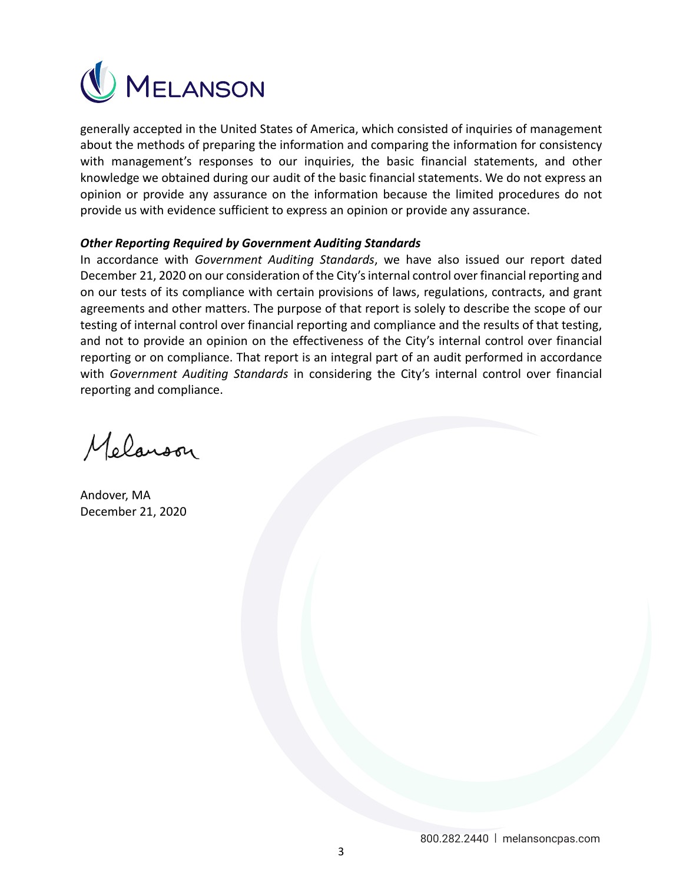generally accepted in the United States of America, which consisted of inquiries of management about the methods of preparing the information and comparing the information for consistency with management's responses to our inquiries, the basic financial statements, and other knowledge we obtained during our audit of the basic financial statements. We do not express an opinion or provide any assurance on the information because the limited procedures do not provide us with evidence sufficient to express an opinion or provide any assurance.

***Other Reporting Required by Government Auditing Standards***

In accordance with *Government Auditing Standards*, we have also issued our report dated December 21, 2020 on our consideration of the City's internal control over financial reporting and on our tests of its compliance with certain provisions of laws, regulations, contracts, and grant agreements and other matters. The purpose of that report is solely to describe the scope of our testing of internal control over financial reporting and compliance and the results of that testing, and not to provide an opinion on the effectiveness of the City's internal control over financial reporting or on compliance. That report is an integral part of an audit performed in accordance with *Government Auditing Standards* in considering the City's internal control over financial reporting and compliance.

Melanson

Andover, MA
December 21, 2020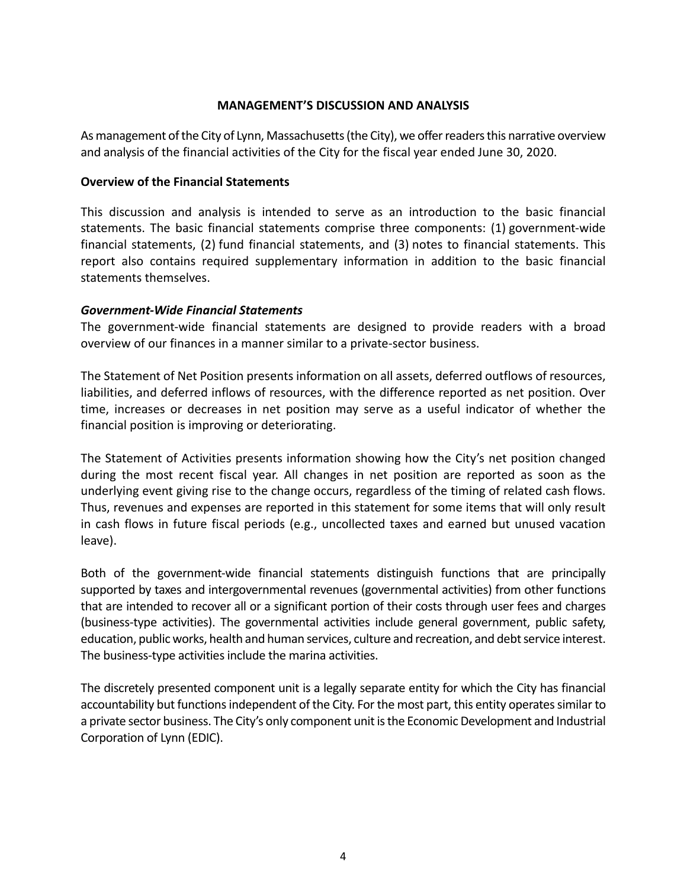# MANAGEMENT'S DISCUSSION AND ANALYSIS

As management of the City of Lynn, Massachusetts (the City), we offer readers this narrative overview and analysis of the financial activities of the City for the fiscal year ended June 30, 2020.

## Overview of the Financial Statements

This discussion and analysis is intended to serve as an introduction to the basic financial statements. The basic financial statements comprise three components: (1) government-wide financial statements, (2) fund financial statements, and (3) notes to financial statements. This report also contains required supplementary information in addition to the basic financial statements themselves.

### *Government-Wide Financial Statements*

The government-wide financial statements are designed to provide readers with a broad overview of our finances in a manner similar to a private-sector business.

The Statement of Net Position presents information on all assets, deferred outflows of resources, liabilities, and deferred inflows of resources, with the difference reported as net position. Over time, increases or decreases in net position may serve as a useful indicator of whether the financial position is improving or deteriorating.

The Statement of Activities presents information showing how the City's net position changed during the most recent fiscal year. All changes in net position are reported as soon as the underlying event giving rise to the change occurs, regardless of the timing of related cash flows. Thus, revenues and expenses are reported in this statement for some items that will only result in cash flows in future fiscal periods (e.g., uncollected taxes and earned but unused vacation leave).

Both of the government-wide financial statements distinguish functions that are principally supported by taxes and intergovernmental revenues (governmental activities) from other functions that are intended to recover all or a significant portion of their costs through user fees and charges (business-type activities). The governmental activities include general government, public safety, education, public works, health and human services, culture and recreation, and debt service interest. The business-type activities include the marina activities.

The discretely presented component unit is a legally separate entity for which the City has financial accountability but functions independent of the City. For the most part, this entity operates similar to a private sector business. The City's only component unit is the Economic Development and Industrial Corporation of Lynn (EDIC).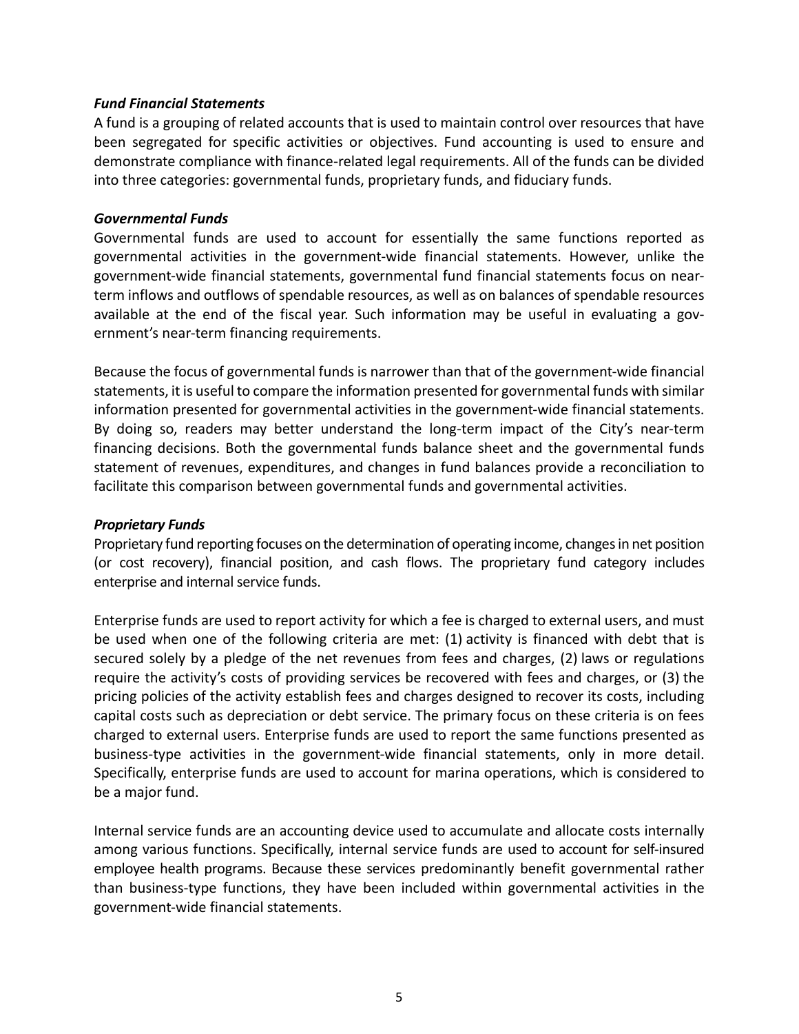### *Fund Financial Statements*

A fund is a grouping of related accounts that is used to maintain control over resources that have been segregated for specific activities or objectives. Fund accounting is used to ensure and demonstrate compliance with finance-related legal requirements. All of the funds can be divided into three categories: governmental funds, proprietary funds, and fiduciary funds.

### *Governmental Funds*

Governmental funds are used to account for essentially the same functions reported as governmental activities in the government-wide financial statements. However, unlike the government-wide financial statements, governmental fund financial statements focus on near-term inflows and outflows of spendable resources, as well as on balances of spendable resources available at the end of the fiscal year. Such information may be useful in evaluating a government's near-term financing requirements.

Because the focus of governmental funds is narrower than that of the government-wide financial statements, it is useful to compare the information presented for governmental funds with similar information presented for governmental activities in the government-wide financial statements. By doing so, readers may better understand the long-term impact of the City's near-term financing decisions. Both the governmental funds balance sheet and the governmental funds statement of revenues, expenditures, and changes in fund balances provide a reconciliation to facilitate this comparison between governmental funds and governmental activities.

### *Proprietary Funds*

Proprietary fund reporting focuses on the determination of operating income, changes in net position (or cost recovery), financial position, and cash flows. The proprietary fund category includes enterprise and internal service funds.

Enterprise funds are used to report activity for which a fee is charged to external users, and must be used when one of the following criteria are met: (1) activity is financed with debt that is secured solely by a pledge of the net revenues from fees and charges, (2) laws or regulations require the activity's costs of providing services be recovered with fees and charges, or (3) the pricing policies of the activity establish fees and charges designed to recover its costs, including capital costs such as depreciation or debt service. The primary focus on these criteria is on fees charged to external users. Enterprise funds are used to report the same functions presented as business-type activities in the government-wide financial statements, only in more detail. Specifically, enterprise funds are used to account for marina operations, which is considered to be a major fund.

Internal service funds are an accounting device used to accumulate and allocate costs internally among various functions. Specifically, internal service funds are used to account for self-insured employee health programs. Because these services predominantly benefit governmental rather than business-type functions, they have been included within governmental activities in the government-wide financial statements.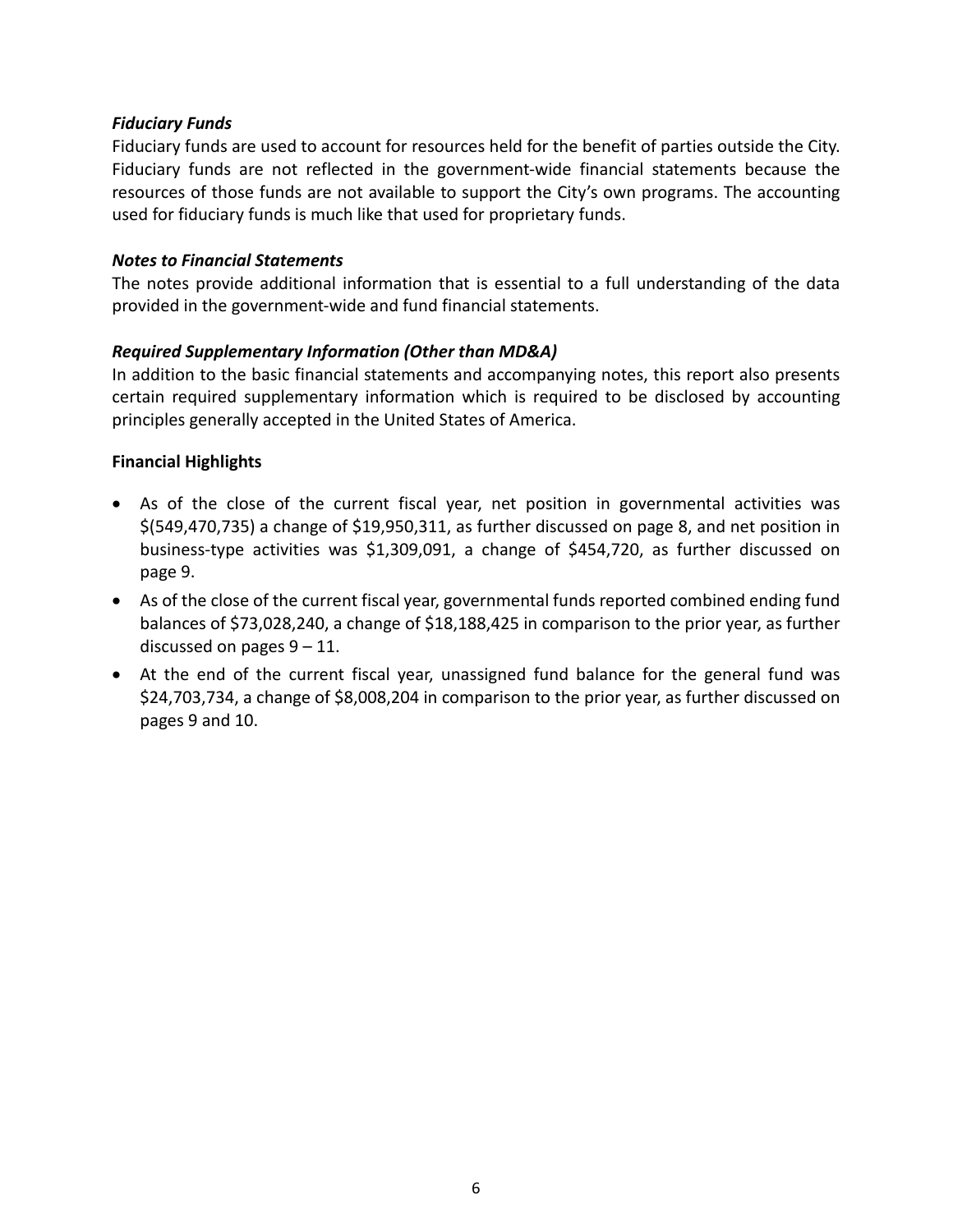### *Fiduciary Funds*

Fiduciary funds are used to account for resources held for the benefit of parties outside the City. Fiduciary funds are not reflected in the government-wide financial statements because the resources of those funds are not available to support the City's own programs. The accounting used for fiduciary funds is much like that used for proprietary funds.

### *Notes to Financial Statements*

The notes provide additional information that is essential to a full understanding of the data provided in the government-wide and fund financial statements.

### *Required Supplementary Information (Other than MD&A)*

In addition to the basic financial statements and accompanying notes, this report also presents certain required supplementary information which is required to be disclosed by accounting principles generally accepted in the United States of America.

## Financial Highlights

- As of the close of the current fiscal year, net position in governmental activities was $(549,470,735) a change of $19,950,311, as further discussed on page 8, and net position in business-type activities was $1,309,091, a change of $454,720, as further discussed on page 9.
- As of the close of the current fiscal year, governmental funds reported combined ending fund balances of $73,028,240, a change of $18,188,425 in comparison to the prior year, as further discussed on pages 9 – 11.
- At the end of the current fiscal year, unassigned fund balance for the general fund was $24,703,734, a change of $8,008,204 in comparison to the prior year, as further discussed on pages 9 and 10.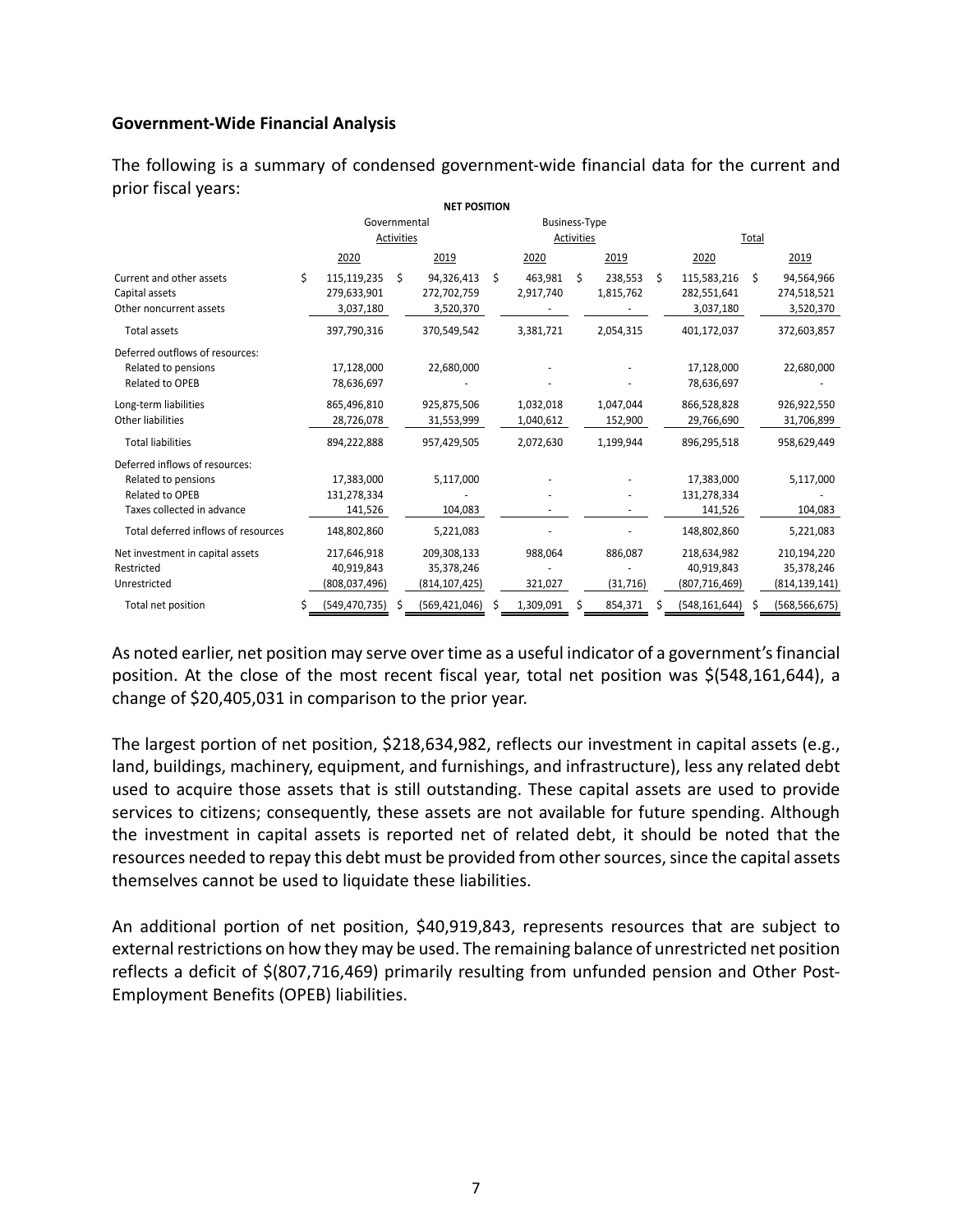### Government-Wide Financial Analysis

The following is a summary of condensed government-wide financial data for the current and prior fiscal years:

**NET POSITION**

| | Governmental Activities | | Business-Type Activities | | Total | |
|---|---|---|---|---|---|---|
| | 2020 | 2019 | 2020 | 2019 | 2020 | 2019 |
| Current and other assets | $ 115,119,235 | $ 94,326,413 | $ 463,981 | $ 238,553 | $ 115,583,216 | $ 94,564,966 |
| Capital assets | 279,633,901 | 272,702,759 | 2,917,740 | 1,815,762 | 282,551,641 | 274,518,521 |
| Other noncurrent assets | 3,037,180 | 3,520,370 | - | - | 3,037,180 | 3,520,370 |
| Total assets | 397,790,316 | 370,549,542 | 3,381,721 | 2,054,315 | 401,172,037 | 372,603,857 |
| Deferred outflows of resources: | | | | | | |
| Related to pensions | 17,128,000 | 22,680,000 | - | - | 17,128,000 | 22,680,000 |
| Related to OPEB | 78,636,697 | - | - | - | 78,636,697 | - |
| Long-term liabilities | 865,496,810 | 925,875,506 | 1,032,018 | 1,047,044 | 866,528,828 | 926,922,550 |
| Other liabilities | 28,726,078 | 31,553,999 | 1,040,612 | 152,900 | 29,766,690 | 31,706,899 |
| Total liabilities | 894,222,888 | 957,429,505 | 2,072,630 | 1,199,944 | 896,295,518 | 958,629,449 |
| Deferred inflows of resources: | | | | | | |
| Related to pensions | 17,383,000 | 5,117,000 | - | - | 17,383,000 | 5,117,000 |
| Related to OPEB | 131,278,334 | - | - | - | 131,278,334 | - |
| Taxes collected in advance | 141,526 | 104,083 | - | - | 141,526 | 104,083 |
| Total deferred inflows of resources | 148,802,860 | 5,221,083 | - | - | 148,802,860 | 5,221,083 |
| Net investment in capital assets | 217,646,918 | 209,308,133 | 988,064 | 886,087 | 218,634,982 | 210,194,220 |
| Restricted | 40,919,843 | 35,378,246 | - | - | 40,919,843 | 35,378,246 |
| Unrestricted | (808,037,496) | (814,107,425) | 321,027 | (31,716) | (807,716,469) | (814,139,141) |
| Total net position | $ (549,470,735) | $ (569,421,046) | $ 1,309,091 | $ 854,371 | $ (548,161,644) | $ (568,566,675) |

As noted earlier, net position may serve over time as a useful indicator of a government's financial position. At the close of the most recent fiscal year, total net position was $(548,161,644), a change of $20,405,031 in comparison to the prior year.

The largest portion of net position, $218,634,982, reflects our investment in capital assets (e.g., land, buildings, machinery, equipment, and furnishings, and infrastructure), less any related debt used to acquire those assets that is still outstanding. These capital assets are used to provide services to citizens; consequently, these assets are not available for future spending. Although the investment in capital assets is reported net of related debt, it should be noted that the resources needed to repay this debt must be provided from other sources, since the capital assets themselves cannot be used to liquidate these liabilities.

An additional portion of net position, $40,919,843, represents resources that are subject to external restrictions on how they may be used. The remaining balance of unrestricted net position reflects a deficit of $(807,716,469) primarily resulting from unfunded pension and Other Post-Employment Benefits (OPEB) liabilities.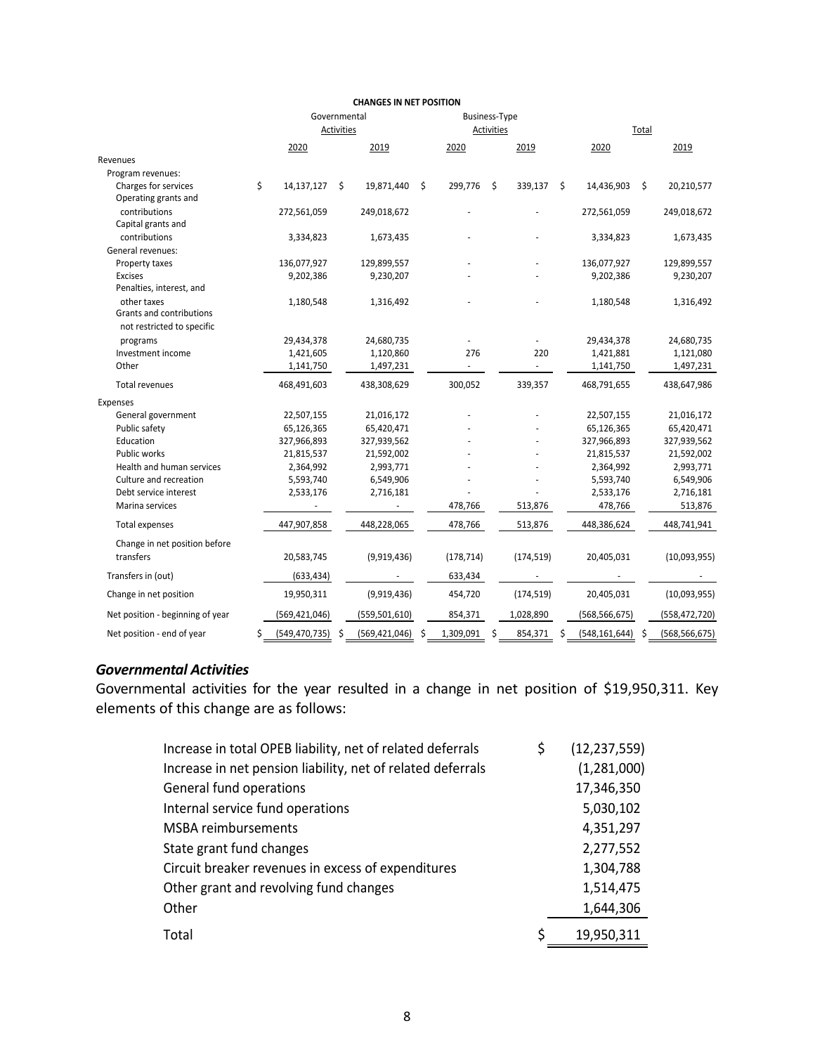**CHANGES IN NET POSITION**

| | Governmental Activities | | Business-Type Activities | | Total | |
|---|---|---|---|---|---|---|
| | 2020 | 2019 | 2020 | 2019 | 2020 | 2019 |
| Revenues | | | | | | |
| Program revenues: | | | | | | |
| Charges for services | $ 14,137,127 | $ 19,871,440 | $ 299,776 | $ 339,137 | $ 14,436,903 | $ 20,210,577 |
| Operating grants and contributions | 272,561,059 | 249,018,672 | - | - | 272,561,059 | 249,018,672 |
| Capital grants and contributions | 3,334,823 | 1,673,435 | - | - | 3,334,823 | 1,673,435 |
| General revenues: | | | | | | |
| Property taxes | 136,077,927 | 129,899,557 | - | - | 136,077,927 | 129,899,557 |
| Excises | 9,202,386 | 9,230,207 | - | - | 9,202,386 | 9,230,207 |
| Penalties, interest, and other taxes | 1,180,548 | 1,316,492 | - | - | 1,180,548 | 1,316,492 |
| Grants and contributions not restricted to specific programs | 29,434,378 | 24,680,735 | - | - | 29,434,378 | 24,680,735 |
| Investment income | 1,421,605 | 1,120,860 | 276 | 220 | 1,421,881 | 1,121,080 |
| Other | 1,141,750 | 1,497,231 | - | - | 1,141,750 | 1,497,231 |
| Total revenues | 468,491,603 | 438,308,629 | 300,052 | 339,357 | 468,791,655 | 438,647,986 |
| Expenses | | | | | | |
| General government | 22,507,155 | 21,016,172 | - | - | 22,507,155 | 21,016,172 |
| Public safety | 65,126,365 | 65,420,471 | - | - | 65,126,365 | 65,420,471 |
| Education | 327,966,893 | 327,939,562 | - | - | 327,966,893 | 327,939,562 |
| Public works | 21,815,537 | 21,592,002 | - | - | 21,815,537 | 21,592,002 |
| Health and human services | 2,364,992 | 2,993,771 | - | - | 2,364,992 | 2,993,771 |
| Culture and recreation | 5,593,740 | 6,549,906 | - | - | 5,593,740 | 6,549,906 |
| Debt service interest | 2,533,176 | 2,716,181 | - | - | 2,533,176 | 2,716,181 |
| Marina services | - | - | 478,766 | 513,876 | 478,766 | 513,876 |
| Total expenses | 447,907,858 | 448,228,065 | 478,766 | 513,876 | 448,386,624 | 448,741,941 |
| Change in net position before transfers | 20,583,745 | (9,919,436) | (178,714) | (174,519) | 20,405,031 | (10,093,955) |
| Transfers in (out) | (633,434) | - | 633,434 | - | - | - |
| Change in net position | 19,950,311 | (9,919,436) | 454,720 | (174,519) | 20,405,031 | (10,093,955) |
| Net position - beginning of year | (569,421,046) | (559,501,610) | 854,371 | 1,028,890 | (568,566,675) | (558,472,720) |
| Net position - end of year | $ (549,470,735) | $ (569,421,046) | $ 1,309,091 | $ 854,371 | $ (548,161,644) | $ (568,566,675) |

### *Governmental Activities*

Governmental activities for the year resulted in a change in net position of $19,950,311. Key elements of this change are as follows:

| | |
|---|---|
| Increase in total OPEB liability, net of related deferrals | $ (12,237,559) |
| Increase in net pension liability, net of related deferrals | (1,281,000) |
| General fund operations | 17,346,350 |
| Internal service fund operations | 5,030,102 |
| MSBA reimbursements | 4,351,297 |
| State grant fund changes | 2,277,552 |
| Circuit breaker revenues in excess of expenditures | 1,304,788 |
| Other grant and revolving fund changes | 1,514,475 |
| Other | 1,644,306 |
| Total | $ 19,950,311 |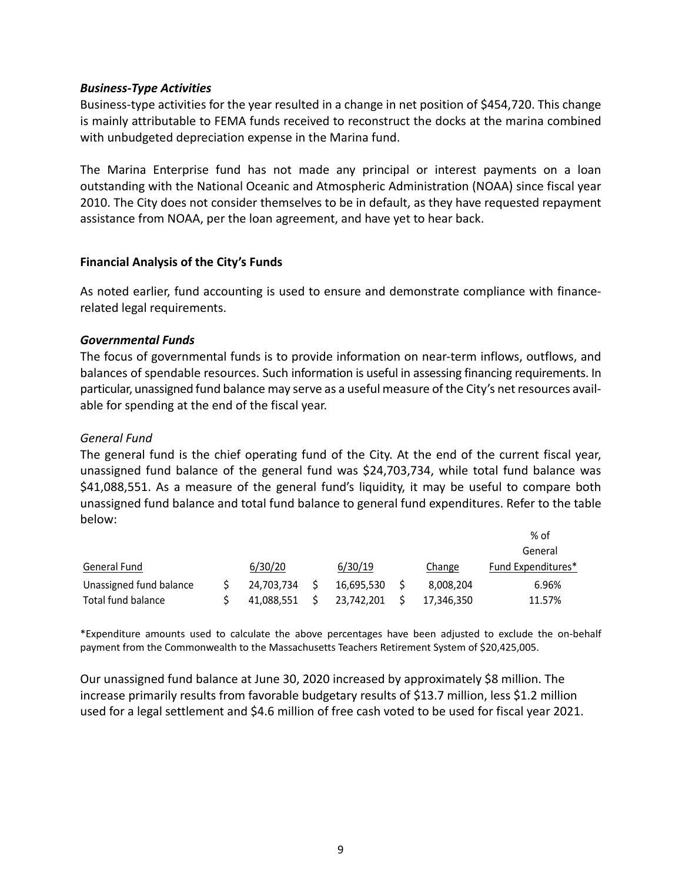### *Business-Type Activities*

Business-type activities for the year resulted in a change in net position of $454,720. This change is mainly attributable to FEMA funds received to reconstruct the docks at the marina combined with unbudgeted depreciation expense in the Marina fund.

The Marina Enterprise fund has not made any principal or interest payments on a loan outstanding with the National Oceanic and Atmospheric Administration (NOAA) since fiscal year 2010. The City does not consider themselves to be in default, as they have requested repayment assistance from NOAA, per the loan agreement, and have yet to hear back.

## Financial Analysis of the City's Funds

As noted earlier, fund accounting is used to ensure and demonstrate compliance with finance-related legal requirements.

### *Governmental Funds*

The focus of governmental funds is to provide information on near-term inflows, outflows, and balances of spendable resources. Such information is useful in assessing financing requirements. In particular, unassigned fund balance may serve as a useful measure of the City's net resources available for spending at the end of the fiscal year.

*General Fund*

The general fund is the chief operating fund of the City. At the end of the current fiscal year, unassigned fund balance of the general fund was $24,703,734, while total fund balance was $41,088,551. As a measure of the general fund's liquidity, it may be useful to compare both unassigned fund balance and total fund balance to general fund expenditures. Refer to the table below:

| General Fund | 6/30/20 | 6/30/19 | Change | % of General Fund Expenditures* |
|---|---|---|---|---|
| Unassigned fund balance | $ 24,703,734 | $ 16,695,530 | $ 8,008,204 | 6.96% |
| Total fund balance | $ 41,088,551 | $ 23,742,201 | $ 17,346,350 | 11.57% |

*Expenditure amounts used to calculate the above percentages have been adjusted to exclude the on-behalf payment from the Commonwealth to the Massachusetts Teachers Retirement System of $20,425,005.

Our unassigned fund balance at June 30, 2020 increased by approximately $8 million. The increase primarily results from favorable budgetary results of $13.7 million, less $1.2 million used for a legal settlement and $4.6 million of free cash voted to be used for fiscal year 2021.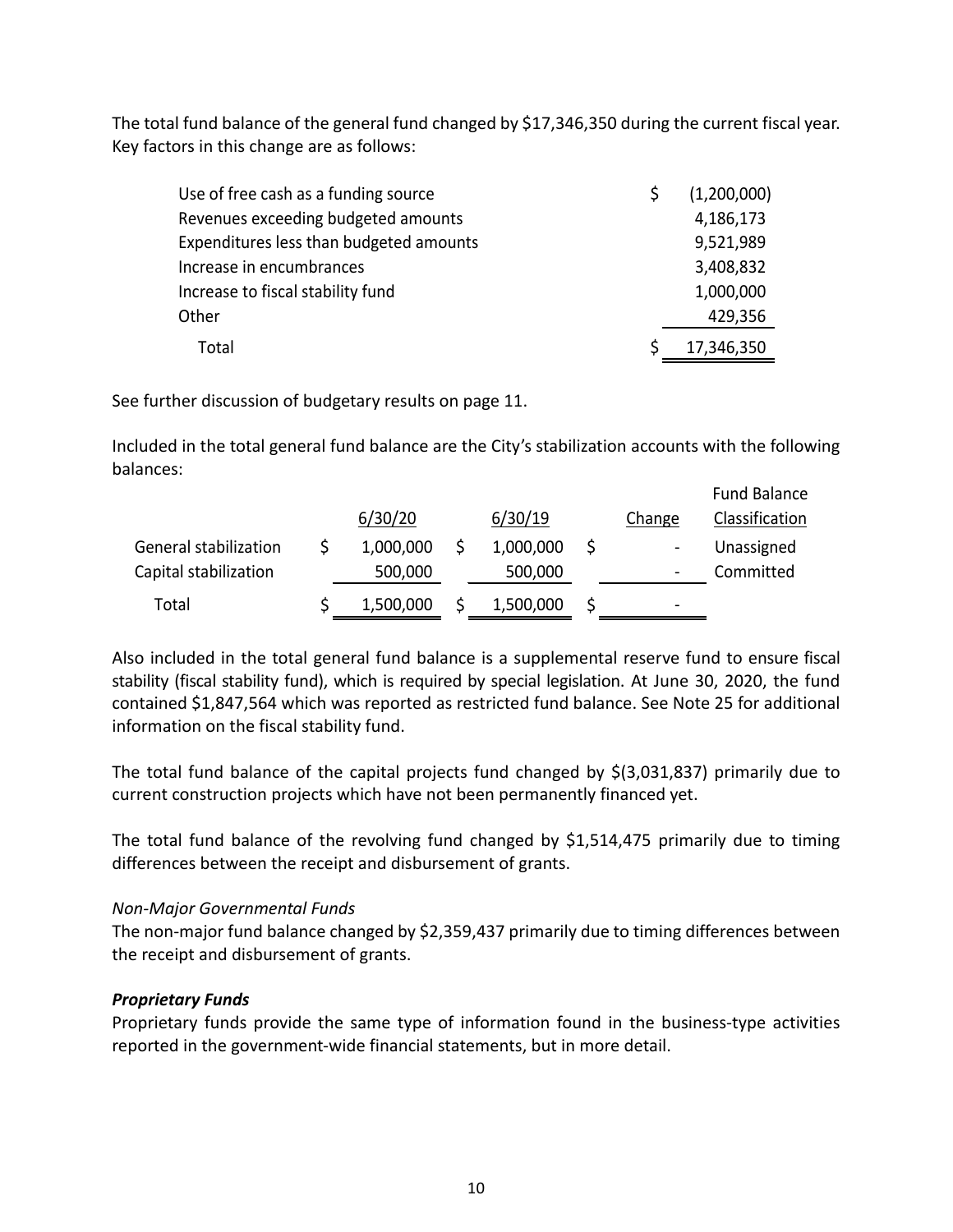The total fund balance of the general fund changed by $17,346,350 during the current fiscal year. Key factors in this change are as follows:

| | |
|---|---|
| Use of free cash as a funding source | $ (1,200,000) |
| Revenues exceeding budgeted amounts | 4,186,173 |
| Expenditures less than budgeted amounts | 9,521,989 |
| Increase in encumbrances | 3,408,832 |
| Increase to fiscal stability fund | 1,000,000 |
| Other | 429,356 |
| Total | $ 17,346,350 |

See further discussion of budgetary results on page 11.

Included in the total general fund balance are the City's stabilization accounts with the following balances:

| | 6/30/20 | 6/30/19 | Change | Fund Balance Classification |
|---|---|---|---|---|
| General stabilization | $ 1,000,000 | $ 1,000,000 | $ - | Unassigned |
| Capital stabilization | 500,000 | 500,000 | - | Committed |
| Total | $ 1,500,000 | $ 1,500,000 | $ - | |

Also included in the total general fund balance is a supplemental reserve fund to ensure fiscal stability (fiscal stability fund), which is required by special legislation. At June 30, 2020, the fund contained $1,847,564 which was reported as restricted fund balance. See Note 25 for additional information on the fiscal stability fund.

The total fund balance of the capital projects fund changed by $(3,031,837) primarily due to current construction projects which have not been permanently financed yet.

The total fund balance of the revolving fund changed by $1,514,475 primarily due to timing differences between the receipt and disbursement of grants.

*Non-Major Governmental Funds*

The non-major fund balance changed by $2,359,437 primarily due to timing differences between the receipt and disbursement of grants.

***Proprietary Funds***

Proprietary funds provide the same type of information found in the business-type activities reported in the government-wide financial statements, but in more detail.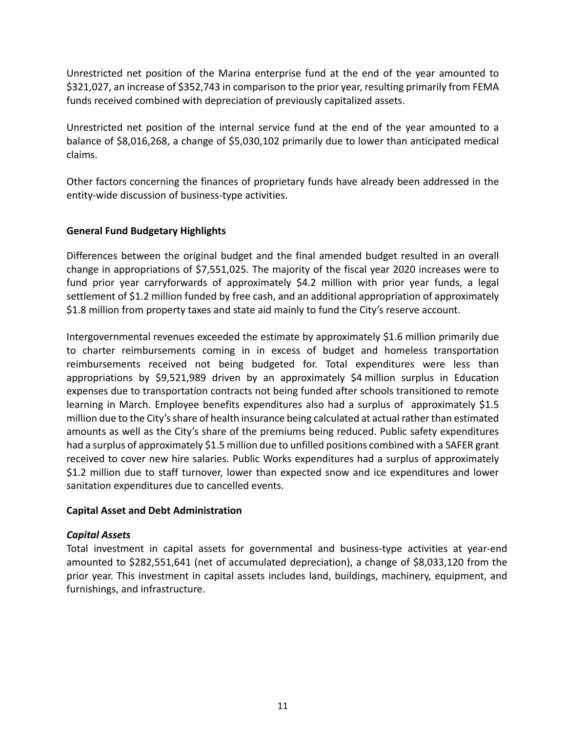Unrestricted net position of the Marina enterprise fund at the end of the year amounted to $321,027, an increase of $352,743 in comparison to the prior year, resulting primarily from FEMA funds received combined with depreciation of previously capitalized assets.

Unrestricted net position of the internal service fund at the end of the year amounted to a balance of $8,016,268, a change of $5,030,102 primarily due to lower than anticipated medical claims.

Other factors concerning the finances of proprietary funds have already been addressed in the entity-wide discussion of business-type activities.

**General Fund Budgetary Highlights**

Differences between the original budget and the final amended budget resulted in an overall change in appropriations of $7,551,025. The majority of the fiscal year 2020 increases were to fund prior year carryforwards of approximately $4.2 million with prior year funds, a legal settlement of $1.2 million funded by free cash, and an additional appropriation of approximately $1.8 million from property taxes and state aid mainly to fund the City's reserve account.

Intergovernmental revenues exceeded the estimate by approximately $1.6 million primarily due to charter reimbursements coming in in excess of budget and homeless transportation reimbursements received not being budgeted for. Total expenditures were less than appropriations by $9,521,989 driven by an approximately $4 million surplus in Education expenses due to transportation contracts not being funded after schools transitioned to remote learning in March. Employee benefits expenditures also had a surplus of approximately $1.5 million due to the City's share of health insurance being calculated at actual rather than estimated amounts as well as the City's share of the premiums being reduced. Public safety expenditures had a surplus of approximately $1.5 million due to unfilled positions combined with a SAFER grant received to cover new hire salaries. Public Works expenditures had a surplus of approximately $1.2 million due to staff turnover, lower than expected snow and ice expenditures and lower sanitation expenditures due to cancelled events.

**Capital Asset and Debt Administration**

***Capital Assets***

Total investment in capital assets for governmental and business-type activities at year-end amounted to $282,551,641 (net of accumulated depreciation), a change of $8,033,120 from the prior year. This investment in capital assets includes land, buildings, machinery, equipment, and furnishings, and infrastructure.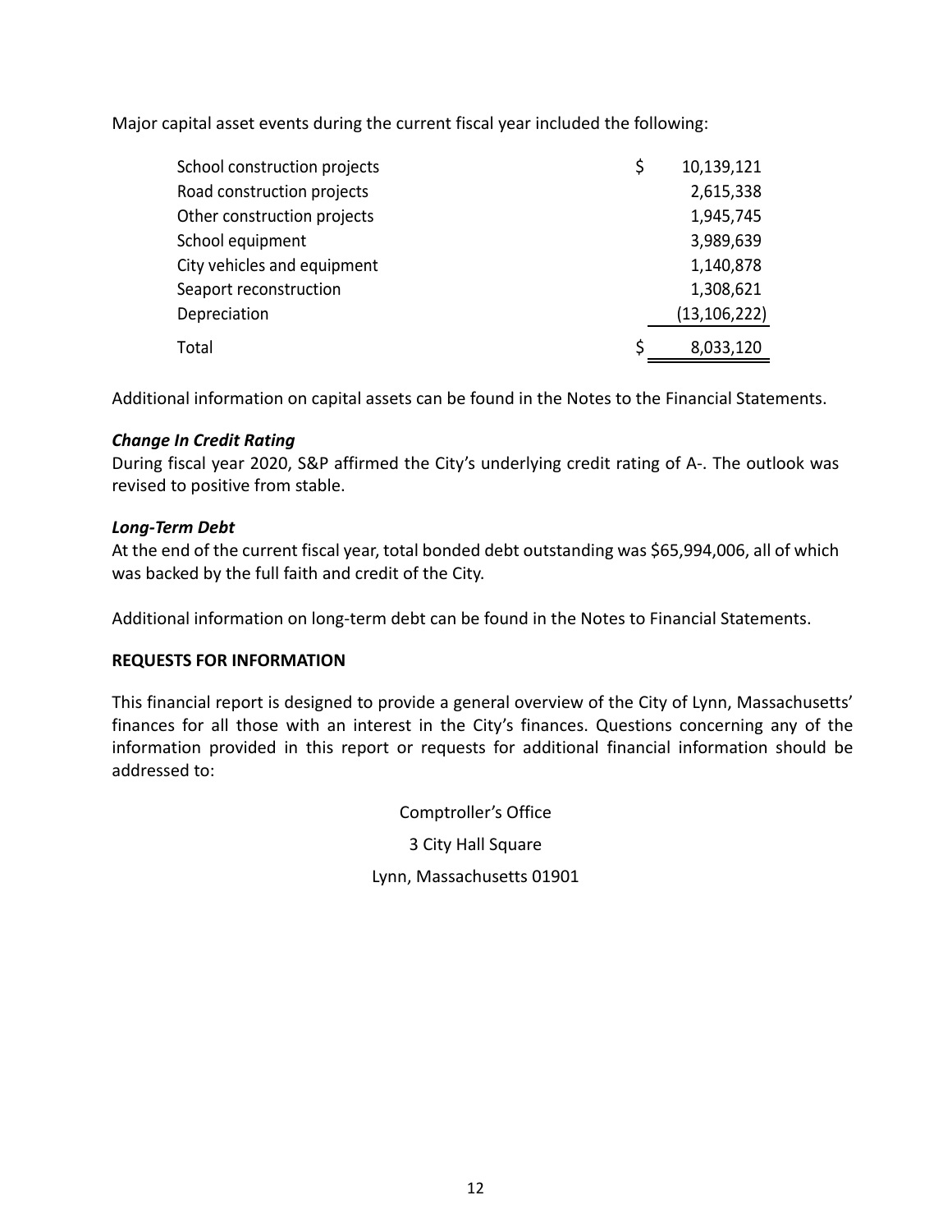Major capital asset events during the current fiscal year included the following:

| | |
|---|---|
| School construction projects | $ 10,139,121 |
| Road construction projects | 2,615,338 |
| Other construction projects | 1,945,745 |
| School equipment | 3,989,639 |
| City vehicles and equipment | 1,140,878 |
| Seaport reconstruction | 1,308,621 |
| Depreciation | (13,106,222) |
| Total | $ 8,033,120 |

Additional information on capital assets can be found in the Notes to the Financial Statements.

***Change In Credit Rating***

During fiscal year 2020, S&P affirmed the City's underlying credit rating of A-. The outlook was revised to positive from stable.

***Long-Term Debt***

At the end of the current fiscal year, total bonded debt outstanding was $65,994,006, all of which was backed by the full faith and credit of the City.

Additional information on long-term debt can be found in the Notes to Financial Statements.

**REQUESTS FOR INFORMATION**

This financial report is designed to provide a general overview of the City of Lynn, Massachusetts' finances for all those with an interest in the City's finances. Questions concerning any of the information provided in this report or requests for additional financial information should be addressed to:

Comptroller's Office

3 City Hall Square

Lynn, Massachusetts 01901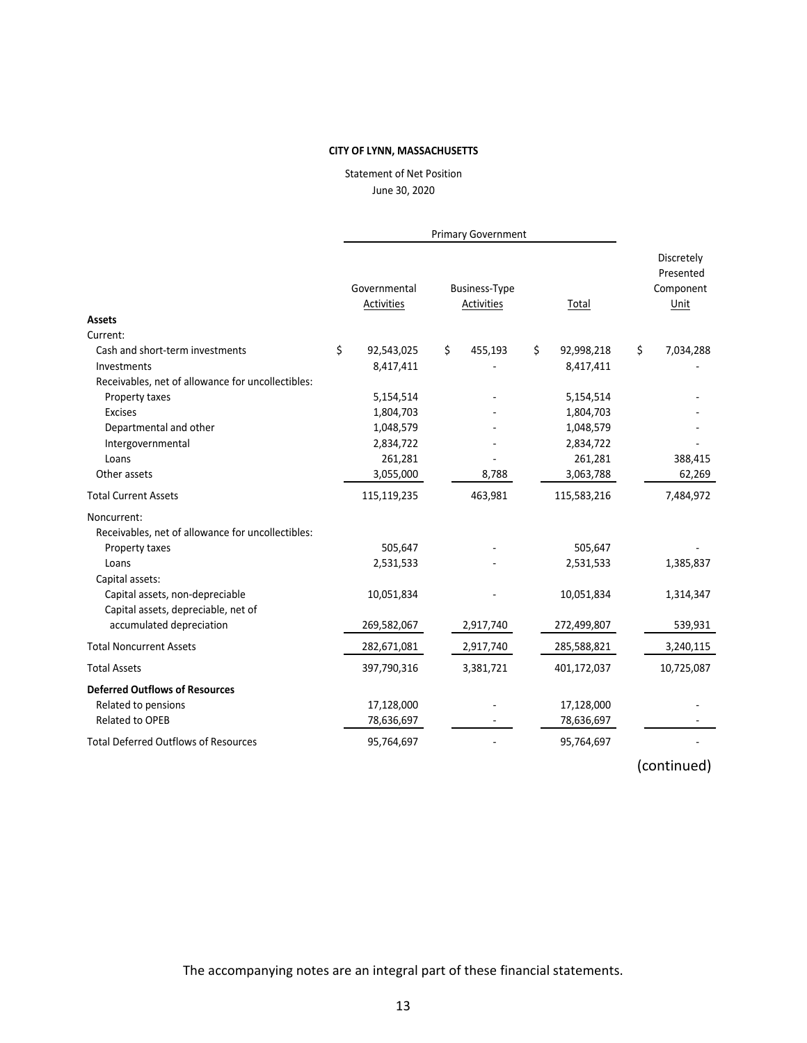**CITY OF LYNN, MASSACHUSETTS**

Statement of Net Position

June 30, 2020

| | Primary Government | | | |
|---|---|---|---|---|
| | Governmental Activities | Business-Type Activities | Total | Discretely Presented Component Unit |
| **Assets** | | | | |
| Current: | | | | |
| Cash and short-term investments | $ 92,543,025 | $ 455,193 | $ 92,998,218 | $ 7,034,288 |
| Investments | 8,417,411 | - | 8,417,411 | - |
| Receivables, net of allowance for uncollectibles: | | | | |
| Property taxes | 5,154,514 | - | 5,154,514 | - |
| Excises | 1,804,703 | - | 1,804,703 | - |
| Departmental and other | 1,048,579 | - | 1,048,579 | - |
| Intergovernmental | 2,834,722 | - | 2,834,722 | - |
| Loans | 261,281 | - | 261,281 | 388,415 |
| Other assets | 3,055,000 | 8,788 | 3,063,788 | 62,269 |
| Total Current Assets | 115,119,235 | 463,981 | 115,583,216 | 7,484,972 |
| Noncurrent: | | | | |
| Receivables, net of allowance for uncollectibles: | | | | |
| Property taxes | 505,647 | - | 505,647 | - |
| Loans | 2,531,533 | - | 2,531,533 | 1,385,837 |
| Capital assets: | | | | |
| Capital assets, non-depreciable | 10,051,834 | - | 10,051,834 | 1,314,347 |
| Capital assets, depreciable, net of accumulated depreciation | 269,582,067 | 2,917,740 | 272,499,807 | 539,931 |
| Total Noncurrent Assets | 282,671,081 | 2,917,740 | 285,588,821 | 3,240,115 |
| Total Assets | 397,790,316 | 3,381,721 | 401,172,037 | 10,725,087 |
| **Deferred Outflows of Resources** | | | | |
| Related to pensions | 17,128,000 | - | 17,128,000 | - |
| Related to OPEB | 78,636,697 | - | 78,636,697 | - |
| Total Deferred Outflows of Resources | 95,764,697 | - | 95,764,697 | - |

(continued)

The accompanying notes are an integral part of these financial statements.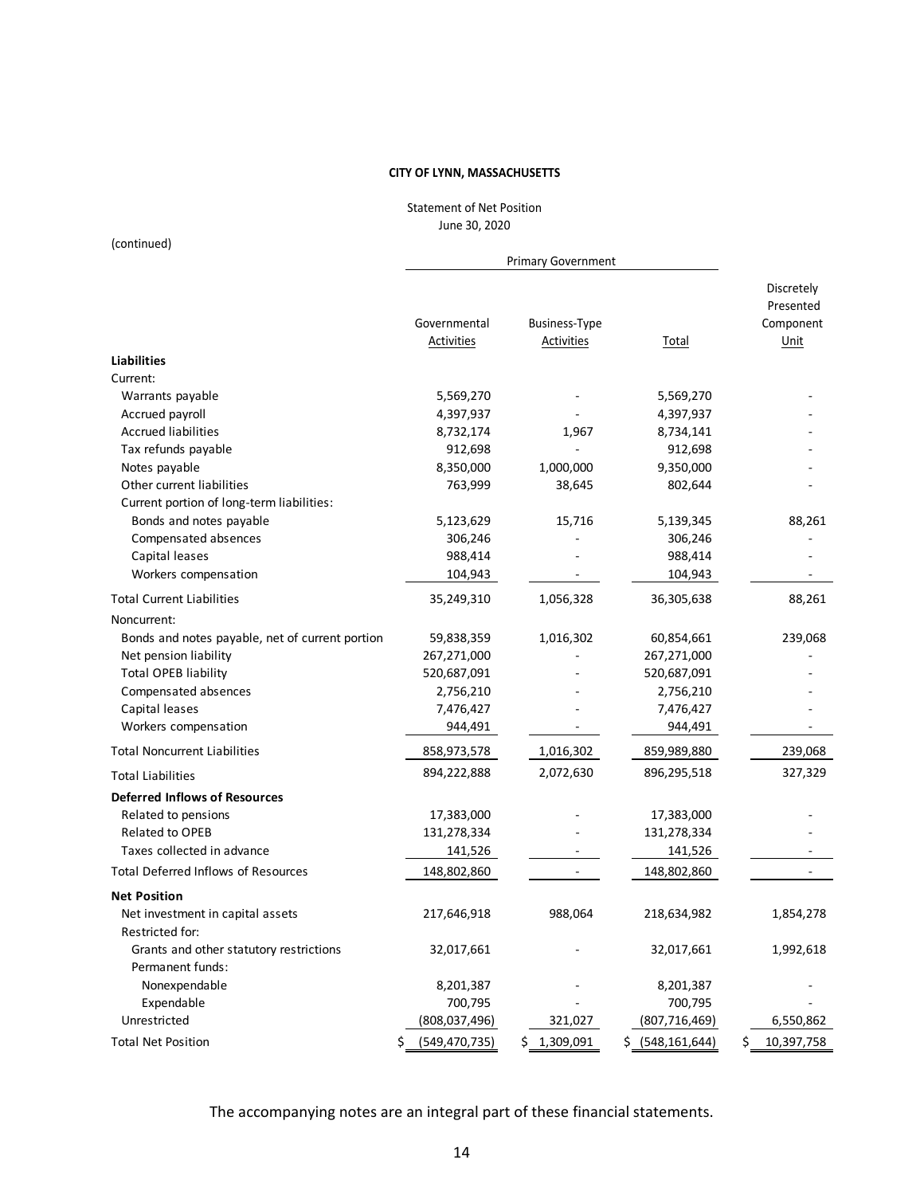**CITY OF LYNN, MASSACHUSETTS**

Statement of Net Position
June 30, 2020

(continued)

| | Primary Government | | | |
|---|---|---|---|---|
| | Governmental Activities | Business-Type Activities | Total | Discretely Presented Component Unit |
| **Liabilities** | | | | |
| Current: | | | | |
| Warrants payable | 5,569,270 | - | 5,569,270 | - |
| Accrued payroll | 4,397,937 | - | 4,397,937 | - |
| Accrued liabilities | 8,732,174 | 1,967 | 8,734,141 | - |
| Tax refunds payable | 912,698 | - | 912,698 | - |
| Notes payable | 8,350,000 | 1,000,000 | 9,350,000 | - |
| Other current liabilities | 763,999 | 38,645 | 802,644 | - |
| Current portion of long-term liabilities: | | | | |
| Bonds and notes payable | 5,123,629 | 15,716 | 5,139,345 | 88,261 |
| Compensated absences | 306,246 | - | 306,246 | - |
| Capital leases | 988,414 | - | 988,414 | - |
| Workers compensation | 104,943 | - | 104,943 | - |
| Total Current Liabilities | 35,249,310 | 1,056,328 | 36,305,638 | 88,261 |
| Noncurrent: | | | | |
| Bonds and notes payable, net of current portion | 59,838,359 | 1,016,302 | 60,854,661 | 239,068 |
| Net pension liability | 267,271,000 | - | 267,271,000 | - |
| Total OPEB liability | 520,687,091 | - | 520,687,091 | - |
| Compensated absences | 2,756,210 | - | 2,756,210 | - |
| Capital leases | 7,476,427 | - | 7,476,427 | - |
| Workers compensation | 944,491 | - | 944,491 | - |
| Total Noncurrent Liabilities | 858,973,578 | 1,016,302 | 859,989,880 | 239,068 |
| Total Liabilities | 894,222,888 | 2,072,630 | 896,295,518 | 327,329 |
| **Deferred Inflows of Resources** | | | | |
| Related to pensions | 17,383,000 | - | 17,383,000 | - |
| Related to OPEB | 131,278,334 | - | 131,278,334 | - |
| Taxes collected in advance | 141,526 | - | 141,526 | - |
| Total Deferred Inflows of Resources | 148,802,860 | - | 148,802,860 | - |
| **Net Position** | | | | |
| Net investment in capital assets | 217,646,918 | 988,064 | 218,634,982 | 1,854,278 |
| Restricted for: | | | | |
| Grants and other statutory restrictions | 32,017,661 | - | 32,017,661 | 1,992,618 |
| Permanent funds: | | | | |
| Nonexpendable | 8,201,387 | - | 8,201,387 | - |
| Expendable | 700,795 | - | 700,795 | - |
| Unrestricted | (808,037,496) | 321,027 | (807,716,469) | 6,550,862 |
| Total Net Position | $ (549,470,735) | $ 1,309,091 | $ (548,161,644) | $ 10,397,758 |

The accompanying notes are an integral part of these financial statements.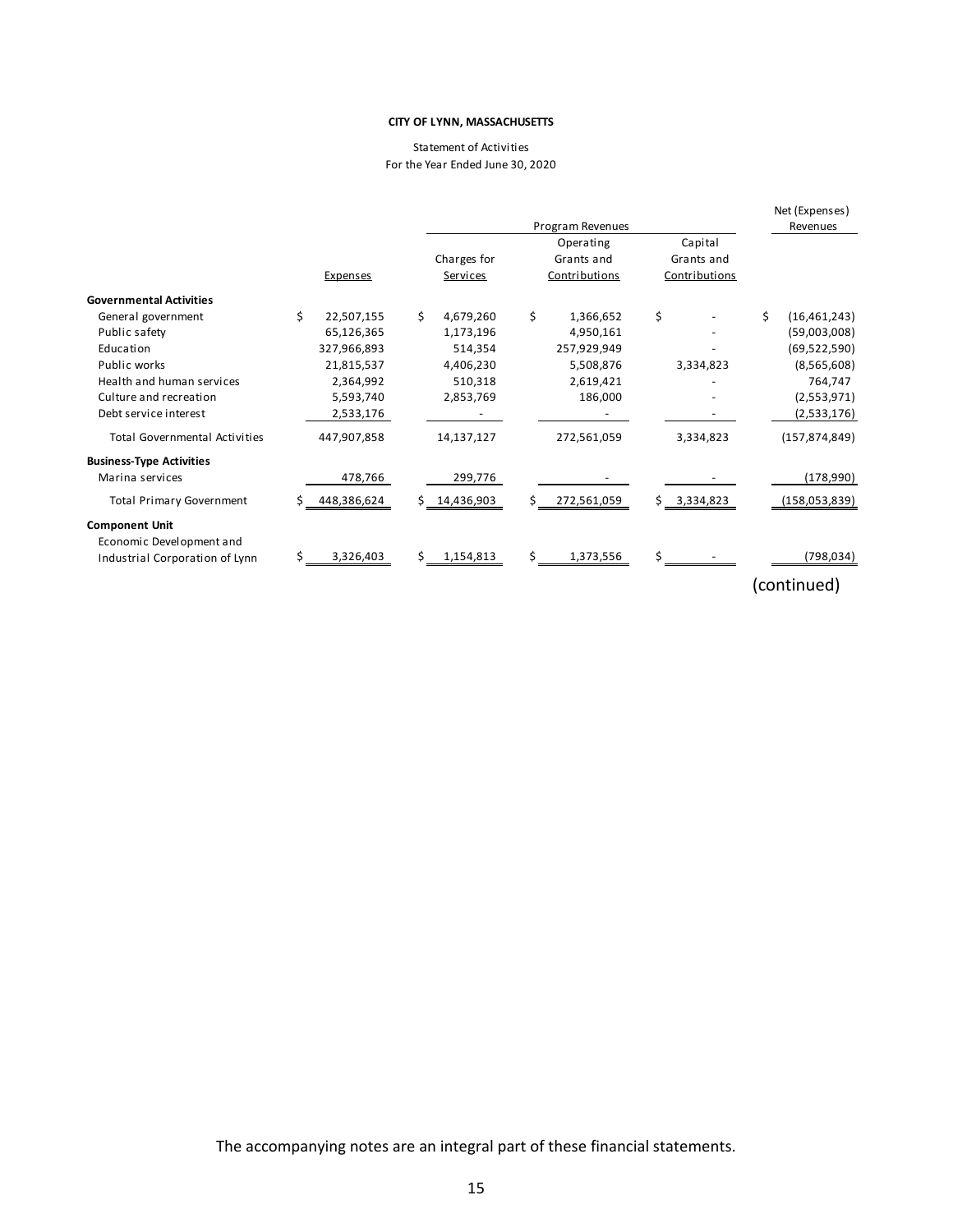**CITY OF LYNN, MASSACHUSETTS**

Statement of Activities
For the Year Ended June 30, 2020

| | Expenses | Program Revenues: Charges for Services | Program Revenues: Operating Grants and Contributions | Program Revenues: Capital Grants and Contributions | Net (Expenses) Revenues |
|---|---|---|---|---|---|
| **Governmental Activities** | | | | | |
| General government | $ 22,507,155 | $ 4,679,260 | $ 1,366,652 | $ - | $ (16,461,243) |
| Public safety | 65,126,365 | 1,173,196 | 4,950,161 | - | (59,003,008) |
| Education | 327,966,893 | 514,354 | 257,929,949 | - | (69,522,590) |
| Public works | 21,815,537 | 4,406,230 | 5,508,876 | 3,334,823 | (8,565,608) |
| Health and human services | 2,364,992 | 510,318 | 2,619,421 | - | 764,747 |
| Culture and recreation | 5,593,740 | 2,853,769 | 186,000 | - | (2,553,971) |
| Debt service interest | 2,533,176 | - | - | - | (2,533,176) |
| Total Governmental Activities | 447,907,858 | 14,137,127 | 272,561,059 | 3,334,823 | (157,874,849) |
| **Business-Type Activities** | | | | | |
| Marina services | 478,766 | 299,776 | - | - | (178,990) |
| Total Primary Government | $ 448,386,624 | $ 14,436,903 | $ 272,561,059 | $ 3,334,823 | (158,053,839) |
| **Component Unit** | | | | | |
| Economic Development and Industrial Corporation of Lynn | $ 3,326,403 | $ 1,154,813 | $ 1,373,556 | $ - | (798,034) |

(continued)

The accompanying notes are an integral part of these financial statements.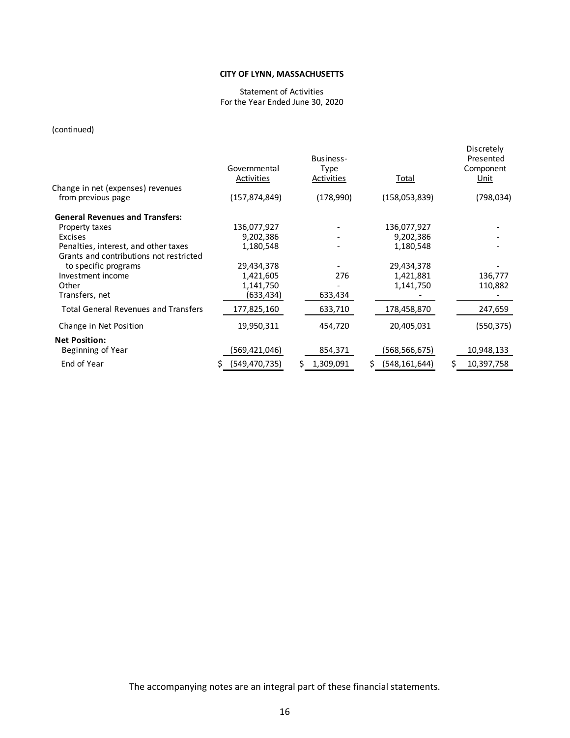**CITY OF LYNN, MASSACHUSETTS**

Statement of Activities
For the Year Ended June 30, 2020

(continued)

| | Governmental Activities | Business-Type Activities | Total | Discretely Presented Component Unit |
|---|---|---|---|---|
| Change in net (expenses) revenues from previous page | (157,874,849) | (178,990) | (158,053,839) | (798,034) |
| **General Revenues and Transfers:** | | | | |
| Property taxes | 136,077,927 | - | 136,077,927 | - |
| Excises | 9,202,386 | - | 9,202,386 | - |
| Penalties, interest, and other taxes | 1,180,548 | - | 1,180,548 | - |
| Grants and contributions not restricted to specific programs | 29,434,378 | - | 29,434,378 | - |
| Investment income | 1,421,605 | 276 | 1,421,881 | 136,777 |
| Other | 1,141,750 | - | 1,141,750 | 110,882 |
| Transfers, net | (633,434) | 633,434 | - | - |
| Total General Revenues and Transfers | 177,825,160 | 633,710 | 178,458,870 | 247,659 |
| Change in Net Position | 19,950,311 | 454,720 | 20,405,031 | (550,375) |
| **Net Position:** | | | | |
| Beginning of Year | (569,421,046) | 854,371 | (568,566,675) | 10,948,133 |
| End of Year | $ (549,470,735) | $ 1,309,091 | $ (548,161,644) | $ 10,397,758 |

The accompanying notes are an integral part of these financial statements.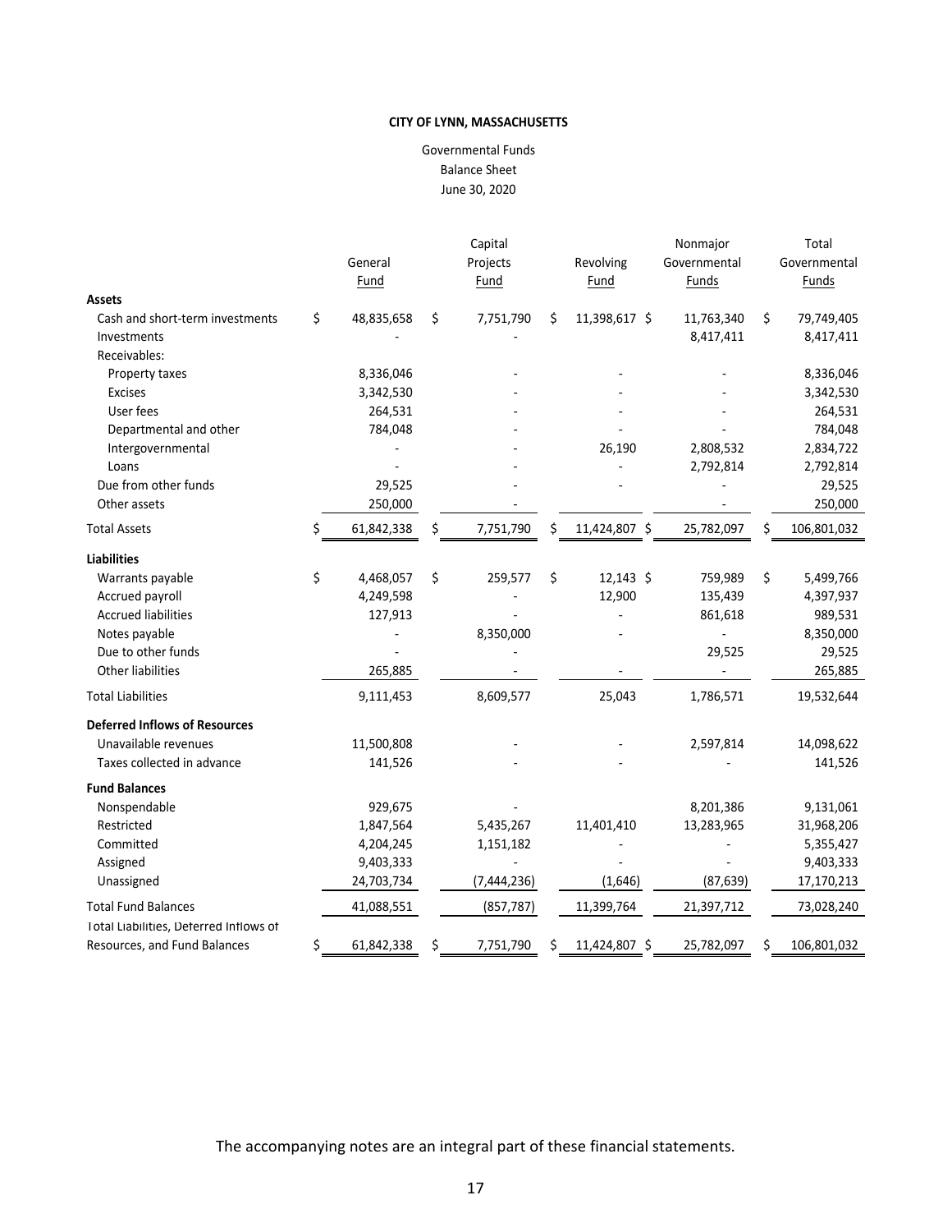**CITY OF LYNN, MASSACHUSETTS**

Governmental Funds
Balance Sheet
June 30, 2020

| | General Fund | Capital Projects Fund | Revolving Fund | Nonmajor Governmental Funds | Total Governmental Funds |
|---|---|---|---|---|---|
| **Assets** | | | | | |
| Cash and short-term investments | $ 48,835,658 | $ 7,751,790 | $ 11,398,617 | $ 11,763,340 | $ 79,749,405 |
| Investments | - | - | | 8,417,411 | 8,417,411 |
| Receivables: | | | | | |
| Property taxes | 8,336,046 | - | - | - | 8,336,046 |
| Excises | 3,342,530 | - | - | - | 3,342,530 |
| User fees | 264,531 | - | - | - | 264,531 |
| Departmental and other | 784,048 | - | - | - | 784,048 |
| Intergovernmental | - | - | 26,190 | 2,808,532 | 2,834,722 |
| Loans | - | - | - | 2,792,814 | 2,792,814 |
| Due from other funds | 29,525 | - | - | - | 29,525 |
| Other assets | 250,000 | - | | - | 250,000 |
| Total Assets | $ 61,842,338 | $ 7,751,790 | $ 11,424,807 | $ 25,782,097 | $ 106,801,032 |
| **Liabilities** | | | | | |
| Warrants payable | $ 4,468,057 | $ 259,577 | $ 12,143 | $ 759,989 | $ 5,499,766 |
| Accrued payroll | 4,249,598 | - | 12,900 | 135,439 | 4,397,937 |
| Accrued liabilities | 127,913 | - | - | 861,618 | 989,531 |
| Notes payable | - | 8,350,000 | - | - | 8,350,000 |
| Due to other funds | - | - | | 29,525 | 29,525 |
| Other liabilities | 265,885 | - | - | - | 265,885 |
| Total Liabilities | 9,111,453 | 8,609,577 | 25,043 | 1,786,571 | 19,532,644 |
| **Deferred Inflows of Resources** | | | | | |
| Unavailable revenues | 11,500,808 | - | - | 2,597,814 | 14,098,622 |
| Taxes collected in advance | 141,526 | - | - | - | 141,526 |
| **Fund Balances** | | | | | |
| Nonspendable | 929,675 | - | | 8,201,386 | 9,131,061 |
| Restricted | 1,847,564 | 5,435,267 | 11,401,410 | 13,283,965 | 31,968,206 |
| Committed | 4,204,245 | 1,151,182 | - | - | 5,355,427 |
| Assigned | 9,403,333 | - | - | - | 9,403,333 |
| Unassigned | 24,703,734 | (7,444,236) | (1,646) | (87,639) | 17,170,213 |
| Total Fund Balances | 41,088,551 | (857,787) | 11,399,764 | 21,397,712 | 73,028,240 |
| Total Liabilities, Deferred Inflows of Resources, and Fund Balances | $ 61,842,338 | $ 7,751,790 | $ 11,424,807 | $ 25,782,097 | $ 106,801,032 |

The accompanying notes are an integral part of these financial statements.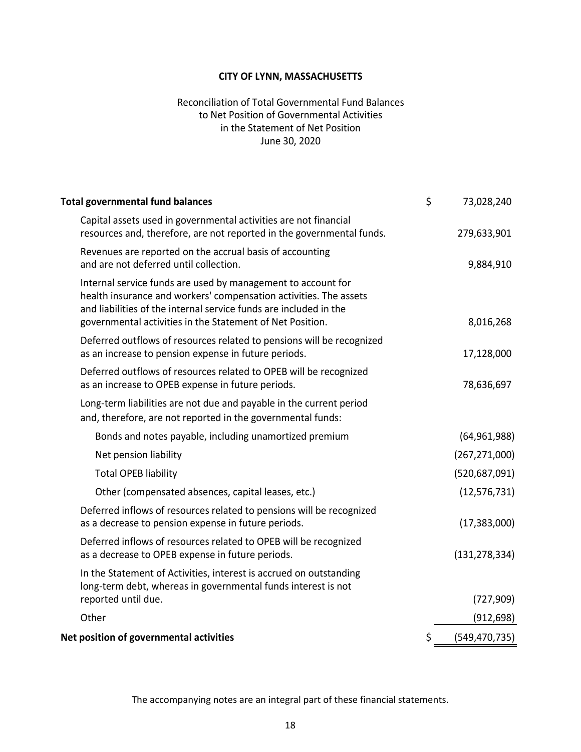# CITY OF LYNN, MASSACHUSETTS

Reconciliation of Total Governmental Fund Balances
to Net Position of Governmental Activities
in the Statement of Net Position
June 30, 2020

| | |
|---|---|
| **Total governmental fund balances** | $ 73,028,240 |
| Capital assets used in governmental activities are not financial resources and, therefore, are not reported in the governmental funds. | 279,633,901 |
| Revenues are reported on the accrual basis of accounting and are not deferred until collection. | 9,884,910 |
| Internal service funds are used by management to account for health insurance and workers' compensation activities. The assets and liabilities of the internal service funds are included in the governmental activities in the Statement of Net Position. | 8,016,268 |
| Deferred outflows of resources related to pensions will be recognized as an increase to pension expense in future periods. | 17,128,000 |
| Deferred outflows of resources related to OPEB will be recognized as an increase to OPEB expense in future periods. | 78,636,697 |
| Long-term liabilities are not due and payable in the current period and, therefore, are not reported in the governmental funds: | |
| Bonds and notes payable, including unamortized premium | (64,961,988) |
| Net pension liability | (267,271,000) |
| Total OPEB liability | (520,687,091) |
| Other (compensated absences, capital leases, etc.) | (12,576,731) |
| Deferred inflows of resources related to pensions will be recognized as a decrease to pension expense in future periods. | (17,383,000) |
| Deferred inflows of resources related to OPEB will be recognized as a decrease to OPEB expense in future periods. | (131,278,334) |
| In the Statement of Activities, interest is accrued on outstanding long-term debt, whereas in governmental funds interest is not reported until due. | (727,909) |
| Other | (912,698) |
| **Net position of governmental activities** | $ (549,470,735) |

The accompanying notes are an integral part of these financial statements.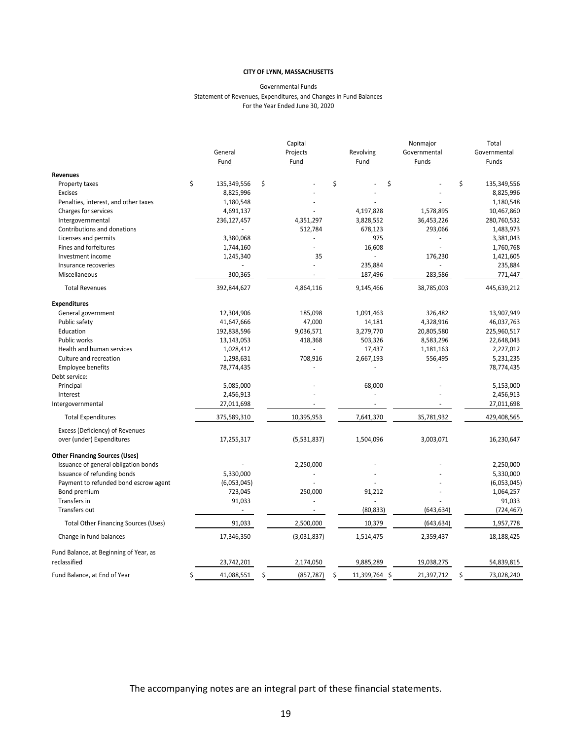**CITY OF LYNN, MASSACHUSETTS**

Governmental Funds
Statement of Revenues, Expenditures, and Changes in Fund Balances
For the Year Ended June 30, 2020

| | General Fund | Capital Projects Fund | Revolving Fund | Nonmajor Governmental Funds | Total Governmental Funds |
|---|---|---|---|---|---|
| **Revenues** | | | | | |
| Property taxes | $ 135,349,556 | $ - | $ - | $ - | $ 135,349,556 |
| Excises | 8,825,996 | - | - | - | 8,825,996 |
| Penalties, interest, and other taxes | 1,180,548 | - | - | - | 1,180,548 |
| Charges for services | 4,691,137 | - | 4,197,828 | 1,578,895 | 10,467,860 |
| Intergovernmental | 236,127,457 | 4,351,297 | 3,828,552 | 36,453,226 | 280,760,532 |
| Contributions and donations | - | 512,784 | 678,123 | 293,066 | 1,483,973 |
| Licenses and permits | 3,380,068 | - | 975 | - | 3,381,043 |
| Fines and forfeitures | 1,744,160 | - | 16,608 | - | 1,760,768 |
| Investment income | 1,245,340 | 35 | - | 176,230 | 1,421,605 |
| Insurance recoveries | - | - | 235,884 | - | 235,884 |
| Miscellaneous | 300,365 | - | 187,496 | 283,586 | 771,447 |
| Total Revenues | 392,844,627 | 4,864,116 | 9,145,466 | 38,785,003 | 445,639,212 |
| **Expenditures** | | | | | |
| General government | 12,304,906 | 185,098 | 1,091,463 | 326,482 | 13,907,949 |
| Public safety | 41,647,666 | 47,000 | 14,181 | 4,328,916 | 46,037,763 |
| Education | 192,838,596 | 9,036,571 | 3,279,770 | 20,805,580 | 225,960,517 |
| Public works | 13,143,053 | 418,368 | 503,326 | 8,583,296 | 22,648,043 |
| Health and human services | 1,028,412 | - | 17,437 | 1,181,163 | 2,227,012 |
| Culture and recreation | 1,298,631 | 708,916 | 2,667,193 | 556,495 | 5,231,235 |
| Employee benefits | 78,774,435 | - | - | - | 78,774,435 |
| Debt service: | | | | | |
| Principal | 5,085,000 | - | 68,000 | - | 5,153,000 |
| Interest | 2,456,913 | - | - | - | 2,456,913 |
| Intergovernmental | 27,011,698 | - | - | - | 27,011,698 |
| Total Expenditures | 375,589,310 | 10,395,953 | 7,641,370 | 35,781,932 | 429,408,565 |
| Excess (Deficiency) of Revenues over (under) Expenditures | 17,255,317 | (5,531,837) | 1,504,096 | 3,003,071 | 16,230,647 |
| **Other Financing Sources (Uses)** | | | | | |
| Issuance of general obligation bonds | - | 2,250,000 | - | - | 2,250,000 |
| Issuance of refunding bonds | 5,330,000 | - | - | - | 5,330,000 |
| Payment to refunded bond escrow agent | (6,053,045) | - | - | - | (6,053,045) |
| Bond premium | 723,045 | 250,000 | 91,212 | - | 1,064,257 |
| Transfers in | 91,033 | - | - | - | 91,033 |
| Transfers out | - | - | (80,833) | (643,634) | (724,467) |
| Total Other Financing Sources (Uses) | 91,033 | 2,500,000 | 10,379 | (643,634) | 1,957,778 |
| Change in fund balances | 17,346,350 | (3,031,837) | 1,514,475 | 2,359,437 | 18,188,425 |
| Fund Balance, at Beginning of Year, as reclassified | 23,742,201 | 2,174,050 | 9,885,289 | 19,038,275 | 54,839,815 |
| Fund Balance, at End of Year | $ 41,088,551 | $ (857,787) | $ 11,399,764 | $ 21,397,712 | $ 73,028,240 |

The accompanying notes are an integral part of these financial statements.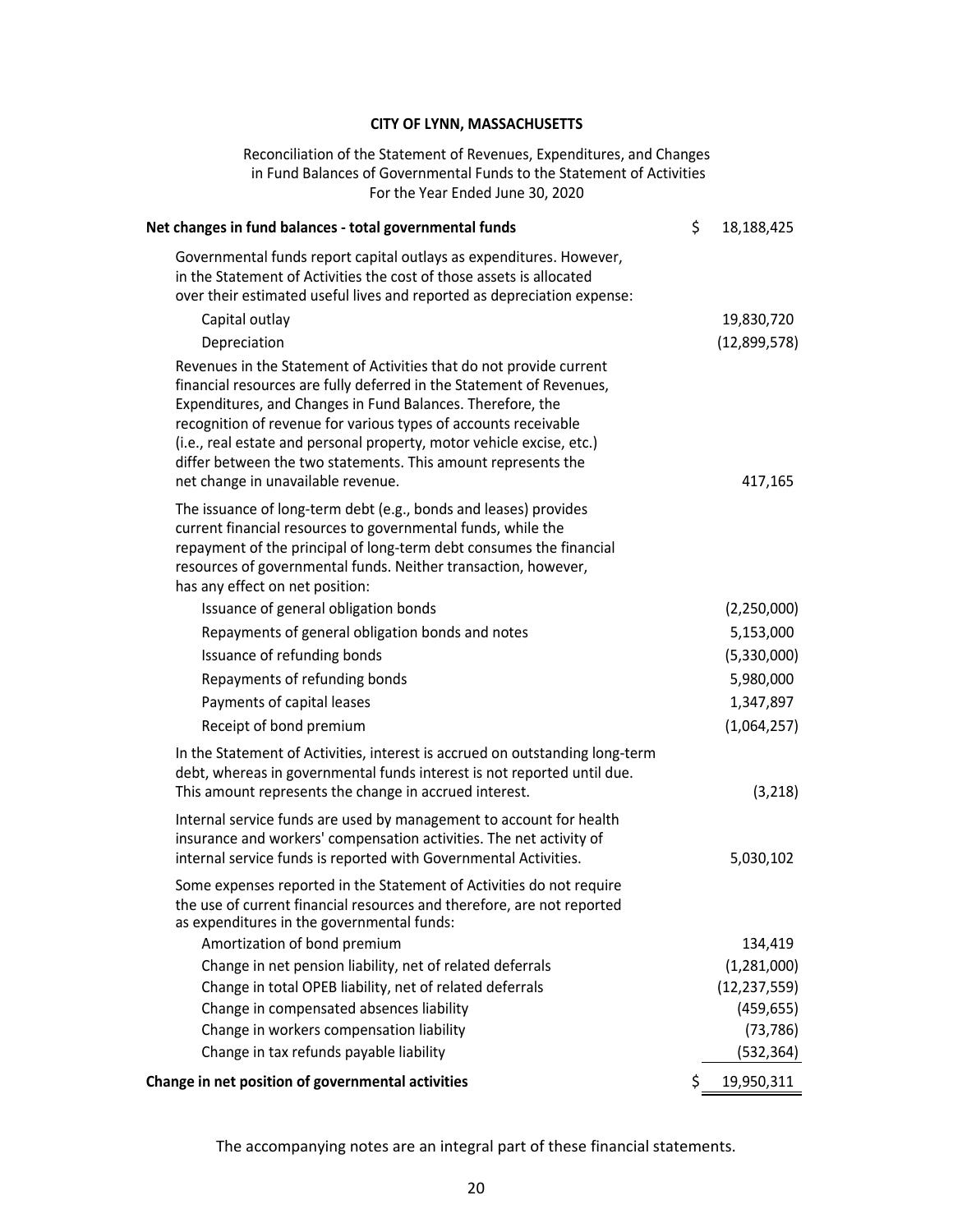# CITY OF LYNN, MASSACHUSETTS

Reconciliation of the Statement of Revenues, Expenditures, and Changes in Fund Balances of Governmental Funds to the Statement of Activities
For the Year Ended June 30, 2020

| | |
|---|---|
| **Net changes in fund balances - total governmental funds** | $ 18,188,425 |
| Governmental funds report capital outlays as expenditures. However, in the Statement of Activities the cost of those assets is allocated over their estimated useful lives and reported as depreciation expense: | |
| Capital outlay | 19,830,720 |
| Depreciation | (12,899,578) |
| Revenues in the Statement of Activities that do not provide current financial resources are fully deferred in the Statement of Revenues, Expenditures, and Changes in Fund Balances. Therefore, the recognition of revenue for various types of accounts receivable (i.e., real estate and personal property, motor vehicle excise, etc.) differ between the two statements. This amount represents the net change in unavailable revenue. | 417,165 |
| The issuance of long-term debt (e.g., bonds and leases) provides current financial resources to governmental funds, while the repayment of the principal of long-term debt consumes the financial resources of governmental funds. Neither transaction, however, has any effect on net position: | |
| Issuance of general obligation bonds | (2,250,000) |
| Repayments of general obligation bonds and notes | 5,153,000 |
| Issuance of refunding bonds | (5,330,000) |
| Repayments of refunding bonds | 5,980,000 |
| Payments of capital leases | 1,347,897 |
| Receipt of bond premium | (1,064,257) |
| In the Statement of Activities, interest is accrued on outstanding long-term debt, whereas in governmental funds interest is not reported until due. This amount represents the change in accrued interest. | (3,218) |
| Internal service funds are used by management to account for health insurance and workers' compensation activities. The net activity of internal service funds is reported with Governmental Activities. | 5,030,102 |
| Some expenses reported in the Statement of Activities do not require the use of current financial resources and therefore, are not reported as expenditures in the governmental funds: | |
| Amortization of bond premium | 134,419 |
| Change in net pension liability, net of related deferrals | (1,281,000) |
| Change in total OPEB liability, net of related deferrals | (12,237,559) |
| Change in compensated absences liability | (459,655) |
| Change in workers compensation liability | (73,786) |
| Change in tax refunds payable liability | (532,364) |
| **Change in net position of governmental activities** | $ 19,950,311 |

The accompanying notes are an integral part of these financial statements.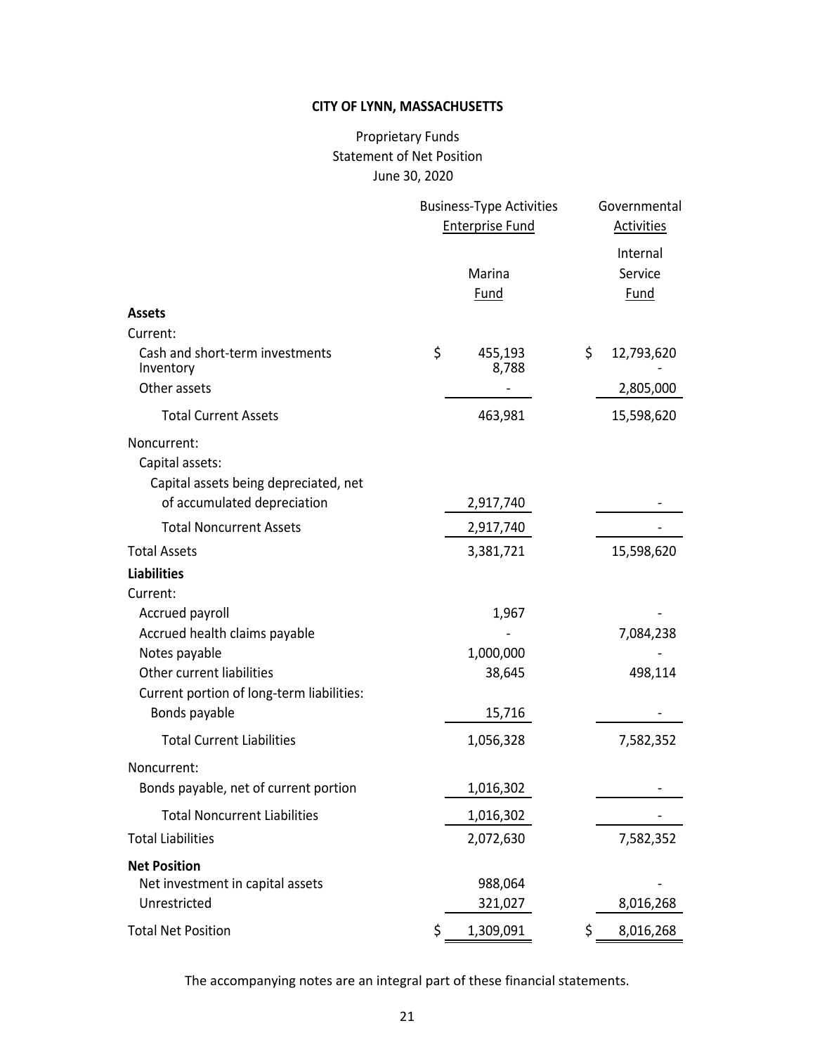**CITY OF LYNN, MASSACHUSETTS**

Proprietary Funds
Statement of Net Position
June 30, 2020

| | Business-Type Activities Enterprise Fund | Governmental Activities |
|---|---|---|
| | Marina Fund | Internal Service Fund |
| **Assets** | | |
| Current: | | |
| Cash and short-term investments | $ 455,193 | $ 12,793,620 |
| Inventory | 8,788 | - |
| Other assets | - | 2,805,000 |
| Total Current Assets | 463,981 | 15,598,620 |
| Noncurrent: | | |
| Capital assets: | | |
| Capital assets being depreciated, net of accumulated depreciation | 2,917,740 | - |
| Total Noncurrent Assets | 2,917,740 | - |
| Total Assets | 3,381,721 | 15,598,620 |
| **Liabilities** | | |
| Current: | | |
| Accrued payroll | 1,967 | - |
| Accrued health claims payable | - | 7,084,238 |
| Notes payable | 1,000,000 | - |
| Other current liabilities | 38,645 | 498,114 |
| Current portion of long-term liabilities: | | |
| Bonds payable | 15,716 | - |
| Total Current Liabilities | 1,056,328 | 7,582,352 |
| Noncurrent: | | |
| Bonds payable, net of current portion | 1,016,302 | - |
| Total Noncurrent Liabilities | 1,016,302 | - |
| Total Liabilities | 2,072,630 | 7,582,352 |
| **Net Position** | | |
| Net investment in capital assets | 988,064 | - |
| Unrestricted | 321,027 | 8,016,268 |
| Total Net Position | $ 1,309,091 | $ 8,016,268 |

The accompanying notes are an integral part of these financial statements.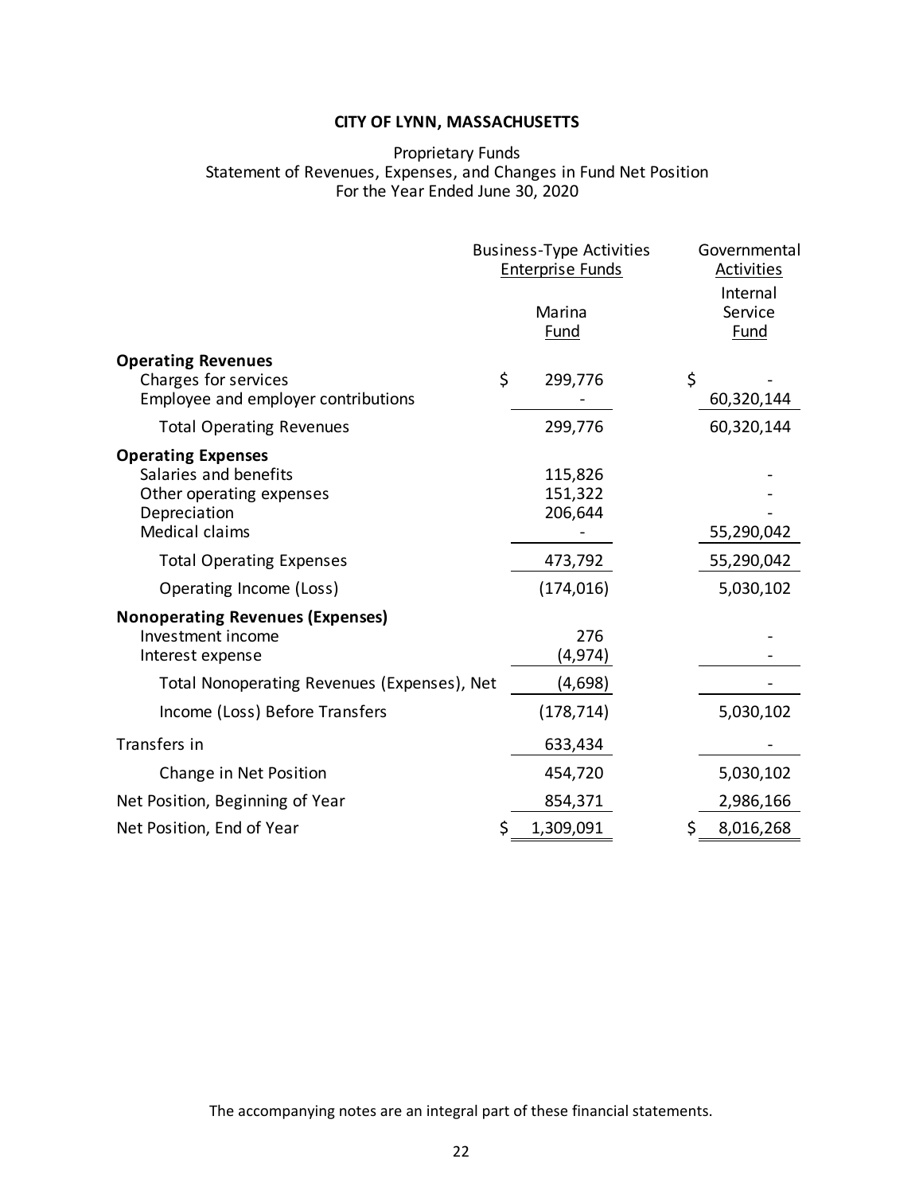# CITY OF LYNN, MASSACHUSETTS

Proprietary Funds
Statement of Revenues, Expenses, and Changes in Fund Net Position
For the Year Ended June 30, 2020

| | Business-Type Activities Enterprise Funds | Governmental Activities |
|---|---|---|
| | Marina Fund | Internal Service Fund |
| **Operating Revenues** | | |
| Charges for services | $ 299,776 | $ - |
| Employee and employer contributions | - | 60,320,144 |
| Total Operating Revenues | 299,776 | 60,320,144 |
| **Operating Expenses** | | |
| Salaries and benefits | 115,826 | - |
| Other operating expenses | 151,322 | - |
| Depreciation | 206,644 | - |
| Medical claims | - | 55,290,042 |
| Total Operating Expenses | 473,792 | 55,290,042 |
| Operating Income (Loss) | (174,016) | 5,030,102 |
| **Nonoperating Revenues (Expenses)** | | |
| Investment income | 276 | - |
| Interest expense | (4,974) | - |
| Total Nonoperating Revenues (Expenses), Net | (4,698) | - |
| Income (Loss) Before Transfers | (178,714) | 5,030,102 |
| Transfers in | 633,434 | - |
| Change in Net Position | 454,720 | 5,030,102 |
| Net Position, Beginning of Year | 854,371 | 2,986,166 |
| Net Position, End of Year | $ 1,309,091 | $ 8,016,268 |

The accompanying notes are an integral part of these financial statements.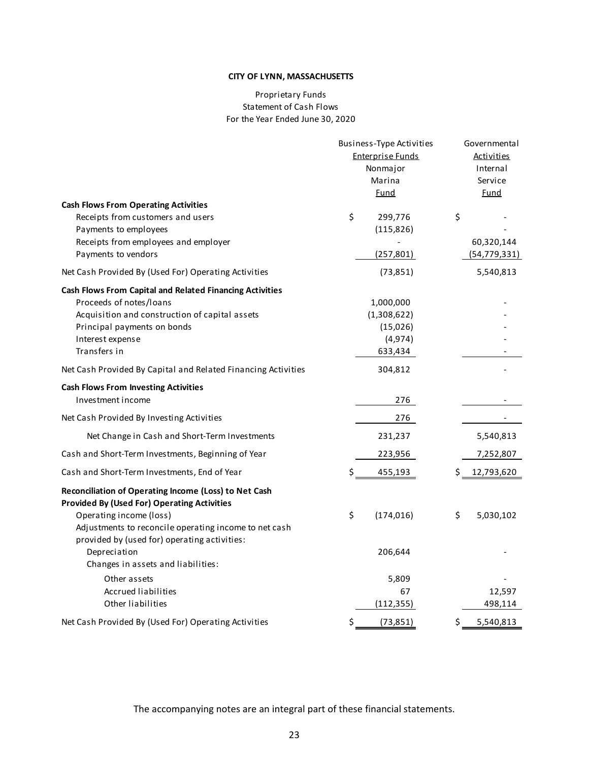**CITY OF LYNN, MASSACHUSETTS**

Proprietary Funds
Statement of Cash Flows
For the Year Ended June 30, 2020

| | Business-Type Activities Enterprise Funds Nonmajor Marina Fund | Governmental Activities Internal Service Fund |
|---|---|---|
| **Cash Flows From Operating Activities** | | |
| Receipts from customers and users | $ 299,776 | $ - |
| Payments to employees | (115,826) | - |
| Receipts from employees and employer | - | 60,320,144 |
| Payments to vendors | (257,801) | (54,779,331) |
| Net Cash Provided By (Used For) Operating Activities | (73,851) | 5,540,813 |
| **Cash Flows From Capital and Related Financing Activities** | | |
| Proceeds of notes/loans | 1,000,000 | - |
| Acquisition and construction of capital assets | (1,308,622) | - |
| Principal payments on bonds | (15,026) | - |
| Interest expense | (4,974) | - |
| Transfers in | 633,434 | - |
| Net Cash Provided By Capital and Related Financing Activities | 304,812 | - |
| **Cash Flows From Investing Activities** | | |
| Investment income | 276 | - |
| Net Cash Provided By Investing Activities | 276 | - |
| Net Change in Cash and Short-Term Investments | 231,237 | 5,540,813 |
| Cash and Short-Term Investments, Beginning of Year | 223,956 | 7,252,807 |
| Cash and Short-Term Investments, End of Year | $ 455,193 | $ 12,793,620 |
| **Reconciliation of Operating Income (Loss) to Net Cash Provided By (Used For) Operating Activities** | | |
| Operating income (loss) | $ (174,016) | $ 5,030,102 |
| Adjustments to reconcile operating income to net cash provided by (used for) operating activities: | | |
| Depreciation | 206,644 | - |
| Changes in assets and liabilities: | | |
| Other assets | 5,809 | - |
| Accrued liabilities | 67 | 12,597 |
| Other liabilities | (112,355) | 498,114 |
| Net Cash Provided By (Used For) Operating Activities | $ (73,851) | $ 5,540,813 |

The accompanying notes are an integral part of these financial statements.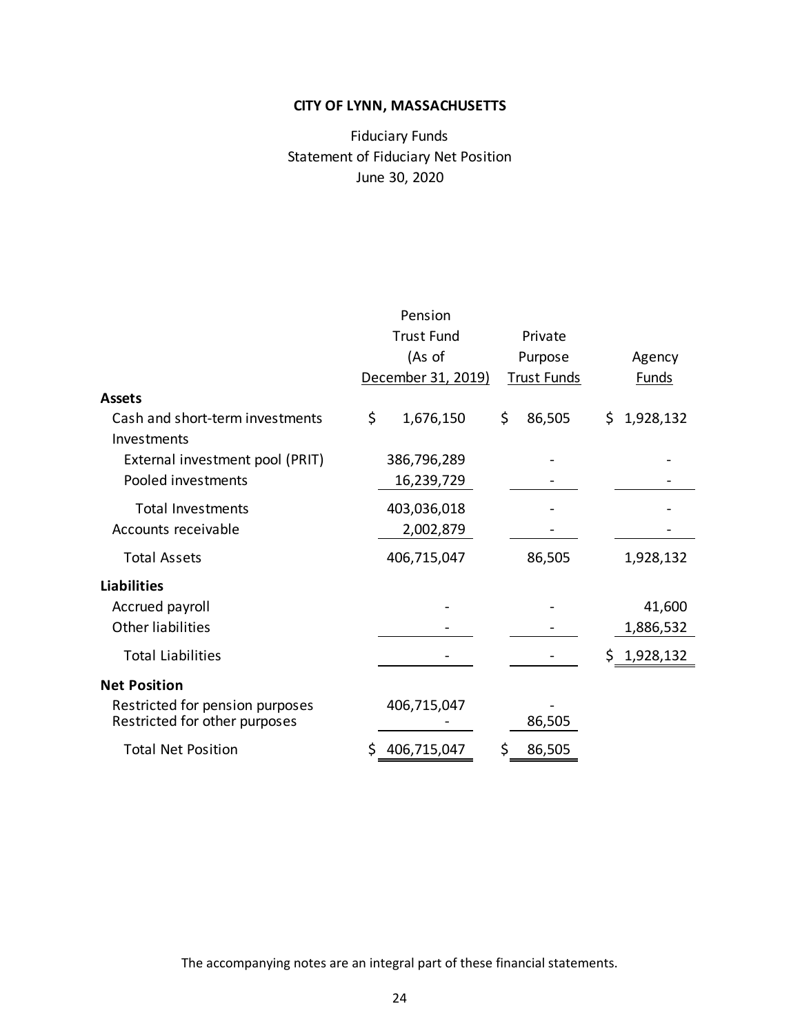**CITY OF LYNN, MASSACHUSETTS**

Fiduciary Funds
Statement of Fiduciary Net Position
June 30, 2020

| | Pension Trust Fund (As of December 31, 2019) | Private Purpose Trust Funds | Agency Funds |
|---|---|---|---|
| **Assets** | | | |
| Cash and short-term investments | $ 1,676,150 | $ 86,505 | $ 1,928,132 |
| Investments | | | |
| External investment pool (PRIT) | 386,796,289 | - | - |
| Pooled investments | 16,239,729 | - | - |
| Total Investments | 403,036,018 | - | - |
| Accounts receivable | 2,002,879 | - | - |
| Total Assets | 406,715,047 | 86,505 | 1,928,132 |
| **Liabilities** | | | |
| Accrued payroll | - | - | 41,600 |
| Other liabilities | - | - | 1,886,532 |
| Total Liabilities | - | - | $ 1,928,132 |
| **Net Position** | | | |
| Restricted for pension purposes | 406,715,047 | - | |
| Restricted for other purposes | - | 86,505 | |
| Total Net Position | $ 406,715,047 | $ 86,505 | |

The accompanying notes are an integral part of these financial statements.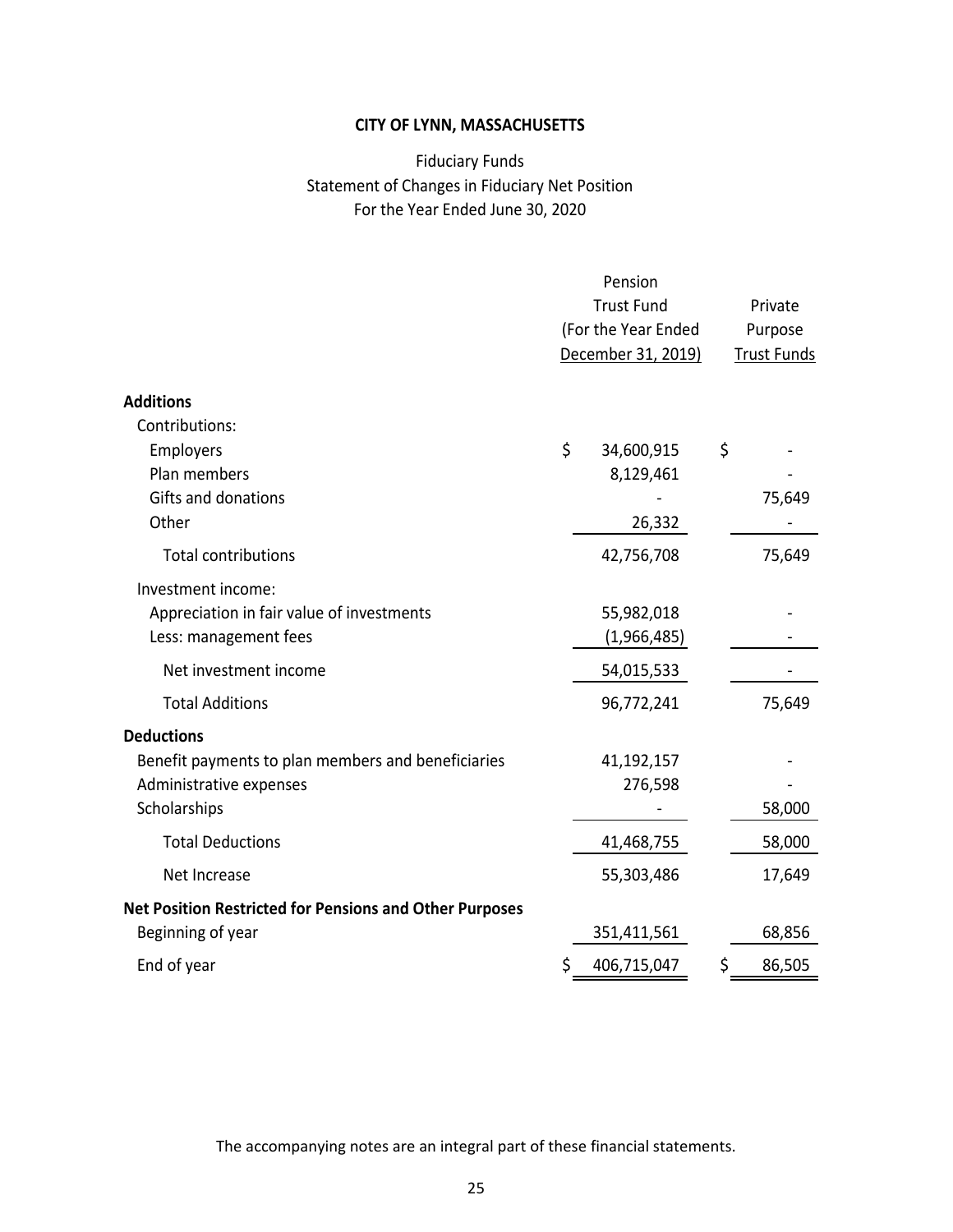# CITY OF LYNN, MASSACHUSETTS

## Fiduciary Funds
## Statement of Changes in Fiduciary Net Position
## For the Year Ended June 30, 2020

| | Pension Trust Fund (For the Year Ended December 31, 2019) | Private Purpose Trust Funds |
|---|---|---|
| **Additions** | | |
| Contributions: | | |
| Employers | $ 34,600,915 | $ - |
| Plan members | 8,129,461 | - |
| Gifts and donations | - | 75,649 |
| Other | 26,332 | - |
| Total contributions | 42,756,708 | 75,649 |
| Investment income: | | |
| Appreciation in fair value of investments | 55,982,018 | - |
| Less: management fees | (1,966,485) | - |
| Net investment income | 54,015,533 | - |
| Total Additions | 96,772,241 | 75,649 |
| **Deductions** | | |
| Benefit payments to plan members and beneficiaries | 41,192,157 | - |
| Administrative expenses | 276,598 | - |
| Scholarships | - | 58,000 |
| Total Deductions | 41,468,755 | 58,000 |
| Net Increase | 55,303,486 | 17,649 |
| **Net Position Restricted for Pensions and Other Purposes** | | |
| Beginning of year | 351,411,561 | 68,856 |
| End of year | $ 406,715,047 | $ 86,505 |

The accompanying notes are an integral part of these financial statements.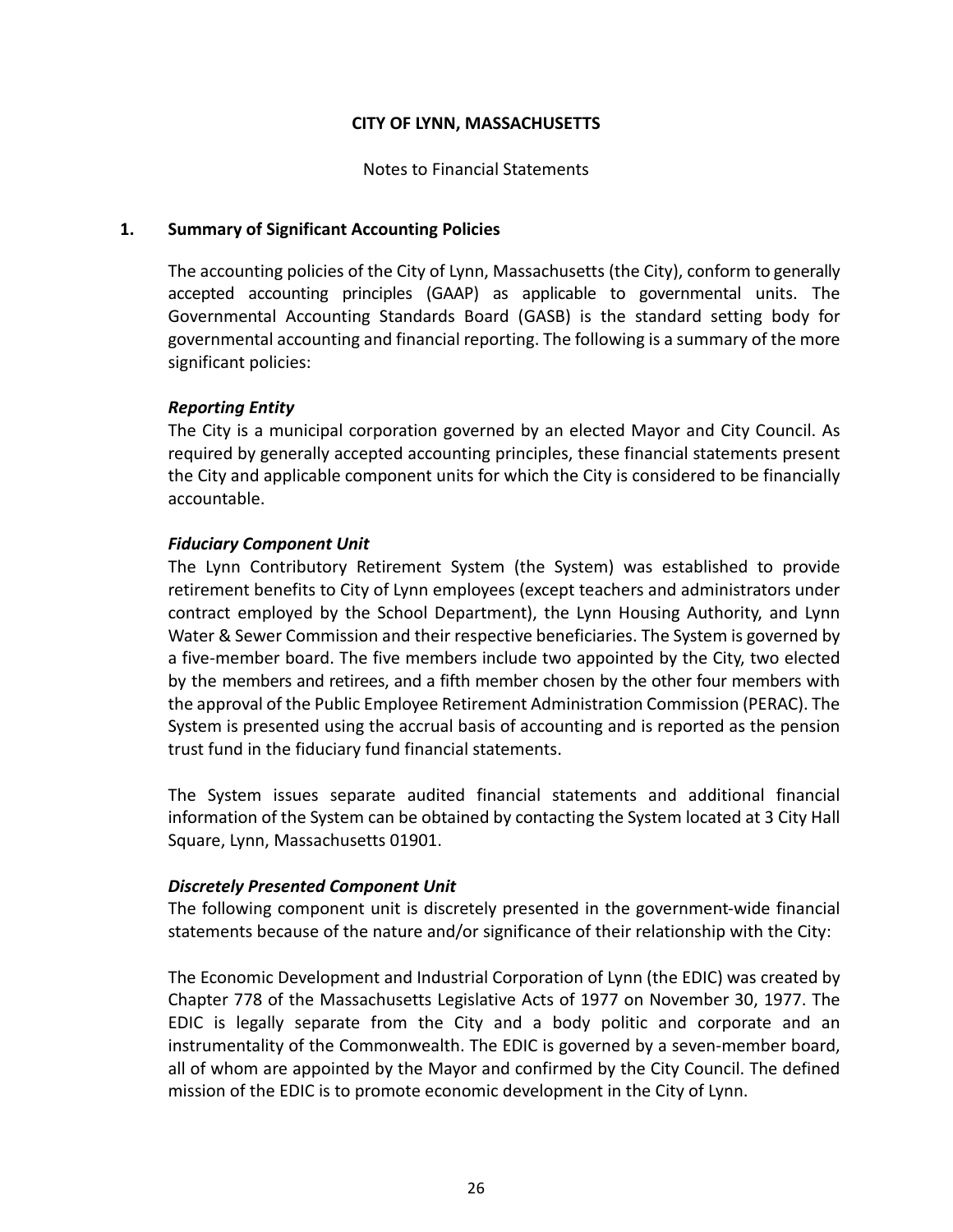**CITY OF LYNN, MASSACHUSETTS**

Notes to Financial Statements

## 1. Summary of Significant Accounting Policies

The accounting policies of the City of Lynn, Massachusetts (the City), conform to generally accepted accounting principles (GAAP) as applicable to governmental units. The Governmental Accounting Standards Board (GASB) is the standard setting body for governmental accounting and financial reporting. The following is a summary of the more significant policies:

### *Reporting Entity*

The City is a municipal corporation governed by an elected Mayor and City Council. As required by generally accepted accounting principles, these financial statements present the City and applicable component units for which the City is considered to be financially accountable.

### *Fiduciary Component Unit*

The Lynn Contributory Retirement System (the System) was established to provide retirement benefits to City of Lynn employees (except teachers and administrators under contract employed by the School Department), the Lynn Housing Authority, and Lynn Water & Sewer Commission and their respective beneficiaries. The System is governed by a five-member board. The five members include two appointed by the City, two elected by the members and retirees, and a fifth member chosen by the other four members with the approval of the Public Employee Retirement Administration Commission (PERAC). The System is presented using the accrual basis of accounting and is reported as the pension trust fund in the fiduciary fund financial statements.

The System issues separate audited financial statements and additional financial information of the System can be obtained by contacting the System located at 3 City Hall Square, Lynn, Massachusetts 01901.

### *Discretely Presented Component Unit*

The following component unit is discretely presented in the government-wide financial statements because of the nature and/or significance of their relationship with the City:

The Economic Development and Industrial Corporation of Lynn (the EDIC) was created by Chapter 778 of the Massachusetts Legislative Acts of 1977 on November 30, 1977. The EDIC is legally separate from the City and a body politic and corporate and an instrumentality of the Commonwealth. The EDIC is governed by a seven-member board, all of whom are appointed by the Mayor and confirmed by the City Council. The defined mission of the EDIC is to promote economic development in the City of Lynn.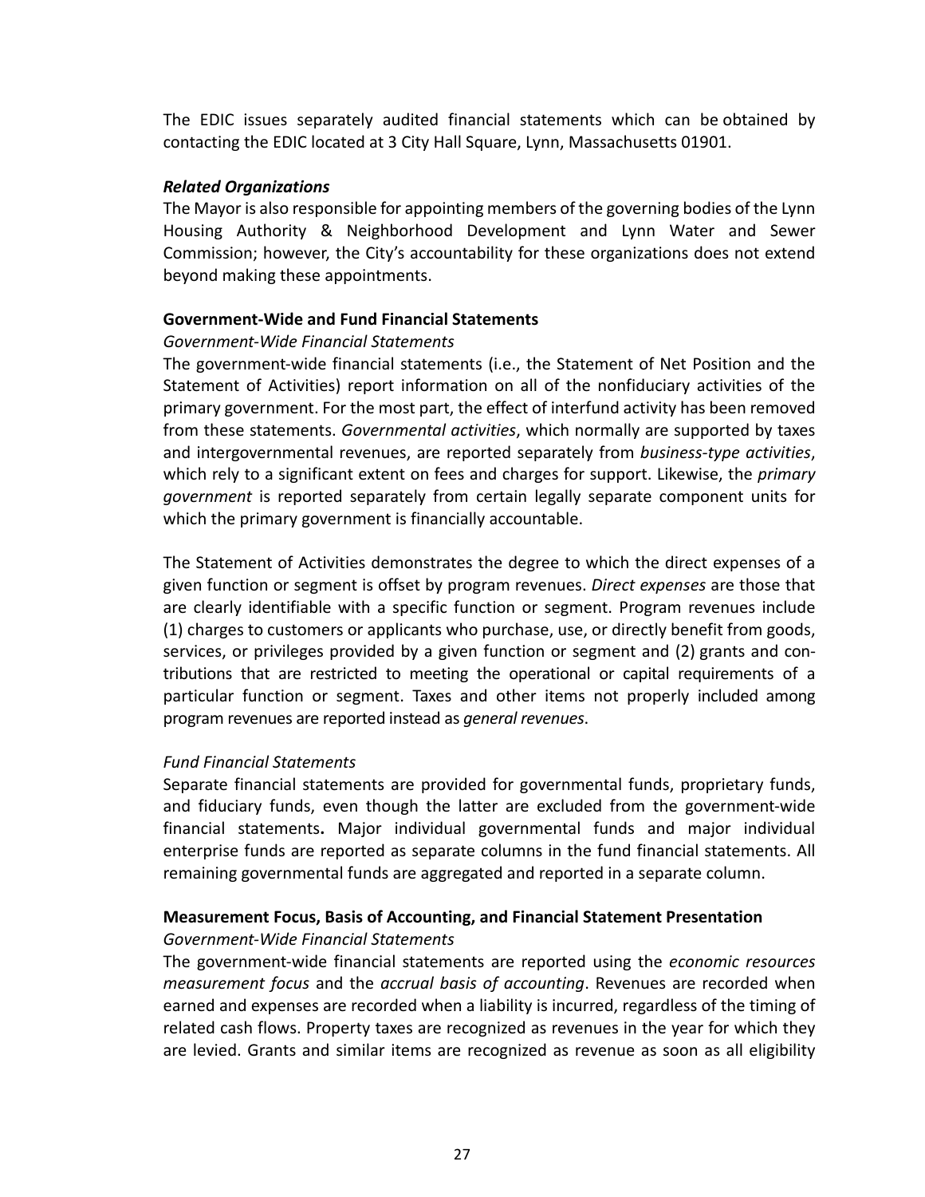The EDIC issues separately audited financial statements which can be obtained by contacting the EDIC located at 3 City Hall Square, Lynn, Massachusetts 01901.

***Related Organizations***

The Mayor is also responsible for appointing members of the governing bodies of the Lynn Housing Authority & Neighborhood Development and Lynn Water and Sewer Commission; however, the City's accountability for these organizations does not extend beyond making these appointments.

**Government-Wide and Fund Financial Statements**

*Government-Wide Financial Statements*

The government-wide financial statements (i.e., the Statement of Net Position and the Statement of Activities) report information on all of the nonfiduciary activities of the primary government. For the most part, the effect of interfund activity has been removed from these statements. *Governmental activities*, which normally are supported by taxes and intergovernmental revenues, are reported separately from *business-type activities*, which rely to a significant extent on fees and charges for support. Likewise, the *primary government* is reported separately from certain legally separate component units for which the primary government is financially accountable.

The Statement of Activities demonstrates the degree to which the direct expenses of a given function or segment is offset by program revenues. *Direct expenses* are those that are clearly identifiable with a specific function or segment. Program revenues include (1) charges to customers or applicants who purchase, use, or directly benefit from goods, services, or privileges provided by a given function or segment and (2) grants and contributions that are restricted to meeting the operational or capital requirements of a particular function or segment. Taxes and other items not properly included among program revenues are reported instead as *general revenues*.

*Fund Financial Statements*

Separate financial statements are provided for governmental funds, proprietary funds, and fiduciary funds, even though the latter are excluded from the government-wide financial statements**.** Major individual governmental funds and major individual enterprise funds are reported as separate columns in the fund financial statements. All remaining governmental funds are aggregated and reported in a separate column.

**Measurement Focus, Basis of Accounting, and Financial Statement Presentation**

*Government-Wide Financial Statements*

The government-wide financial statements are reported using the *economic resources measurement focus* and the *accrual basis of accounting*. Revenues are recorded when earned and expenses are recorded when a liability is incurred, regardless of the timing of related cash flows. Property taxes are recognized as revenues in the year for which they are levied. Grants and similar items are recognized as revenue as soon as all eligibility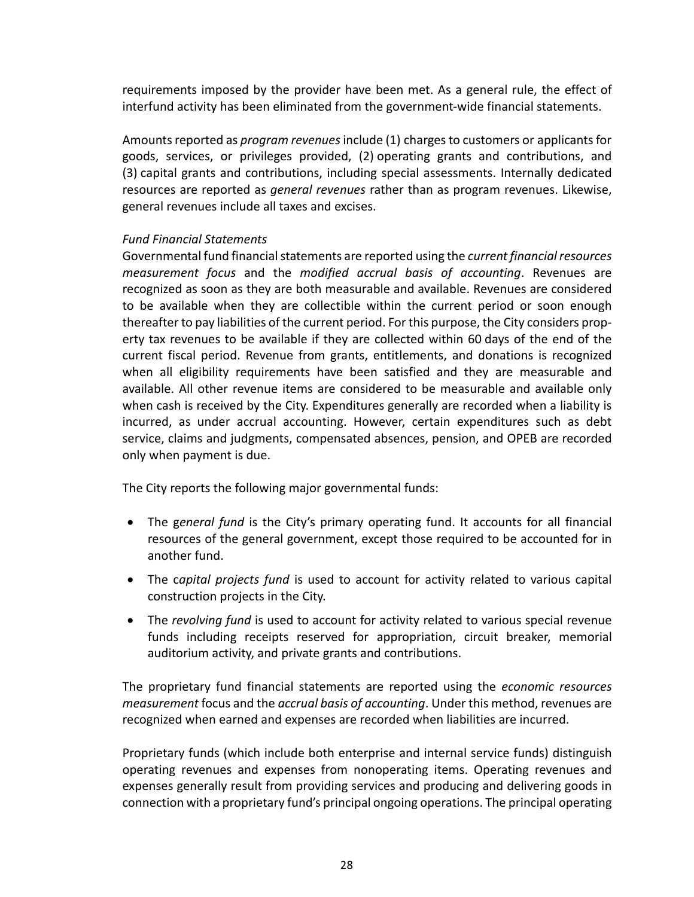requirements imposed by the provider have been met. As a general rule, the effect of interfund activity has been eliminated from the government-wide financial statements.

Amounts reported as *program revenues* include (1) charges to customers or applicants for goods, services, or privileges provided, (2) operating grants and contributions, and (3) capital grants and contributions, including special assessments. Internally dedicated resources are reported as *general revenues* rather than as program revenues. Likewise, general revenues include all taxes and excises.

*Fund Financial Statements*

Governmental fund financial statements are reported using the *current financial resources measurement focus* and the *modified accrual basis of accounting*. Revenues are recognized as soon as they are both measurable and available. Revenues are considered to be available when they are collectible within the current period or soon enough thereafter to pay liabilities of the current period. For this purpose, the City considers property tax revenues to be available if they are collected within 60 days of the end of the current fiscal period. Revenue from grants, entitlements, and donations is recognized when all eligibility requirements have been satisfied and they are measurable and available. All other revenue items are considered to be measurable and available only when cash is received by the City. Expenditures generally are recorded when a liability is incurred, as under accrual accounting. However, certain expenditures such as debt service, claims and judgments, compensated absences, pension, and OPEB are recorded only when payment is due.

The City reports the following major governmental funds:

- The g*eneral fund* is the City's primary operating fund. It accounts for all financial resources of the general government, except those required to be accounted for in another fund.
- The c*apital projects fund* is used to account for activity related to various capital construction projects in the City.
- The *revolving fund* is used to account for activity related to various special revenue funds including receipts reserved for appropriation, circuit breaker, memorial auditorium activity, and private grants and contributions.

The proprietary fund financial statements are reported using the *economic resources measurement* focus and the *accrual basis of accounting*. Under this method, revenues are recognized when earned and expenses are recorded when liabilities are incurred.

Proprietary funds (which include both enterprise and internal service funds) distinguish operating revenues and expenses from nonoperating items. Operating revenues and expenses generally result from providing services and producing and delivering goods in connection with a proprietary fund's principal ongoing operations. The principal operating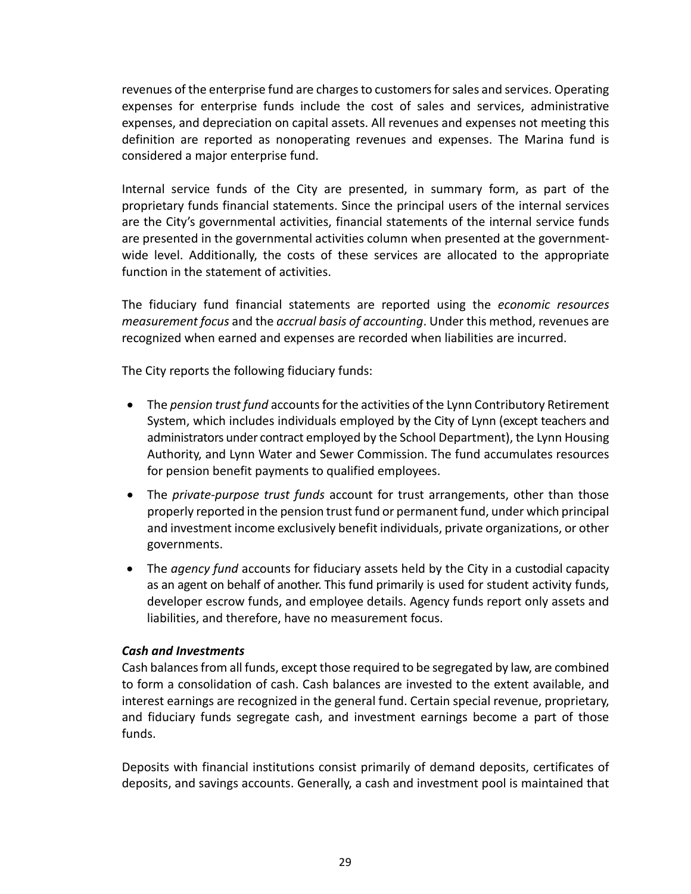revenues of the enterprise fund are charges to customers for sales and services. Operating expenses for enterprise funds include the cost of sales and services, administrative expenses, and depreciation on capital assets. All revenues and expenses not meeting this definition are reported as nonoperating revenues and expenses. The Marina fund is considered a major enterprise fund.

Internal service funds of the City are presented, in summary form, as part of the proprietary funds financial statements. Since the principal users of the internal services are the City's governmental activities, financial statements of the internal service funds are presented in the governmental activities column when presented at the government-wide level. Additionally, the costs of these services are allocated to the appropriate function in the statement of activities.

The fiduciary fund financial statements are reported using the *economic resources measurement focus* and the *accrual basis of accounting*. Under this method, revenues are recognized when earned and expenses are recorded when liabilities are incurred.

The City reports the following fiduciary funds:

- The *pension trust fund* accounts for the activities of the Lynn Contributory Retirement System, which includes individuals employed by the City of Lynn (except teachers and administrators under contract employed by the School Department), the Lynn Housing Authority, and Lynn Water and Sewer Commission. The fund accumulates resources for pension benefit payments to qualified employees.
- The *private-purpose trust funds* account for trust arrangements, other than those properly reported in the pension trust fund or permanent fund, under which principal and investment income exclusively benefit individuals, private organizations, or other governments.
- The *agency fund* accounts for fiduciary assets held by the City in a custodial capacity as an agent on behalf of another. This fund primarily is used for student activity funds, developer escrow funds, and employee details. Agency funds report only assets and liabilities, and therefore, have no measurement focus.

***Cash and Investments***

Cash balances from all funds, except those required to be segregated by law, are combined to form a consolidation of cash. Cash balances are invested to the extent available, and interest earnings are recognized in the general fund. Certain special revenue, proprietary, and fiduciary funds segregate cash, and investment earnings become a part of those funds.

Deposits with financial institutions consist primarily of demand deposits, certificates of deposits, and savings accounts. Generally, a cash and investment pool is maintained that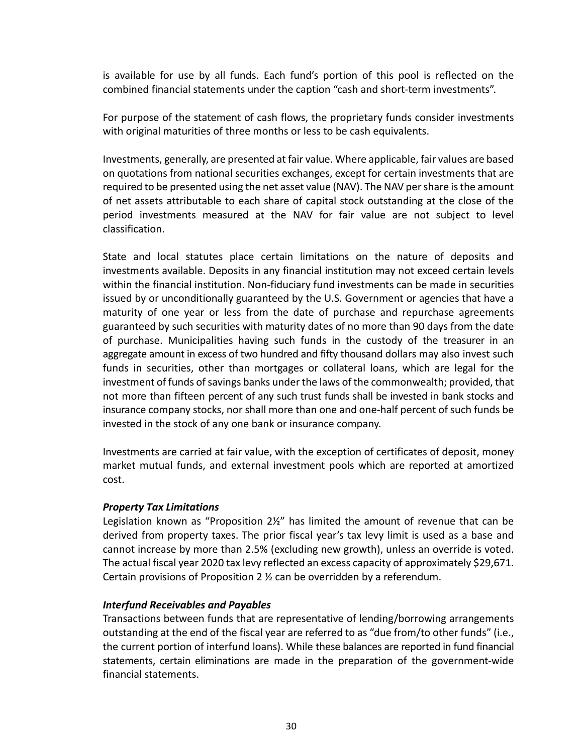is available for use by all funds. Each fund's portion of this pool is reflected on the combined financial statements under the caption "cash and short-term investments".

For purpose of the statement of cash flows, the proprietary funds consider investments with original maturities of three months or less to be cash equivalents.

Investments, generally, are presented at fair value. Where applicable, fair values are based on quotations from national securities exchanges, except for certain investments that are required to be presented using the net asset value (NAV). The NAV per share is the amount of net assets attributable to each share of capital stock outstanding at the close of the period investments measured at the NAV for fair value are not subject to level classification.

State and local statutes place certain limitations on the nature of deposits and investments available. Deposits in any financial institution may not exceed certain levels within the financial institution. Non-fiduciary fund investments can be made in securities issued by or unconditionally guaranteed by the U.S. Government or agencies that have a maturity of one year or less from the date of purchase and repurchase agreements guaranteed by such securities with maturity dates of no more than 90 days from the date of purchase. Municipalities having such funds in the custody of the treasurer in an aggregate amount in excess of two hundred and fifty thousand dollars may also invest such funds in securities, other than mortgages or collateral loans, which are legal for the investment of funds of savings banks under the laws of the commonwealth; provided, that not more than fifteen percent of any such trust funds shall be invested in bank stocks and insurance company stocks, nor shall more than one and one-half percent of such funds be invested in the stock of any one bank or insurance company.

Investments are carried at fair value, with the exception of certificates of deposit, money market mutual funds, and external investment pools which are reported at amortized cost.

### *Property Tax Limitations*

Legislation known as "Proposition 2½" has limited the amount of revenue that can be derived from property taxes. The prior fiscal year's tax levy limit is used as a base and cannot increase by more than 2.5% (excluding new growth), unless an override is voted. The actual fiscal year 2020 tax levy reflected an excess capacity of approximately $29,671. Certain provisions of Proposition 2 ½ can be overridden by a referendum.

### *Interfund Receivables and Payables*

Transactions between funds that are representative of lending/borrowing arrangements outstanding at the end of the fiscal year are referred to as "due from/to other funds" (i.e., the current portion of interfund loans). While these balances are reported in fund financial statements, certain eliminations are made in the preparation of the government-wide financial statements.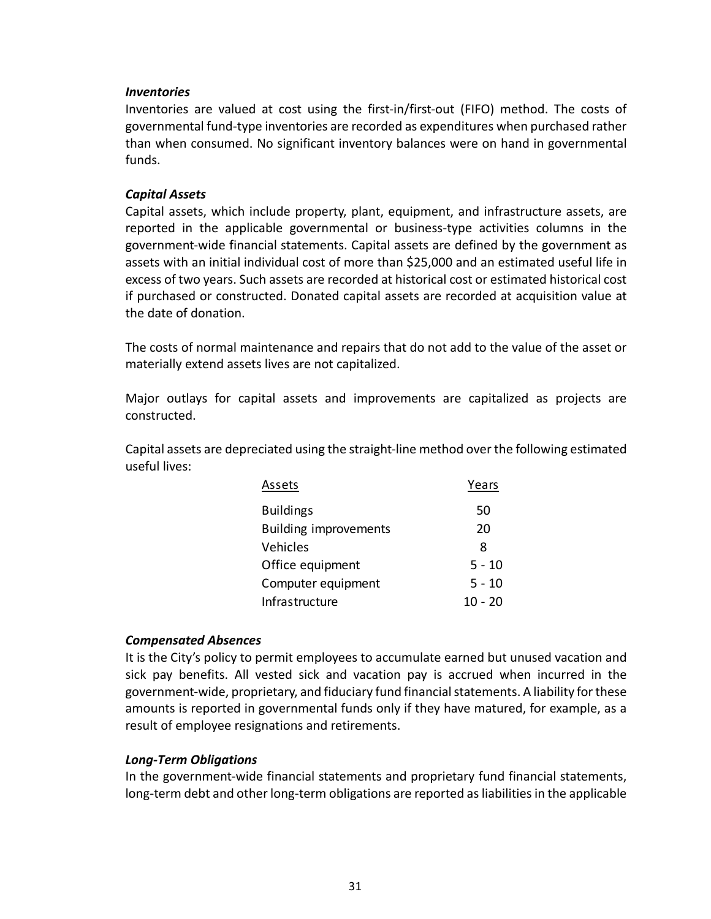***Inventories***

Inventories are valued at cost using the first-in/first-out (FIFO) method. The costs of governmental fund-type inventories are recorded as expenditures when purchased rather than when consumed. No significant inventory balances were on hand in governmental funds.

***Capital Assets***

Capital assets, which include property, plant, equipment, and infrastructure assets, are reported in the applicable governmental or business-type activities columns in the government-wide financial statements. Capital assets are defined by the government as assets with an initial individual cost of more than $25,000 and an estimated useful life in excess of two years. Such assets are recorded at historical cost or estimated historical cost if purchased or constructed. Donated capital assets are recorded at acquisition value at the date of donation.

The costs of normal maintenance and repairs that do not add to the value of the asset or materially extend assets lives are not capitalized.

Major outlays for capital assets and improvements are capitalized as projects are constructed.

Capital assets are depreciated using the straight-line method over the following estimated useful lives:

| Assets | Years |
|---|---|
| Buildings | 50 |
| Building improvements | 20 |
| Vehicles | 8 |
| Office equipment | 5 - 10 |
| Computer equipment | 5 - 10 |
| Infrastructure | 10 - 20 |

***Compensated Absences***

It is the City's policy to permit employees to accumulate earned but unused vacation and sick pay benefits. All vested sick and vacation pay is accrued when incurred in the government-wide, proprietary, and fiduciary fund financial statements. A liability for these amounts is reported in governmental funds only if they have matured, for example, as a result of employee resignations and retirements.

***Long-Term Obligations***

In the government-wide financial statements and proprietary fund financial statements, long-term debt and other long-term obligations are reported as liabilities in the applicable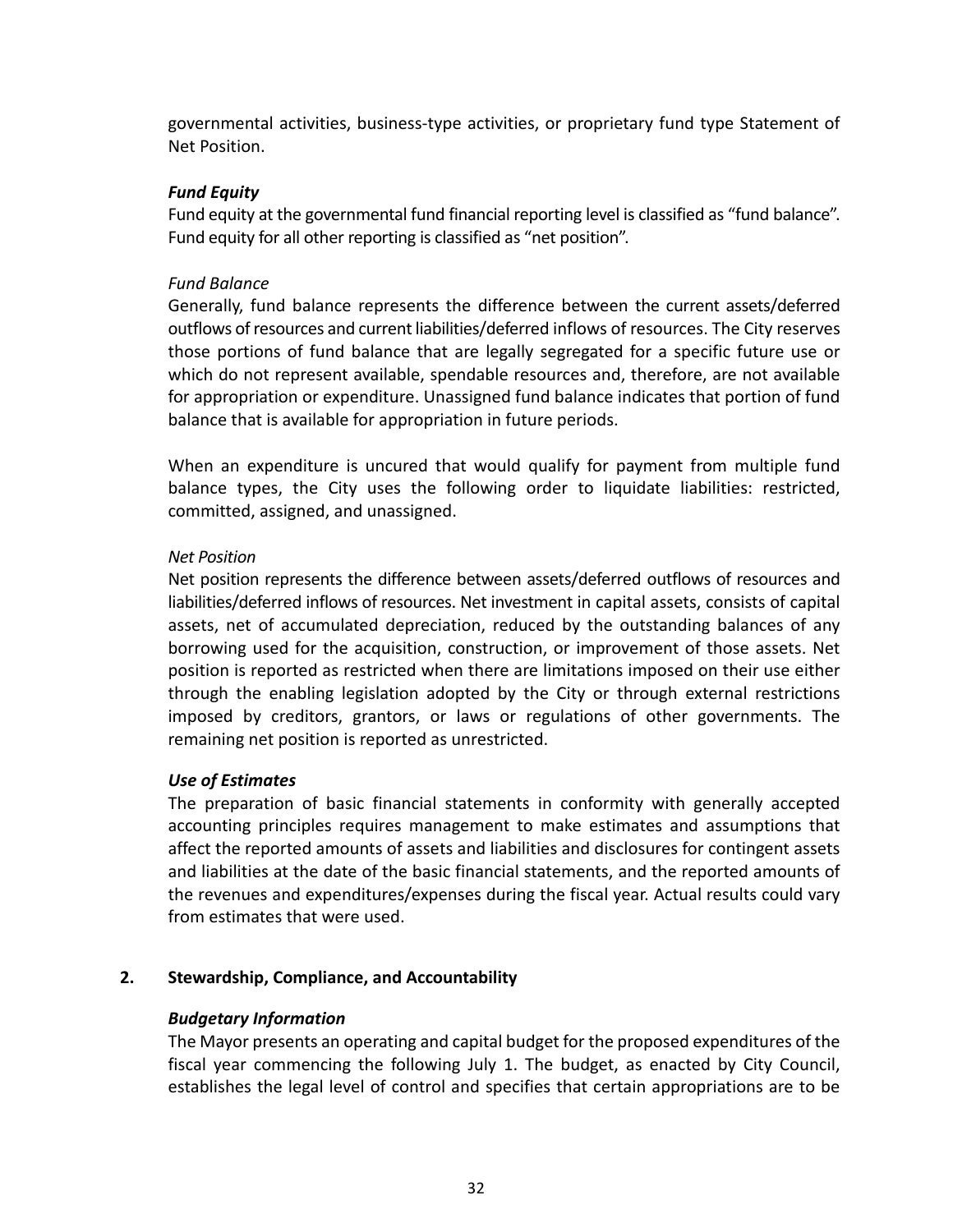governmental activities, business-type activities, or proprietary fund type Statement of Net Position.

***Fund Equity***

Fund equity at the governmental fund financial reporting level is classified as “fund balance”. Fund equity for all other reporting is classified as “net position”.

*Fund Balance*

Generally, fund balance represents the difference between the current assets/deferred outflows of resources and current liabilities/deferred inflows of resources. The City reserves those portions of fund balance that are legally segregated for a specific future use or which do not represent available, spendable resources and, therefore, are not available for appropriation or expenditure. Unassigned fund balance indicates that portion of fund balance that is available for appropriation in future periods.

When an expenditure is uncured that would qualify for payment from multiple fund balance types, the City uses the following order to liquidate liabilities: restricted, committed, assigned, and unassigned.

*Net Position*

Net position represents the difference between assets/deferred outflows of resources and liabilities/deferred inflows of resources. Net investment in capital assets, consists of capital assets, net of accumulated depreciation, reduced by the outstanding balances of any borrowing used for the acquisition, construction, or improvement of those assets. Net position is reported as restricted when there are limitations imposed on their use either through the enabling legislation adopted by the City or through external restrictions imposed by creditors, grantors, or laws or regulations of other governments. The remaining net position is reported as unrestricted.

***Use of Estimates***

The preparation of basic financial statements in conformity with generally accepted accounting principles requires management to make estimates and assumptions that affect the reported amounts of assets and liabilities and disclosures for contingent assets and liabilities at the date of the basic financial statements, and the reported amounts of the revenues and expenditures/expenses during the fiscal year. Actual results could vary from estimates that were used.

## 2. Stewardship, Compliance, and Accountability

***Budgetary Information***

The Mayor presents an operating and capital budget for the proposed expenditures of the fiscal year commencing the following July 1. The budget, as enacted by City Council, establishes the legal level of control and specifies that certain appropriations are to be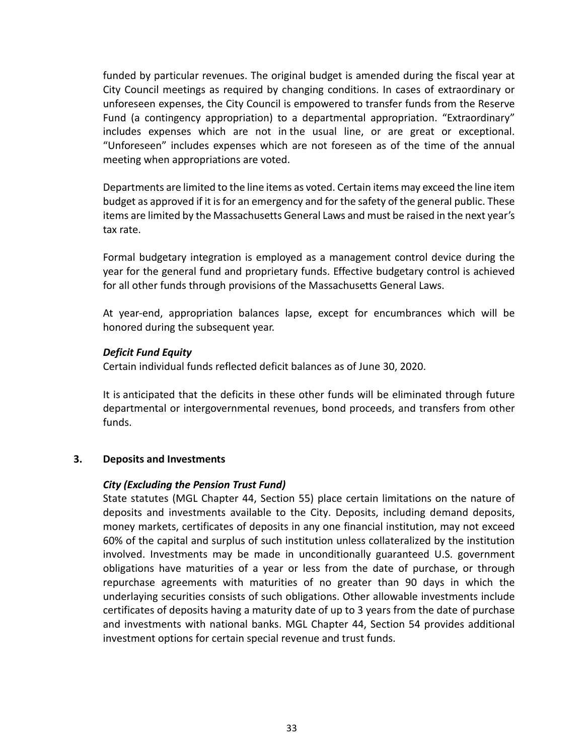funded by particular revenues. The original budget is amended during the fiscal year at City Council meetings as required by changing conditions. In cases of extraordinary or unforeseen expenses, the City Council is empowered to transfer funds from the Reserve Fund (a contingency appropriation) to a departmental appropriation. "Extraordinary" includes expenses which are not in the usual line, or are great or exceptional. "Unforeseen" includes expenses which are not foreseen as of the time of the annual meeting when appropriations are voted.

Departments are limited to the line items as voted. Certain items may exceed the line item budget as approved if it is for an emergency and for the safety of the general public. These items are limited by the Massachusetts General Laws and must be raised in the next year's tax rate.

Formal budgetary integration is employed as a management control device during the year for the general fund and proprietary funds. Effective budgetary control is achieved for all other funds through provisions of the Massachusetts General Laws.

At year-end, appropriation balances lapse, except for encumbrances which will be honored during the subsequent year.

***Deficit Fund Equity***

Certain individual funds reflected deficit balances as of June 30, 2020.

It is anticipated that the deficits in these other funds will be eliminated through future departmental or intergovernmental revenues, bond proceeds, and transfers from other funds.

## 3. Deposits and Investments

***City (Excluding the Pension Trust Fund)***

State statutes (MGL Chapter 44, Section 55) place certain limitations on the nature of deposits and investments available to the City. Deposits, including demand deposits, money markets, certificates of deposits in any one financial institution, may not exceed 60% of the capital and surplus of such institution unless collateralized by the institution involved. Investments may be made in unconditionally guaranteed U.S. government obligations have maturities of a year or less from the date of purchase, or through repurchase agreements with maturities of no greater than 90 days in which the underlaying securities consists of such obligations. Other allowable investments include certificates of deposits having a maturity date of up to 3 years from the date of purchase and investments with national banks. MGL Chapter 44, Section 54 provides additional investment options for certain special revenue and trust funds.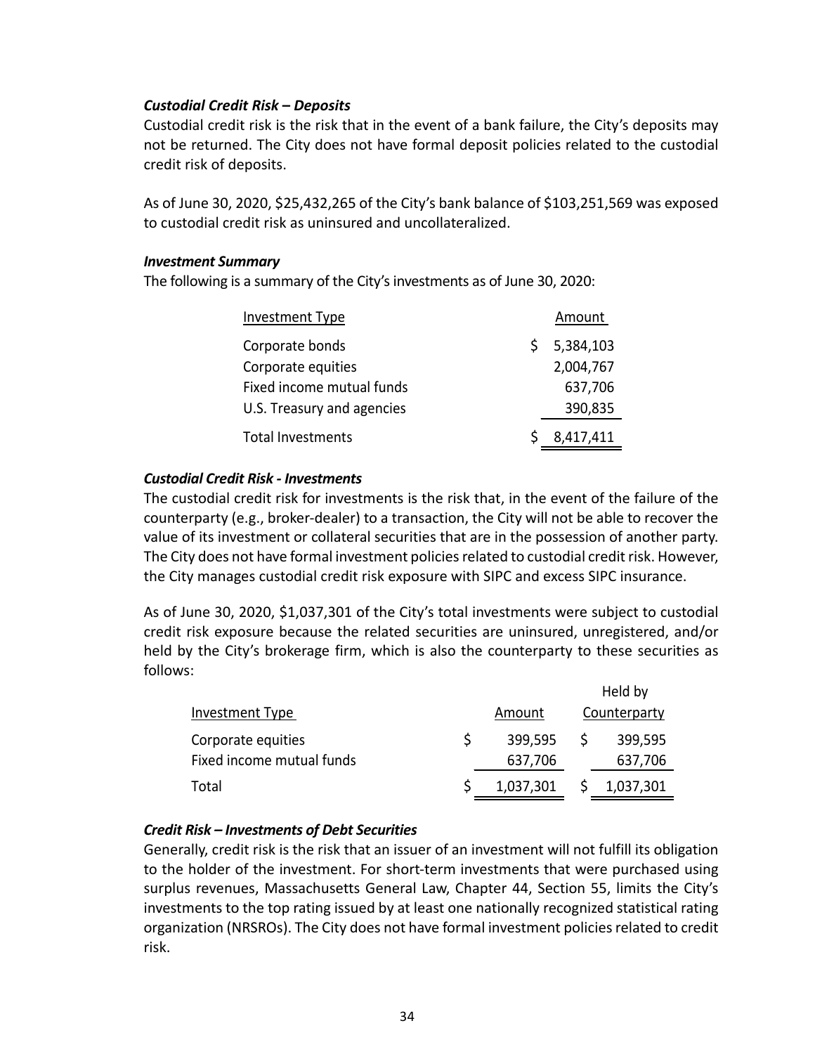### *Custodial Credit Risk – Deposits*

Custodial credit risk is the risk that in the event of a bank failure, the City's deposits may not be returned. The City does not have formal deposit policies related to the custodial credit risk of deposits.

As of June 30, 2020, $25,432,265 of the City's bank balance of $103,251,569 was exposed to custodial credit risk as uninsured and uncollateralized.

### *Investment Summary*

The following is a summary of the City's investments as of June 30, 2020:

| Investment Type | Amount |
|---|---|
| Corporate bonds | $ 5,384,103 |
| Corporate equities | 2,004,767 |
| Fixed income mutual funds | 637,706 |
| U.S. Treasury and agencies | 390,835 |
| Total Investments | $ 8,417,411 |

### *Custodial Credit Risk - Investments*

The custodial credit risk for investments is the risk that, in the event of the failure of the counterparty (e.g., broker-dealer) to a transaction, the City will not be able to recover the value of its investment or collateral securities that are in the possession of another party. The City does not have formal investment policies related to custodial credit risk. However, the City manages custodial credit risk exposure with SIPC and excess SIPC insurance.

As of June 30, 2020, $1,037,301 of the City's total investments were subject to custodial credit risk exposure because the related securities are uninsured, unregistered, and/or held by the City's brokerage firm, which is also the counterparty to these securities as follows:

| Investment Type | Amount | Held by Counterparty |
|---|---|---|
| Corporate equities | $ 399,595 | $ 399,595 |
| Fixed income mutual funds | 637,706 | 637,706 |
| Total | $ 1,037,301 | $ 1,037,301 |

### *Credit Risk – Investments of Debt Securities*

Generally, credit risk is the risk that an issuer of an investment will not fulfill its obligation to the holder of the investment. For short-term investments that were purchased using surplus revenues, Massachusetts General Law, Chapter 44, Section 55, limits the City's investments to the top rating issued by at least one nationally recognized statistical rating organization (NRSROs). The City does not have formal investment policies related to credit risk.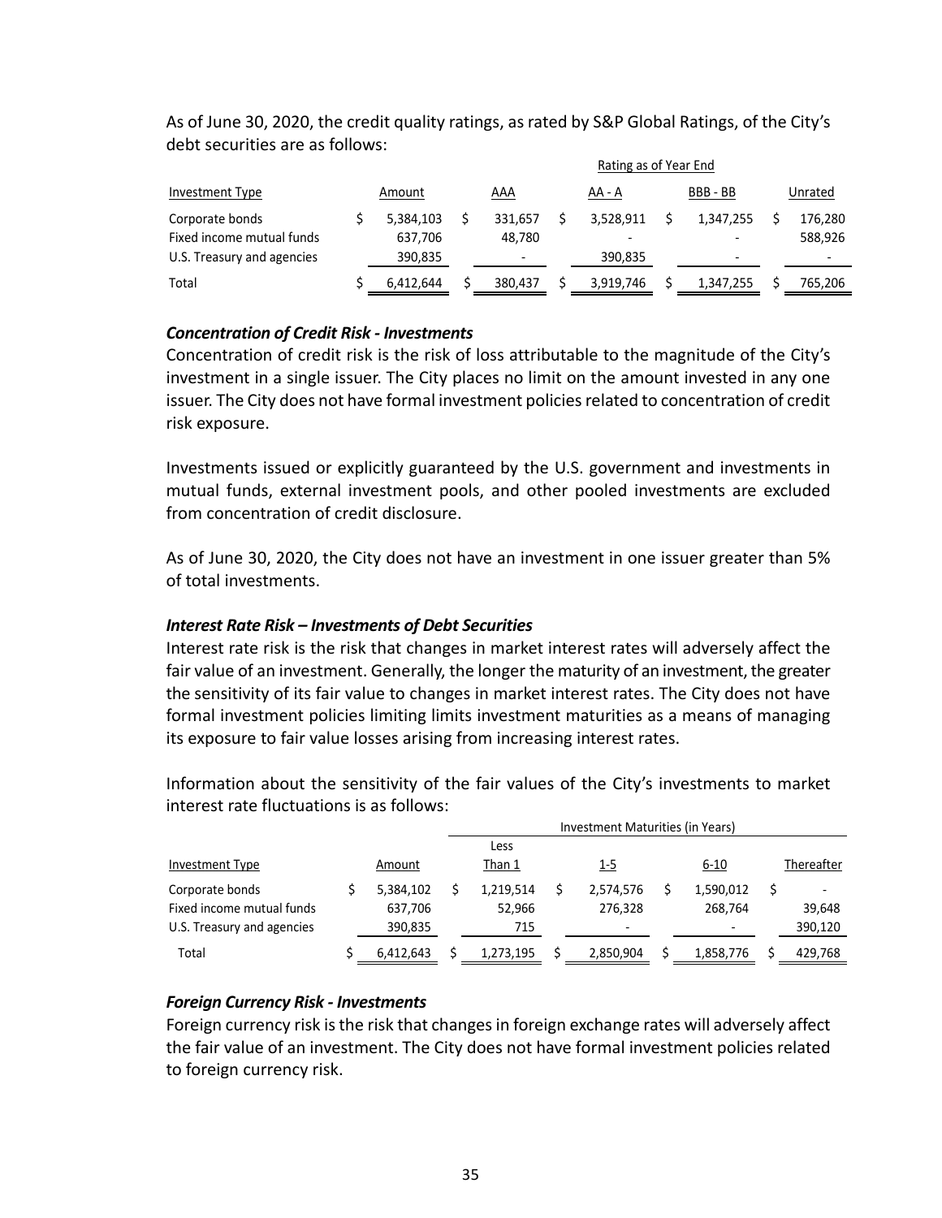As of June 30, 2020, the credit quality ratings, as rated by S&P Global Ratings, of the City's debt securities are as follows:

| | | Rating as of Year End | | | |
|---|---|---|---|---|---|
| Investment Type | Amount | AAA | AA - A | BBB - BB | Unrated |
| Corporate bonds | $ 5,384,103 | $ 331,657 | $ 3,528,911 | $ 1,347,255 | $ 176,280 |
| Fixed income mutual funds | 637,706 | 48,780 | - | - | 588,926 |
| U.S. Treasury and agencies | 390,835 | - | 390,835 | - | - |
| Total | $ 6,412,644 | $ 380,437 | $ 3,919,746 | $ 1,347,255 | $ 765,206 |

### *Concentration of Credit Risk - Investments*

Concentration of credit risk is the risk of loss attributable to the magnitude of the City's investment in a single issuer. The City places no limit on the amount invested in any one issuer. The City does not have formal investment policies related to concentration of credit risk exposure.

Investments issued or explicitly guaranteed by the U.S. government and investments in mutual funds, external investment pools, and other pooled investments are excluded from concentration of credit disclosure.

As of June 30, 2020, the City does not have an investment in one issuer greater than 5% of total investments.

### *Interest Rate Risk – Investments of Debt Securities*

Interest rate risk is the risk that changes in market interest rates will adversely affect the fair value of an investment. Generally, the longer the maturity of an investment, the greater the sensitivity of its fair value to changes in market interest rates. The City does not have formal investment policies limiting limits investment maturities as a means of managing its exposure to fair value losses arising from increasing interest rates.

Information about the sensitivity of the fair values of the City's investments to market interest rate fluctuations is as follows:

| | | Investment Maturities (in Years) | | | |
|---|---|---|---|---|---|
| Investment Type | Amount | Less Than 1 | 1-5 | 6-10 | Thereafter |
| Corporate bonds | $ 5,384,102 | $ 1,219,514 | $ 2,574,576 | $ 1,590,012 | $ - |
| Fixed income mutual funds | 637,706 | 52,966 | 276,328 | 268,764 | 39,648 |
| U.S. Treasury and agencies | 390,835 | 715 | - | - | 390,120 |
| Total | $ 6,412,643 | $ 1,273,195 | $ 2,850,904 | $ 1,858,776 | $ 429,768 |

### *Foreign Currency Risk - Investments*

Foreign currency risk is the risk that changes in foreign exchange rates will adversely affect the fair value of an investment. The City does not have formal investment policies related to foreign currency risk.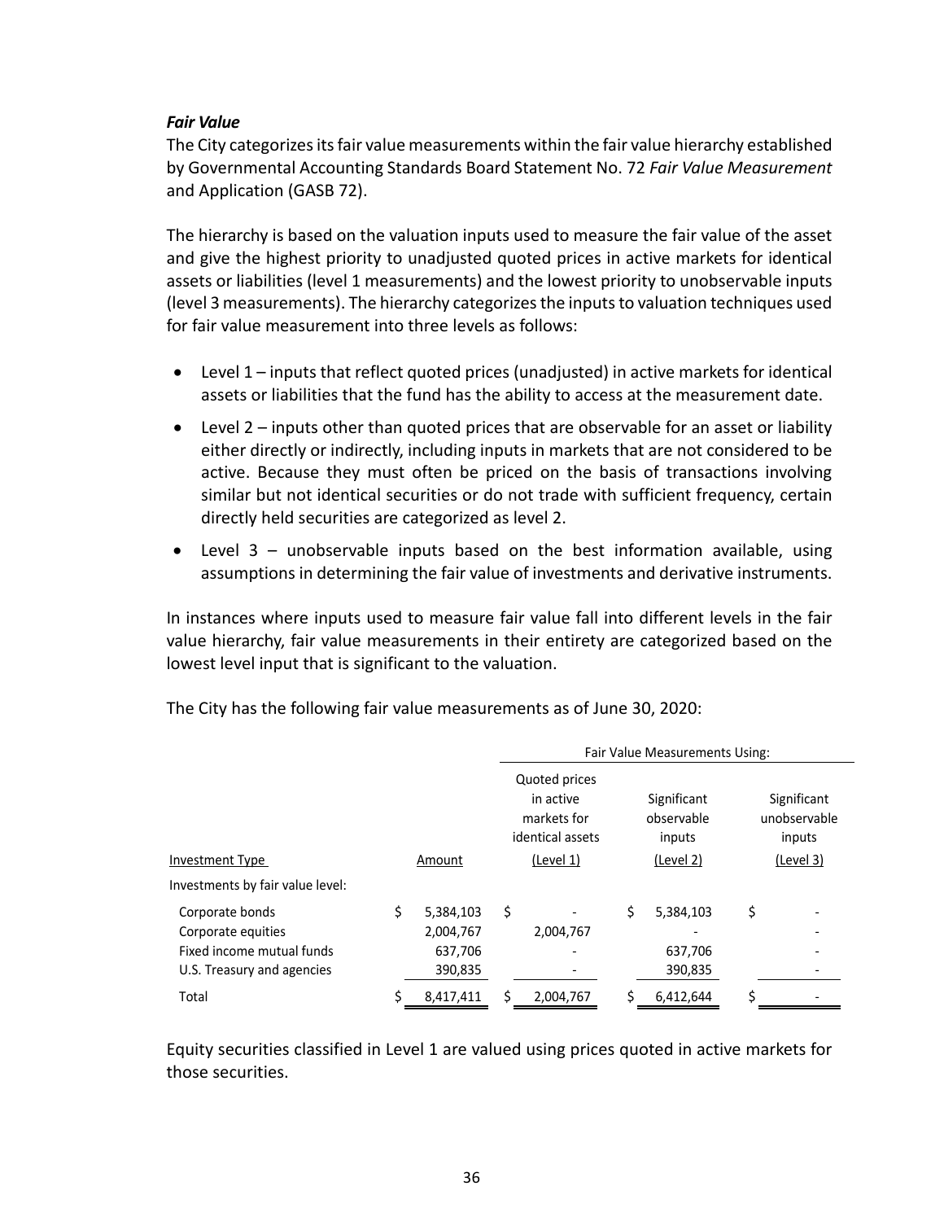### *Fair Value*

The City categorizes its fair value measurements within the fair value hierarchy established by Governmental Accounting Standards Board Statement No. 72 *Fair Value Measurement* and Application (GASB 72).

The hierarchy is based on the valuation inputs used to measure the fair value of the asset and give the highest priority to unadjusted quoted prices in active markets for identical assets or liabilities (level 1 measurements) and the lowest priority to unobservable inputs (level 3 measurements). The hierarchy categorizes the inputs to valuation techniques used for fair value measurement into three levels as follows:

- Level 1 – inputs that reflect quoted prices (unadjusted) in active markets for identical assets or liabilities that the fund has the ability to access at the measurement date.
- Level 2 – inputs other than quoted prices that are observable for an asset or liability either directly or indirectly, including inputs in markets that are not considered to be active. Because they must often be priced on the basis of transactions involving similar but not identical securities or do not trade with sufficient frequency, certain directly held securities are categorized as level 2.
- Level 3 – unobservable inputs based on the best information available, using assumptions in determining the fair value of investments and derivative instruments.

In instances where inputs used to measure fair value fall into different levels in the fair value hierarchy, fair value measurements in their entirety are categorized based on the lowest level input that is significant to the valuation.

The City has the following fair value measurements as of June 30, 2020:

| | | Fair Value Measurements Using: | | |
|---|---|---|---|---|
| | | Quoted prices in active markets for identical assets | Significant observable inputs | Significant unobservable inputs |
| Investment Type | Amount | (Level 1) | (Level 2) | (Level 3) |
| Investments by fair value level: | | | | |
| Corporate bonds | $ 5,384,103 | $ - | $ 5,384,103 | $ - |
| Corporate equities | 2,004,767 | 2,004,767 | - | - |
| Fixed income mutual funds | 637,706 | - | 637,706 | - |
| U.S. Treasury and agencies | 390,835 | - | 390,835 | - |
| Total | $ 8,417,411 | $ 2,004,767 | $ 6,412,644 | $ - |

Equity securities classified in Level 1 are valued using prices quoted in active markets for those securities.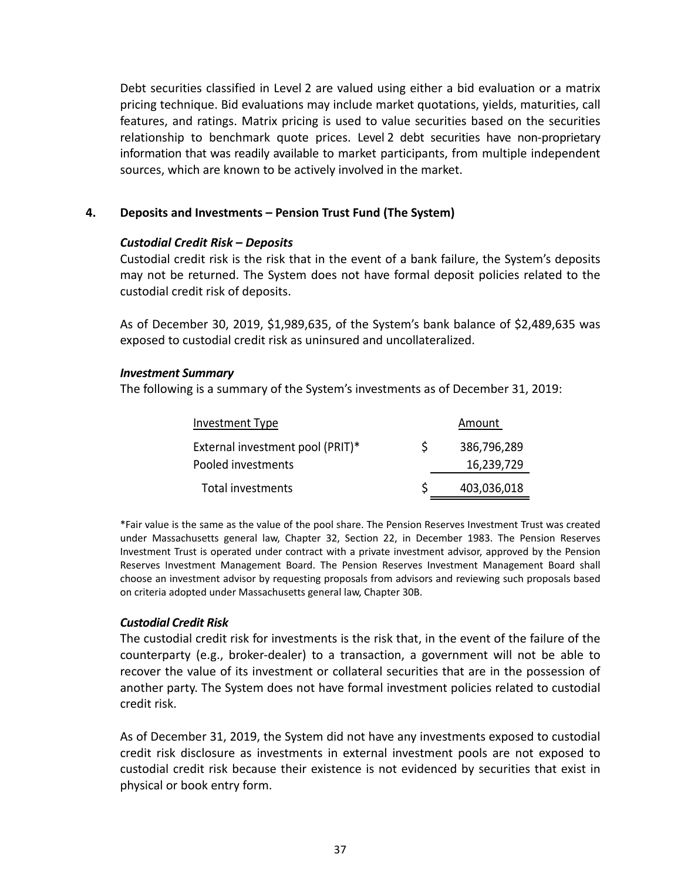Debt securities classified in Level 2 are valued using either a bid evaluation or a matrix pricing technique. Bid evaluations may include market quotations, yields, maturities, call features, and ratings. Matrix pricing is used to value securities based on the securities relationship to benchmark quote prices. Level 2 debt securities have non-proprietary information that was readily available to market participants, from multiple independent sources, which are known to be actively involved in the market.

## 4. Deposits and Investments – Pension Trust Fund (The System)

***Custodial Credit Risk – Deposits***

Custodial credit risk is the risk that in the event of a bank failure, the System's deposits may not be returned. The System does not have formal deposit policies related to the custodial credit risk of deposits.

As of December 30, 2019, $1,989,635, of the System's bank balance of $2,489,635 was exposed to custodial credit risk as uninsured and uncollateralized.

***Investment Summary***

The following is a summary of the System's investments as of December 31, 2019:

| Investment Type | Amount |
|---|---|
| External investment pool (PRIT)* | $ 386,796,289 |
| Pooled investments | 16,239,729 |
| Total investments | $ 403,036,018 |

*Fair value is the same as the value of the pool share. The Pension Reserves Investment Trust was created under Massachusetts general law, Chapter 32, Section 22, in December 1983. The Pension Reserves Investment Trust is operated under contract with a private investment advisor, approved by the Pension Reserves Investment Management Board. The Pension Reserves Investment Management Board shall choose an investment advisor by requesting proposals from advisors and reviewing such proposals based on criteria adopted under Massachusetts general law, Chapter 30B.

***Custodial Credit Risk***

The custodial credit risk for investments is the risk that, in the event of the failure of the counterparty (e.g., broker-dealer) to a transaction, a government will not be able to recover the value of its investment or collateral securities that are in the possession of another party. The System does not have formal investment policies related to custodial credit risk.

As of December 31, 2019, the System did not have any investments exposed to custodial credit risk disclosure as investments in external investment pools are not exposed to custodial credit risk because their existence is not evidenced by securities that exist in physical or book entry form.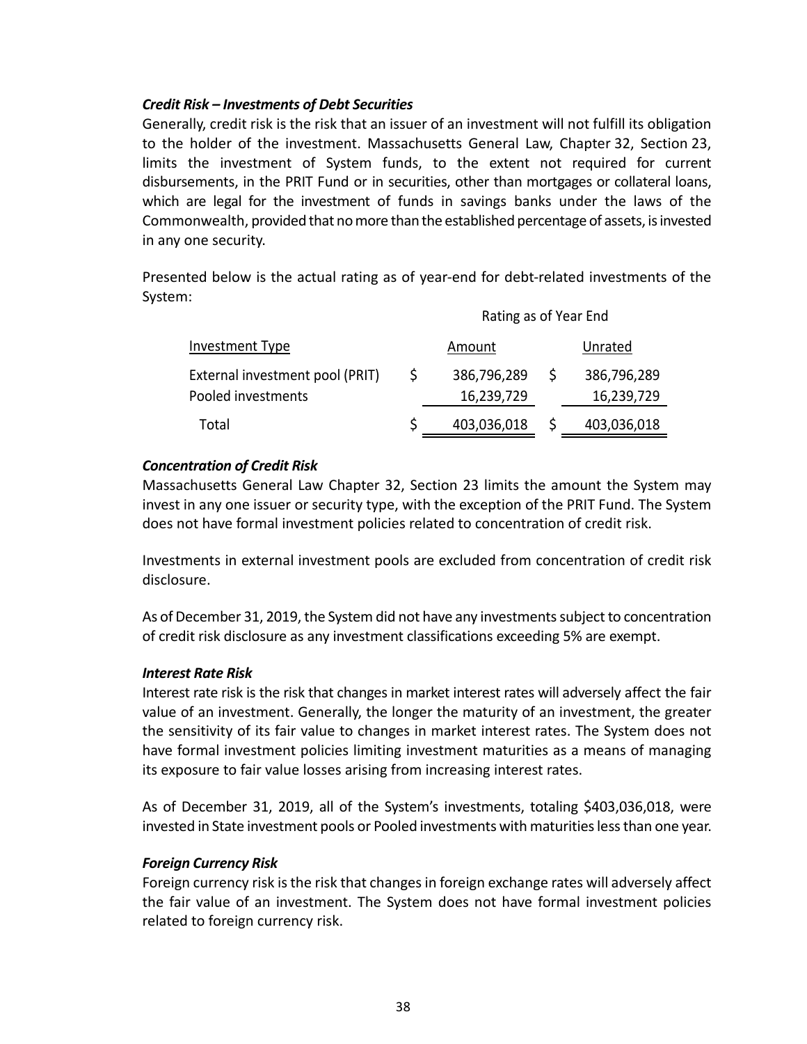***Credit Risk – Investments of Debt Securities***

Generally, credit risk is the risk that an issuer of an investment will not fulfill its obligation to the holder of the investment. Massachusetts General Law, Chapter 32, Section 23, limits the investment of System funds, to the extent not required for current disbursements, in the PRIT Fund or in securities, other than mortgages or collateral loans, which are legal for the investment of funds in savings banks under the laws of the Commonwealth, provided that no more than the established percentage of assets, is invested in any one security.

Presented below is the actual rating as of year-end for debt-related investments of the System:

| | | Rating as of Year End |
|---|---|---|
| Investment Type | Amount | Unrated |
| External investment pool (PRIT) | $ 386,796,289 | $ 386,796,289 |
| Pooled investments | 16,239,729 | 16,239,729 |
| Total | $ 403,036,018 | $ 403,036,018 |

***Concentration of Credit Risk***

Massachusetts General Law Chapter 32, Section 23 limits the amount the System may invest in any one issuer or security type, with the exception of the PRIT Fund. The System does not have formal investment policies related to concentration of credit risk.

Investments in external investment pools are excluded from concentration of credit risk disclosure.

As of December 31, 2019, the System did not have any investments subject to concentration of credit risk disclosure as any investment classifications exceeding 5% are exempt.

***Interest Rate Risk***

Interest rate risk is the risk that changes in market interest rates will adversely affect the fair value of an investment. Generally, the longer the maturity of an investment, the greater the sensitivity of its fair value to changes in market interest rates. The System does not have formal investment policies limiting investment maturities as a means of managing its exposure to fair value losses arising from increasing interest rates.

As of December 31, 2019, all of the System's investments, totaling $403,036,018, were invested in State investment pools or Pooled investments with maturities less than one year.

***Foreign Currency Risk***

Foreign currency risk is the risk that changes in foreign exchange rates will adversely affect the fair value of an investment. The System does not have formal investment policies related to foreign currency risk.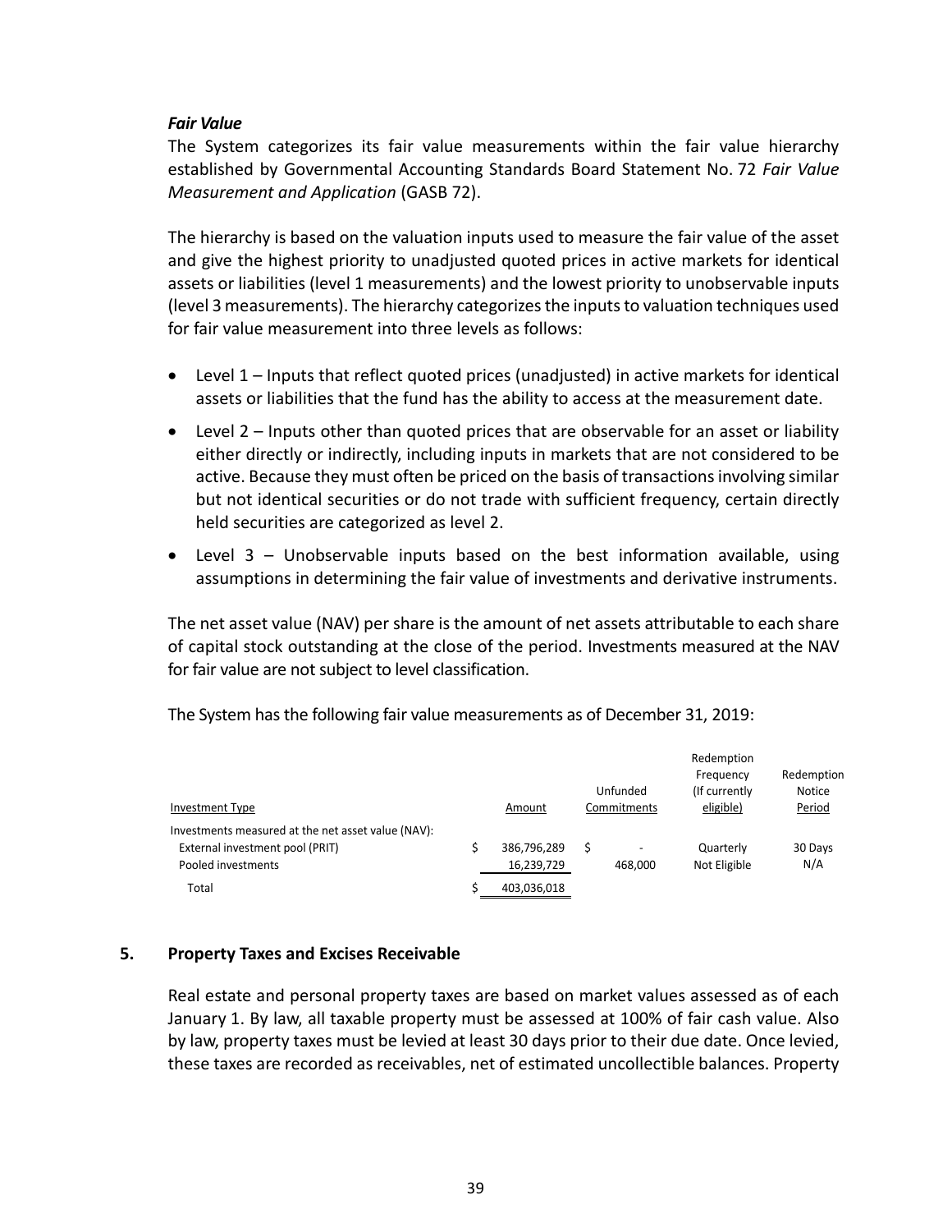*Fair Value*

The System categorizes its fair value measurements within the fair value hierarchy established by Governmental Accounting Standards Board Statement No. 72 *Fair Value Measurement and Application* (GASB 72).

The hierarchy is based on the valuation inputs used to measure the fair value of the asset and give the highest priority to unadjusted quoted prices in active markets for identical assets or liabilities (level 1 measurements) and the lowest priority to unobservable inputs (level 3 measurements). The hierarchy categorizes the inputs to valuation techniques used for fair value measurement into three levels as follows:

- Level 1 – Inputs that reflect quoted prices (unadjusted) in active markets for identical assets or liabilities that the fund has the ability to access at the measurement date.
- Level 2 – Inputs other than quoted prices that are observable for an asset or liability either directly or indirectly, including inputs in markets that are not considered to be active. Because they must often be priced on the basis of transactions involving similar but not identical securities or do not trade with sufficient frequency, certain directly held securities are categorized as level 2.
- Level 3 – Unobservable inputs based on the best information available, using assumptions in determining the fair value of investments and derivative instruments.

The net asset value (NAV) per share is the amount of net assets attributable to each share of capital stock outstanding at the close of the period. Investments measured at the NAV for fair value are not subject to level classification.

The System has the following fair value measurements as of December 31, 2019:

| Investment Type | Amount | Unfunded Commitments | Redemption Frequency (If currently eligible) | Redemption Notice Period |
|---|---|---|---|---|
| Investments measured at the net asset value (NAV): | | | | |
| External investment pool (PRIT) | $ 386,796,289 | $ - | Quarterly | 30 Days |
| Pooled investments | 16,239,729 | 468,000 | Not Eligible | N/A |
| Total | $ 403,036,018 | | | |

## 5. Property Taxes and Excises Receivable

Real estate and personal property taxes are based on market values assessed as of each January 1. By law, all taxable property must be assessed at 100% of fair cash value. Also by law, property taxes must be levied at least 30 days prior to their due date. Once levied, these taxes are recorded as receivables, net of estimated uncollectible balances. Property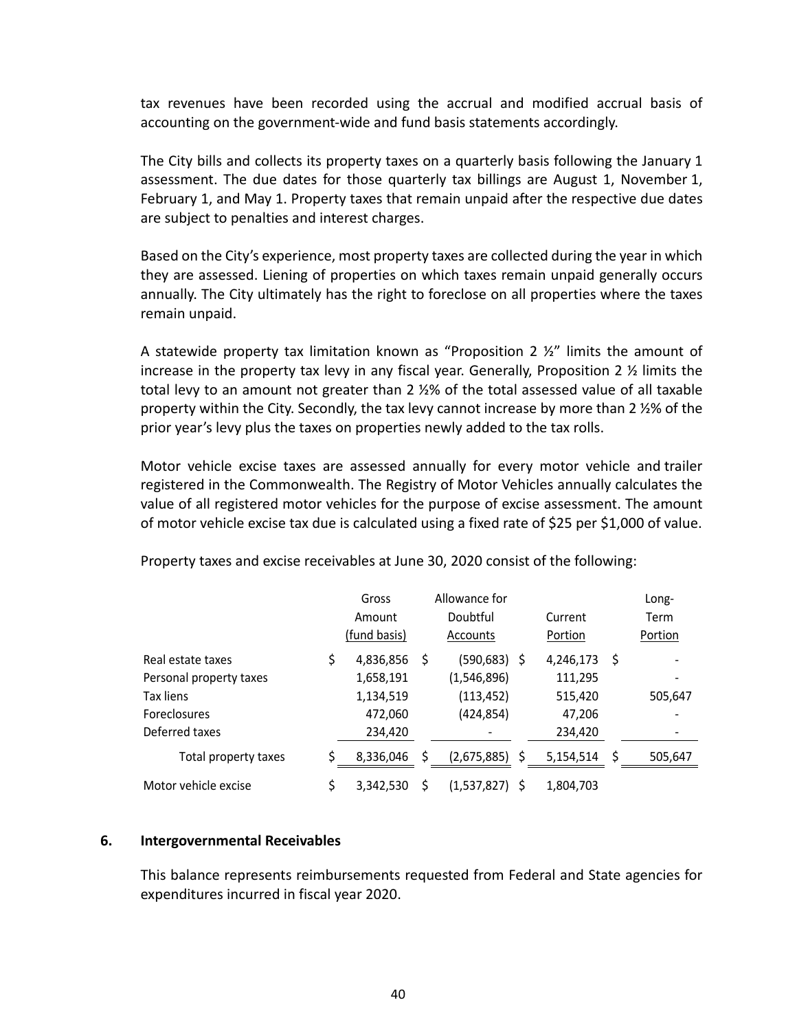tax revenues have been recorded using the accrual and modified accrual basis of accounting on the government-wide and fund basis statements accordingly.

The City bills and collects its property taxes on a quarterly basis following the January 1 assessment. The due dates for those quarterly tax billings are August 1, November 1, February 1, and May 1. Property taxes that remain unpaid after the respective due dates are subject to penalties and interest charges.

Based on the City's experience, most property taxes are collected during the year in which they are assessed. Liening of properties on which taxes remain unpaid generally occurs annually. The City ultimately has the right to foreclose on all properties where the taxes remain unpaid.

A statewide property tax limitation known as "Proposition 2 ½" limits the amount of increase in the property tax levy in any fiscal year. Generally, Proposition 2 ½ limits the total levy to an amount not greater than 2 ½% of the total assessed value of all taxable property within the City. Secondly, the tax levy cannot increase by more than 2 ½% of the prior year's levy plus the taxes on properties newly added to the tax rolls.

Motor vehicle excise taxes are assessed annually for every motor vehicle and trailer registered in the Commonwealth. The Registry of Motor Vehicles annually calculates the value of all registered motor vehicles for the purpose of excise assessment. The amount of motor vehicle excise tax due is calculated using a fixed rate of $25 per $1,000 of value.

Property taxes and excise receivables at June 30, 2020 consist of the following:

| | Gross Amount (fund basis) | Allowance for Doubtful Accounts | Current Portion | Long-Term Portion |
|---|---|---|---|---|
| Real estate taxes | $ 4,836,856 | $ (590,683) | $ 4,246,173 | $ - |
| Personal property taxes | 1,658,191 | (1,546,896) | 111,295 | - |
| Tax liens | 1,134,519 | (113,452) | 515,420 | 505,647 |
| Foreclosures | 472,060 | (424,854) | 47,206 | - |
| Deferred taxes | 234,420 | - | 234,420 | - |
| Total property taxes | $ 8,336,046 | $ (2,675,885) | $ 5,154,514 | $ 505,647 |
| Motor vehicle excise | $ 3,342,530 | $ (1,537,827) | $ 1,804,703 | |

## 6. Intergovernmental Receivables

This balance represents reimbursements requested from Federal and State agencies for expenditures incurred in fiscal year 2020.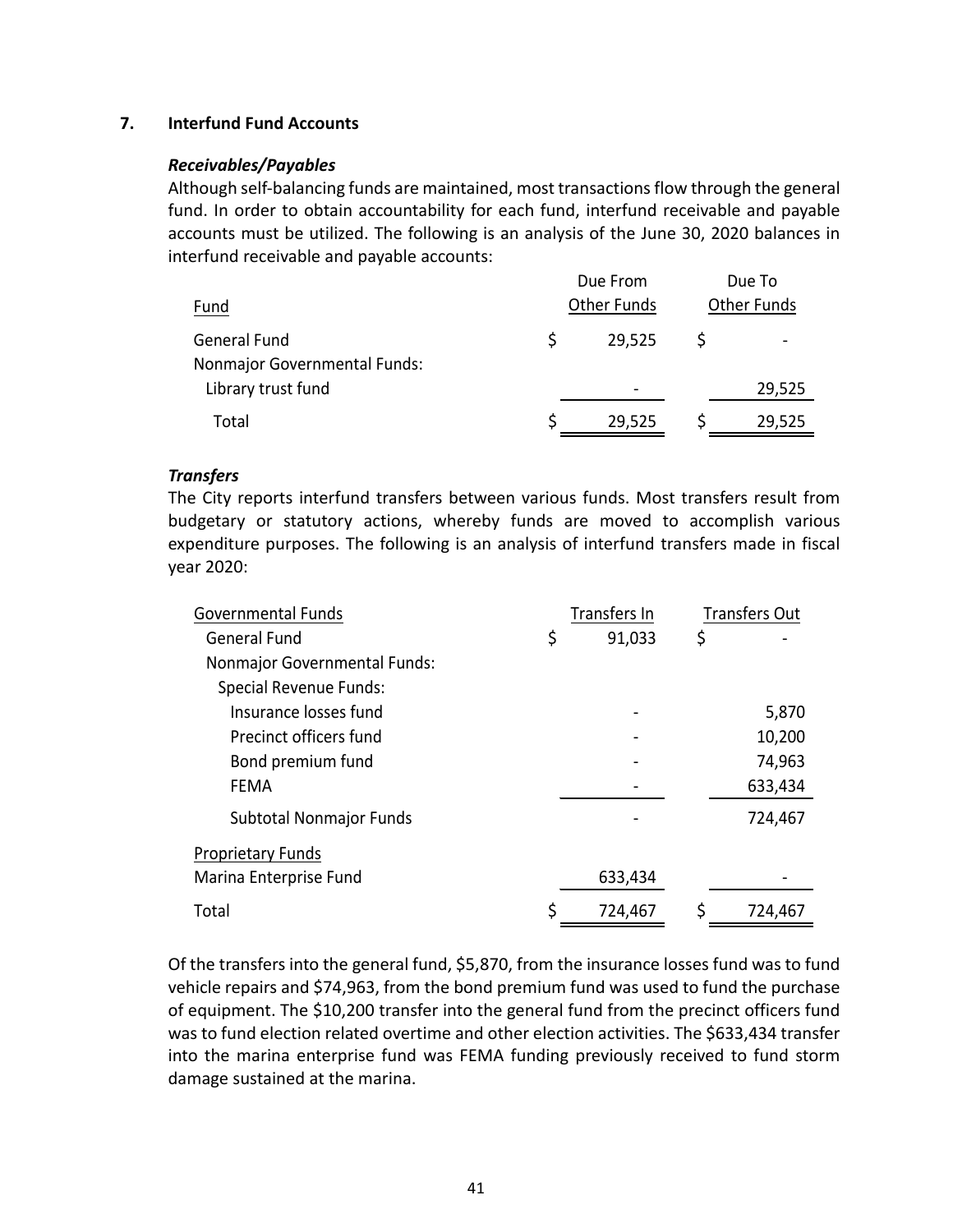## 7. Interfund Fund Accounts

### *Receivables/Payables*

Although self-balancing funds are maintained, most transactions flow through the general fund. In order to obtain accountability for each fund, interfund receivable and payable accounts must be utilized. The following is an analysis of the June 30, 2020 balances in interfund receivable and payable accounts:

| Fund | Due From Other Funds | Due To Other Funds |
|---|---|---|
| General Fund | $ 29,525 | $ - |
| Nonmajor Governmental Funds: | | |
| Library trust fund | - | 29,525 |
| Total | $ 29,525 | $ 29,525 |

### *Transfers*

The City reports interfund transfers between various funds. Most transfers result from budgetary or statutory actions, whereby funds are moved to accomplish various expenditure purposes. The following is an analysis of interfund transfers made in fiscal year 2020:

| Governmental Funds | Transfers In | Transfers Out |
|---|---|---|
| General Fund | $ 91,033 | $ - |
| Nonmajor Governmental Funds: | | |
| Special Revenue Funds: | | |
| Insurance losses fund | - | 5,870 |
| Precinct officers fund | - | 10,200 |
| Bond premium fund | - | 74,963 |
| FEMA | - | 633,434 |
| Subtotal Nonmajor Funds | - | 724,467 |
| Proprietary Funds | | |
| Marina Enterprise Fund | 633,434 | - |
| Total | $ 724,467 | $ 724,467 |

Of the transfers into the general fund, $5,870, from the insurance losses fund was to fund vehicle repairs and $74,963, from the bond premium fund was used to fund the purchase of equipment. The $10,200 transfer into the general fund from the precinct officers fund was to fund election related overtime and other election activities. The $633,434 transfer into the marina enterprise fund was FEMA funding previously received to fund storm damage sustained at the marina.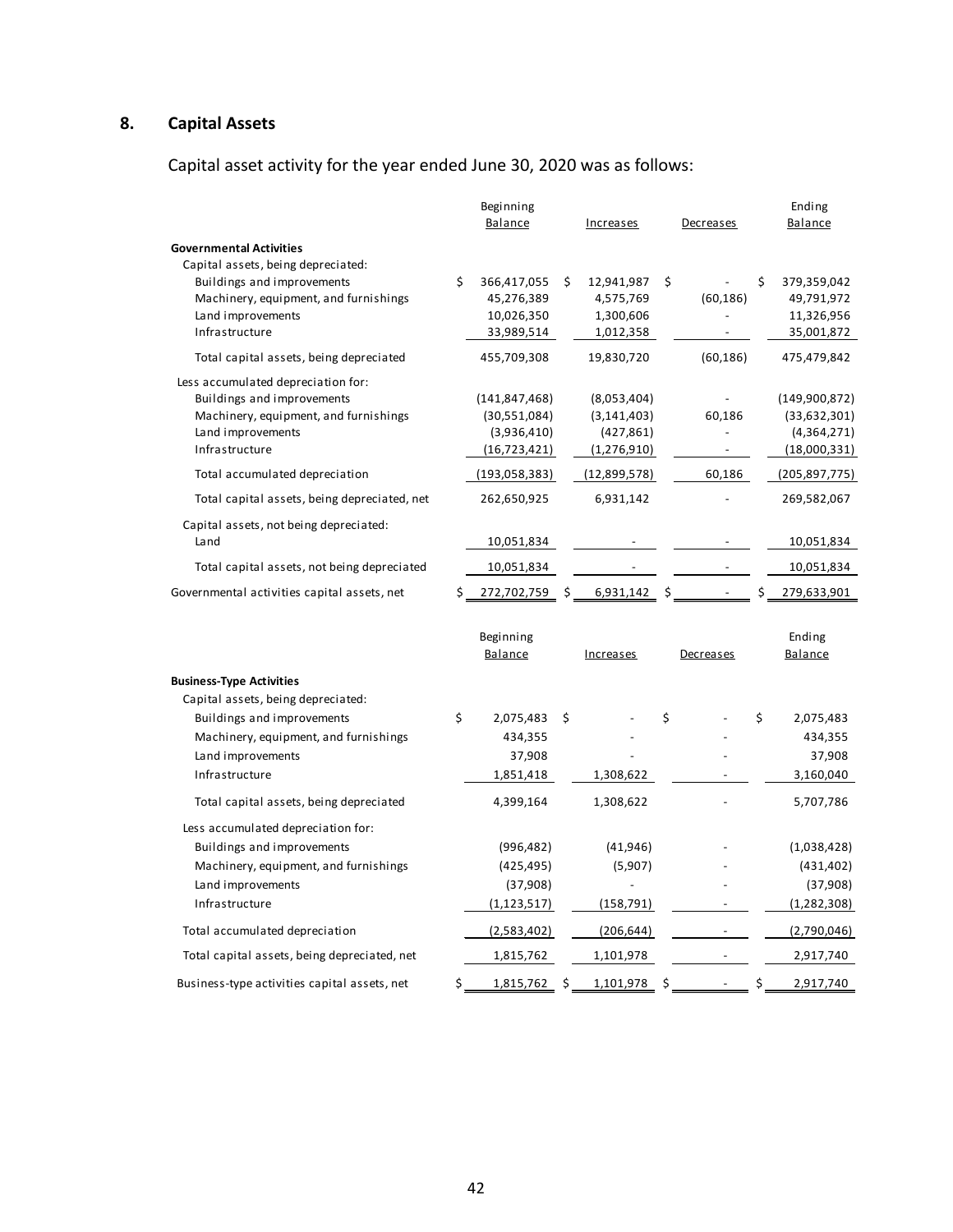## 8. Capital Assets

Capital asset activity for the year ended June 30, 2020 was as follows:

| | Beginning Balance | Increases | Decreases | Ending Balance |
|---|---|---|---|---|
| **Governmental Activities** | | | | |
| Capital assets, being depreciated: | | | | |
| Buildings and improvements | $ 366,417,055 | $ 12,941,987 | $ - | $ 379,359,042 |
| Machinery, equipment, and furnishings | 45,276,389 | 4,575,769 | (60,186) | 49,791,972 |
| Land improvements | 10,026,350 | 1,300,606 | - | 11,326,956 |
| Infrastructure | 33,989,514 | 1,012,358 | - | 35,001,872 |
| Total capital assets, being depreciated | 455,709,308 | 19,830,720 | (60,186) | 475,479,842 |
| Less accumulated depreciation for: | | | | |
| Buildings and improvements | (141,847,468) | (8,053,404) | - | (149,900,872) |
| Machinery, equipment, and furnishings | (30,551,084) | (3,141,403) | 60,186 | (33,632,301) |
| Land improvements | (3,936,410) | (427,861) | - | (4,364,271) |
| Infrastructure | (16,723,421) | (1,276,910) | - | (18,000,331) |
| Total accumulated depreciation | (193,058,383) | (12,899,578) | 60,186 | (205,897,775) |
| Total capital assets, being depreciated, net | 262,650,925 | 6,931,142 | - | 269,582,067 |
| Capital assets, not being depreciated: | | | | |
| Land | 10,051,834 | - | - | 10,051,834 |
| Total capital assets, not being depreciated | 10,051,834 | - | - | 10,051,834 |
| Governmental activities capital assets, net | $ 272,702,759 | $ 6,931,142 | $ - | $ 279,633,901 |

| | Beginning Balance | Increases | Decreases | Ending Balance |
|---|---|---|---|---|
| **Business-Type Activities** | | | | |
| Capital assets, being depreciated: | | | | |
| Buildings and improvements | $ 2,075,483 | $ - | $ - | $ 2,075,483 |
| Machinery, equipment, and furnishings | 434,355 | - | - | 434,355 |
| Land improvements | 37,908 | - | - | 37,908 |
| Infrastructure | 1,851,418 | 1,308,622 | - | 3,160,040 |
| Total capital assets, being depreciated | 4,399,164 | 1,308,622 | - | 5,707,786 |
| Less accumulated depreciation for: | | | | |
| Buildings and improvements | (996,482) | (41,946) | - | (1,038,428) |
| Machinery, equipment, and furnishings | (425,495) | (5,907) | - | (431,402) |
| Land improvements | (37,908) | - | - | (37,908) |
| Infrastructure | (1,123,517) | (158,791) | - | (1,282,308) |
| Total accumulated depreciation | (2,583,402) | (206,644) | - | (2,790,046) |
| Total capital assets, being depreciated, net | 1,815,762 | 1,101,978 | - | 2,917,740 |
| Business-type activities capital assets, net | $ 1,815,762 | $ 1,101,978 | $ - | $ 2,917,740 |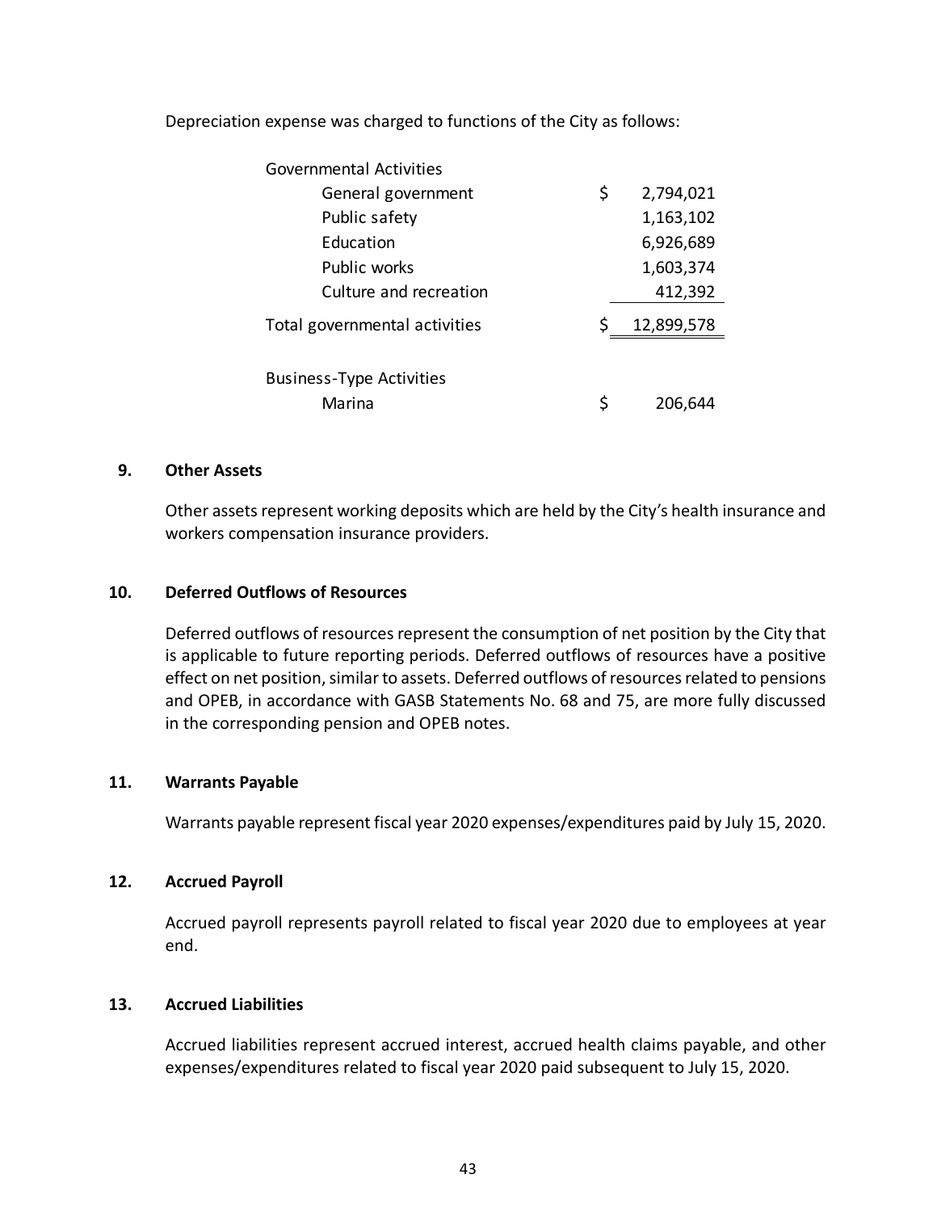Depreciation expense was charged to functions of the City as follows:

| | |
|---|---|
| Governmental Activities | |
| General government | $ 2,794,021 |
| Public safety | 1,163,102 |
| Education | 6,926,689 |
| Public works | 1,603,374 |
| Culture and recreation | 412,392 |
| Total governmental activities | $ 12,899,578 |
| | |
| Business-Type Activities | |
| Marina | $ 206,644 |

## 9. Other Assets

Other assets represent working deposits which are held by the City's health insurance and workers compensation insurance providers.

## 10. Deferred Outflows of Resources

Deferred outflows of resources represent the consumption of net position by the City that is applicable to future reporting periods. Deferred outflows of resources have a positive effect on net position, similar to assets. Deferred outflows of resources related to pensions and OPEB, in accordance with GASB Statements No. 68 and 75, are more fully discussed in the corresponding pension and OPEB notes.

## 11. Warrants Payable

Warrants payable represent fiscal year 2020 expenses/expenditures paid by July 15, 2020.

## 12. Accrued Payroll

Accrued payroll represents payroll related to fiscal year 2020 due to employees at year end.

## 13. Accrued Liabilities

Accrued liabilities represent accrued interest, accrued health claims payable, and other expenses/expenditures related to fiscal year 2020 paid subsequent to July 15, 2020.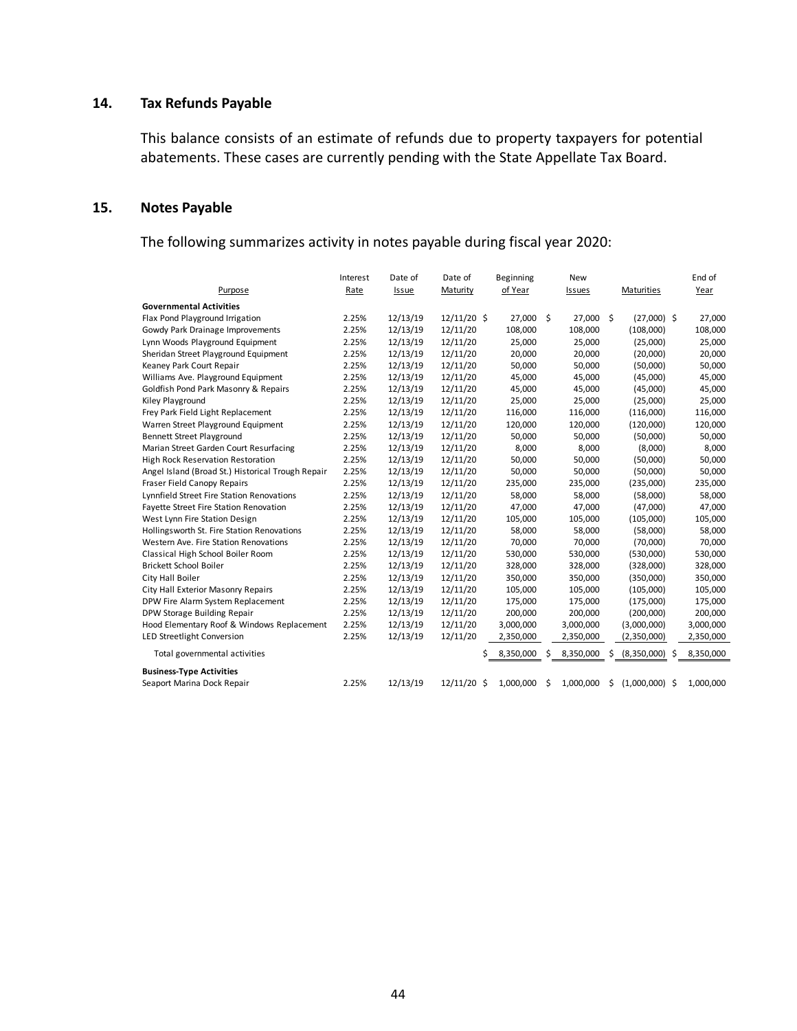## 14. Tax Refunds Payable

This balance consists of an estimate of refunds due to property taxpayers for potential abatements. These cases are currently pending with the State Appellate Tax Board.

## 15. Notes Payable

The following summarizes activity in notes payable during fiscal year 2020:

| Purpose | Interest Rate | Date of Issue | Date of Maturity | Beginning of Year | New Issues | Maturities | End of Year |
|---|---|---|---|---|---|---|---|
| **Governmental Activities** | | | | | | | |
| Flax Pond Playground Irrigation | 2.25% | 12/13/19 | 12/11/20 | $ 27,000 | $ 27,000 | $ (27,000) | $ 27,000 |
| Gowdy Park Drainage Improvements | 2.25% | 12/13/19 | 12/11/20 | 108,000 | 108,000 | (108,000) | 108,000 |
| Lynn Woods Playground Equipment | 2.25% | 12/13/19 | 12/11/20 | 25,000 | 25,000 | (25,000) | 25,000 |
| Sheridan Street Playground Equipment | 2.25% | 12/13/19 | 12/11/20 | 20,000 | 20,000 | (20,000) | 20,000 |
| Keaney Park Court Repair | 2.25% | 12/13/19 | 12/11/20 | 50,000 | 50,000 | (50,000) | 50,000 |
| Williams Ave. Playground Equipment | 2.25% | 12/13/19 | 12/11/20 | 45,000 | 45,000 | (45,000) | 45,000 |
| Goldfish Pond Park Masonry & Repairs | 2.25% | 12/13/19 | 12/11/20 | 45,000 | 45,000 | (45,000) | 45,000 |
| Kiley Playground | 2.25% | 12/13/19 | 12/11/20 | 25,000 | 25,000 | (25,000) | 25,000 |
| Frey Park Field Light Replacement | 2.25% | 12/13/19 | 12/11/20 | 116,000 | 116,000 | (116,000) | 116,000 |
| Warren Street Playground Equipment | 2.25% | 12/13/19 | 12/11/20 | 120,000 | 120,000 | (120,000) | 120,000 |
| Bennett Street Playground | 2.25% | 12/13/19 | 12/11/20 | 50,000 | 50,000 | (50,000) | 50,000 |
| Marian Street Garden Court Resurfacing | 2.25% | 12/13/19 | 12/11/20 | 8,000 | 8,000 | (8,000) | 8,000 |
| High Rock Reservation Restoration | 2.25% | 12/13/19 | 12/11/20 | 50,000 | 50,000 | (50,000) | 50,000 |
| Angel Island (Broad St.) Historical Trough Repair | 2.25% | 12/13/19 | 12/11/20 | 50,000 | 50,000 | (50,000) | 50,000 |
| Fraser Field Canopy Repairs | 2.25% | 12/13/19 | 12/11/20 | 235,000 | 235,000 | (235,000) | 235,000 |
| Lynnfield Street Fire Station Renovations | 2.25% | 12/13/19 | 12/11/20 | 58,000 | 58,000 | (58,000) | 58,000 |
| Fayette Street Fire Station Renovation | 2.25% | 12/13/19 | 12/11/20 | 47,000 | 47,000 | (47,000) | 47,000 |
| West Lynn Fire Station Design | 2.25% | 12/13/19 | 12/11/20 | 105,000 | 105,000 | (105,000) | 105,000 |
| Hollingsworth St. Fire Station Renovations | 2.25% | 12/13/19 | 12/11/20 | 58,000 | 58,000 | (58,000) | 58,000 |
| Western Ave. Fire Station Renovations | 2.25% | 12/13/19 | 12/11/20 | 70,000 | 70,000 | (70,000) | 70,000 |
| Classical High School Boiler Room | 2.25% | 12/13/19 | 12/11/20 | 530,000 | 530,000 | (530,000) | 530,000 |
| Brickett School Boiler | 2.25% | 12/13/19 | 12/11/20 | 328,000 | 328,000 | (328,000) | 328,000 |
| City Hall Boiler | 2.25% | 12/13/19 | 12/11/20 | 350,000 | 350,000 | (350,000) | 350,000 |
| City Hall Exterior Masonry Repairs | 2.25% | 12/13/19 | 12/11/20 | 105,000 | 105,000 | (105,000) | 105,000 |
| DPW Fire Alarm System Replacement | 2.25% | 12/13/19 | 12/11/20 | 175,000 | 175,000 | (175,000) | 175,000 |
| DPW Storage Building Repair | 2.25% | 12/13/19 | 12/11/20 | 200,000 | 200,000 | (200,000) | 200,000 |
| Hood Elementary Roof & Windows Replacement | 2.25% | 12/13/19 | 12/11/20 | 3,000,000 | 3,000,000 | (3,000,000) | 3,000,000 |
| LED Streetlight Conversion | 2.25% | 12/13/19 | 12/11/20 | 2,350,000 | 2,350,000 | (2,350,000) | 2,350,000 |
| Total governmental activities | | | | $ 8,350,000 | $ 8,350,000 | $ (8,350,000) | $ 8,350,000 |
| **Business-Type Activities** | | | | | | | |
| Seaport Marina Dock Repair | 2.25% | 12/13/19 | 12/11/20 | $ 1,000,000 | $ 1,000,000 | $ (1,000,000) | $ 1,000,000 |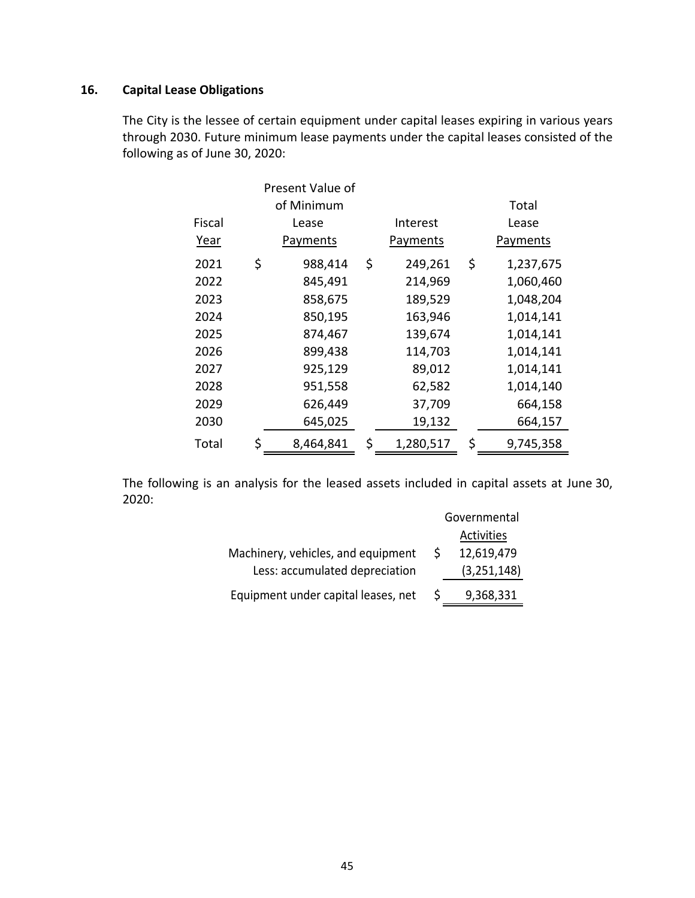## 16. Capital Lease Obligations

The City is the lessee of certain equipment under capital leases expiring in various years through 2030. Future minimum lease payments under the capital leases consisted of the following as of June 30, 2020:

| Fiscal Year | Present Value of of Minimum Lease Payments | Interest Payments | Total Lease Payments |
|---|---|---|---|
| 2021 | $ 988,414 | $ 249,261 | $ 1,237,675 |
| 2022 | 845,491 | 214,969 | 1,060,460 |
| 2023 | 858,675 | 189,529 | 1,048,204 |
| 2024 | 850,195 | 163,946 | 1,014,141 |
| 2025 | 874,467 | 139,674 | 1,014,141 |
| 2026 | 899,438 | 114,703 | 1,014,141 |
| 2027 | 925,129 | 89,012 | 1,014,141 |
| 2028 | 951,558 | 62,582 | 1,014,140 |
| 2029 | 626,449 | 37,709 | 664,158 |
| 2030 | 645,025 | 19,132 | 664,157 |
| Total | $ 8,464,841 | $ 1,280,517 | $ 9,745,358 |

The following is an analysis for the leased assets included in capital assets at June 30, 2020:

| | Governmental Activities |
|---|---|
| Machinery, vehicles, and equipment | $ 12,619,479 |
| Less: accumulated depreciation | (3,251,148) |
| Equipment under capital leases, net | $ 9,368,331 |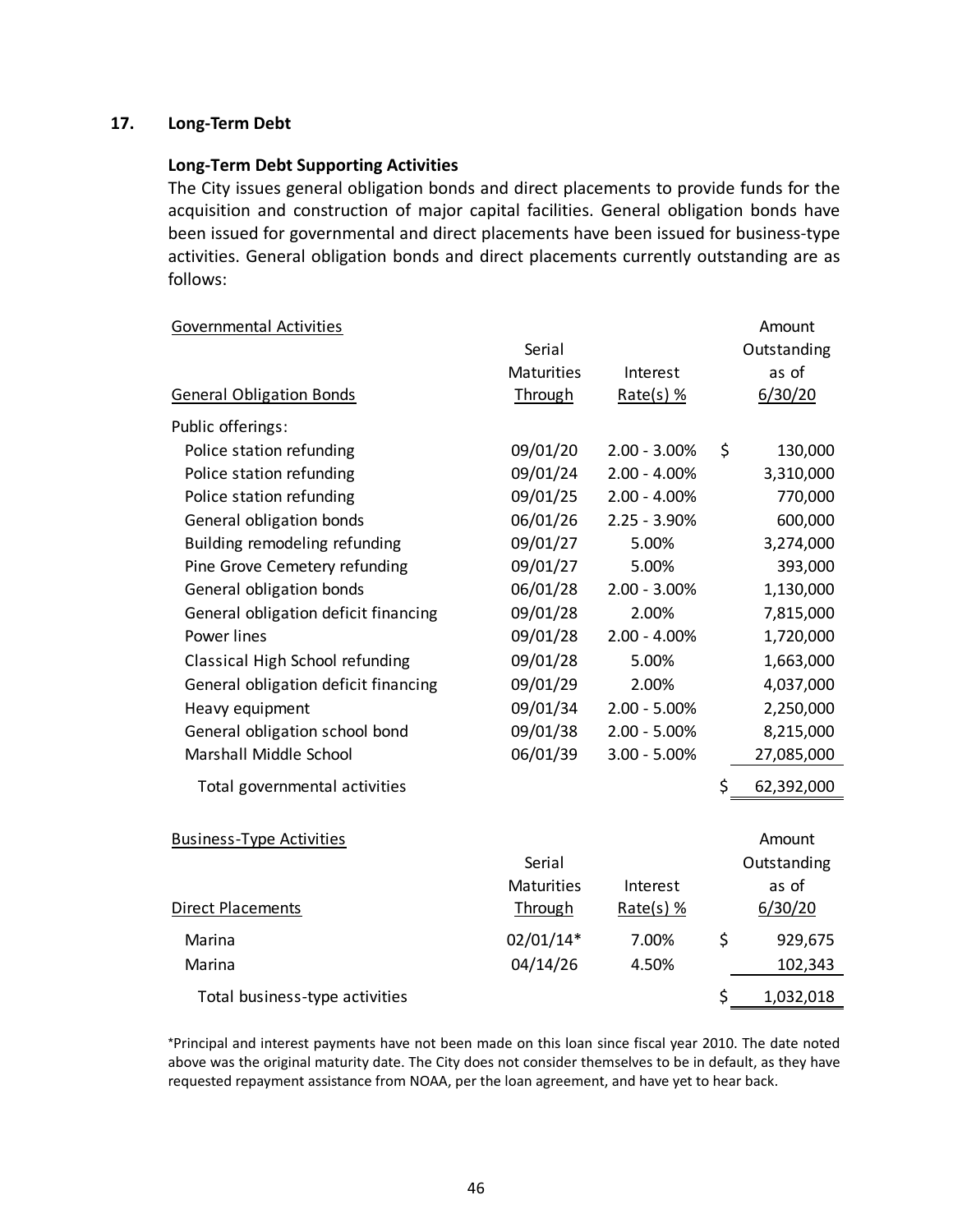## 17. Long-Term Debt

### Long-Term Debt Supporting Activities

The City issues general obligation bonds and direct placements to provide funds for the acquisition and construction of major capital facilities. General obligation bonds have been issued for governmental and direct placements have been issued for business-type activities. General obligation bonds and direct placements currently outstanding are as follows:

| Governmental Activities<br><br>General Obligation Bonds | Serial Maturities Through | Interest Rate(s) % | Amount Outstanding as of 6/30/20 |
|---|---|---|---|
| Public offerings: | | | |
| Police station refunding | 09/01/20 | 2.00 - 3.00% | $ 130,000 |
| Police station refunding | 09/01/24 | 2.00 - 4.00% | 3,310,000 |
| Police station refunding | 09/01/25 | 2.00 - 4.00% | 770,000 |
| General obligation bonds | 06/01/26 | 2.25 - 3.90% | 600,000 |
| Building remodeling refunding | 09/01/27 | 5.00% | 3,274,000 |
| Pine Grove Cemetery refunding | 09/01/27 | 5.00% | 393,000 |
| General obligation bonds | 06/01/28 | 2.00 - 3.00% | 1,130,000 |
| General obligation deficit financing | 09/01/28 | 2.00% | 7,815,000 |
| Power lines | 09/01/28 | 2.00 - 4.00% | 1,720,000 |
| Classical High School refunding | 09/01/28 | 5.00% | 1,663,000 |
| General obligation deficit financing | 09/01/29 | 2.00% | 4,037,000 |
| Heavy equipment | 09/01/34 | 2.00 - 5.00% | 2,250,000 |
| General obligation school bond | 09/01/38 | 2.00 - 5.00% | 8,215,000 |
| Marshall Middle School | 06/01/39 | 3.00 - 5.00% | 27,085,000 |
| Total governmental activities | | | $ 62,392,000 |

| Business-Type Activities<br><br>Direct Placements | Serial Maturities Through | Interest Rate(s) % | Amount Outstanding as of 6/30/20 |
|---|---|---|---|
| Marina | 02/01/14* | 7.00% | $ 929,675 |
| Marina | 04/14/26 | 4.50% | 102,343 |
| Total business-type activities | | | $ 1,032,018 |

*Principal and interest payments have not been made on this loan since fiscal year 2010. The date noted above was the original maturity date. The City does not consider themselves to be in default, as they have requested repayment assistance from NOAA, per the loan agreement, and have yet to hear back.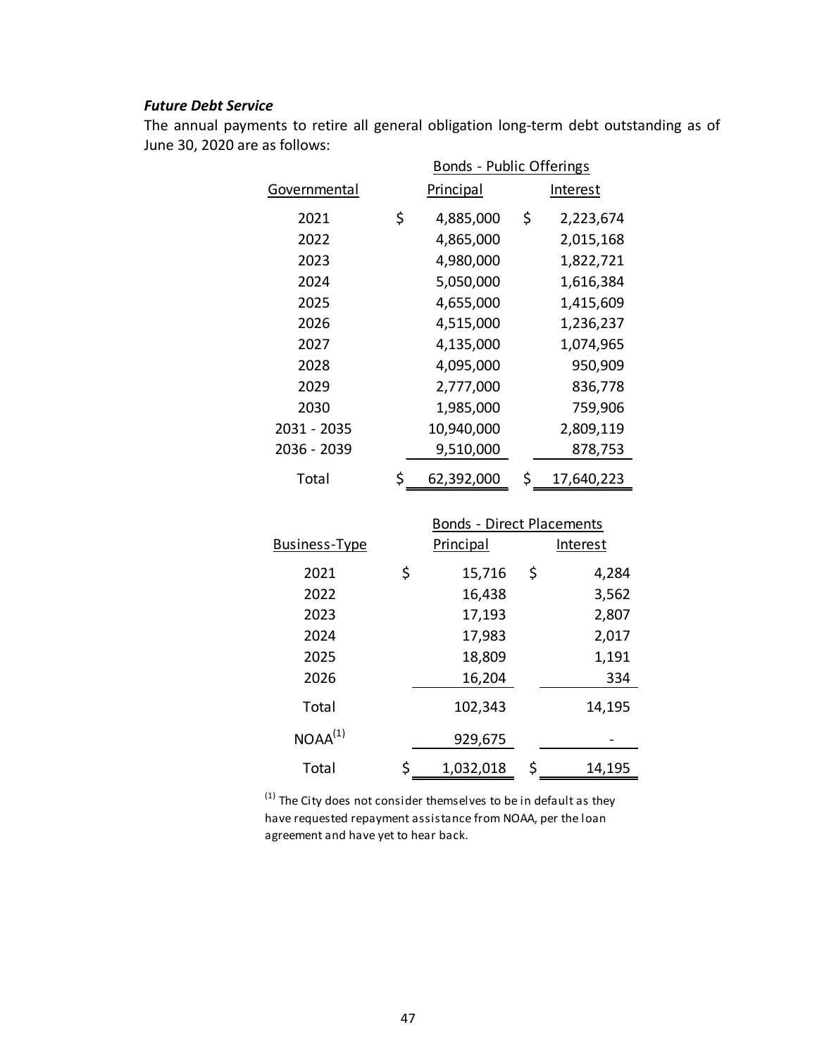***Future Debt Service***

The annual payments to retire all general obligation long-term debt outstanding as of June 30, 2020 are as follows:

| | Bonds - Public Offerings | |
|---|---|---|
| Governmental | Principal | Interest |
| 2021 | $ 4,885,000 | $ 2,223,674 |
| 2022 | 4,865,000 | 2,015,168 |
| 2023 | 4,980,000 | 1,822,721 |
| 2024 | 5,050,000 | 1,616,384 |
| 2025 | 4,655,000 | 1,415,609 |
| 2026 | 4,515,000 | 1,236,237 |
| 2027 | 4,135,000 | 1,074,965 |
| 2028 | 4,095,000 | 950,909 |
| 2029 | 2,777,000 | 836,778 |
| 2030 | 1,985,000 | 759,906 |
| 2031 - 2035 | 10,940,000 | 2,809,119 |
| 2036 - 2039 | 9,510,000 | 878,753 |
| Total | $ 62,392,000 | $ 17,640,223 |

| | Bonds - Direct Placements | |
|---|---|---|
| Business-Type | Principal | Interest |
| 2021 | $ 15,716 | $ 4,284 |
| 2022 | 16,438 | 3,562 |
| 2023 | 17,193 | 2,807 |
| 2024 | 17,983 | 2,017 |
| 2025 | 18,809 | 1,191 |
| 2026 | 16,204 | 334 |
| Total | 102,343 | 14,195 |
| NOAA[1] | 929,675 | - |
| Total | $ 1,032,018 | $ 14,195 |

[1] The City does not consider themselves to be in default as they have requested repayment assistance from NOAA, per the loan agreement and have yet to hear back.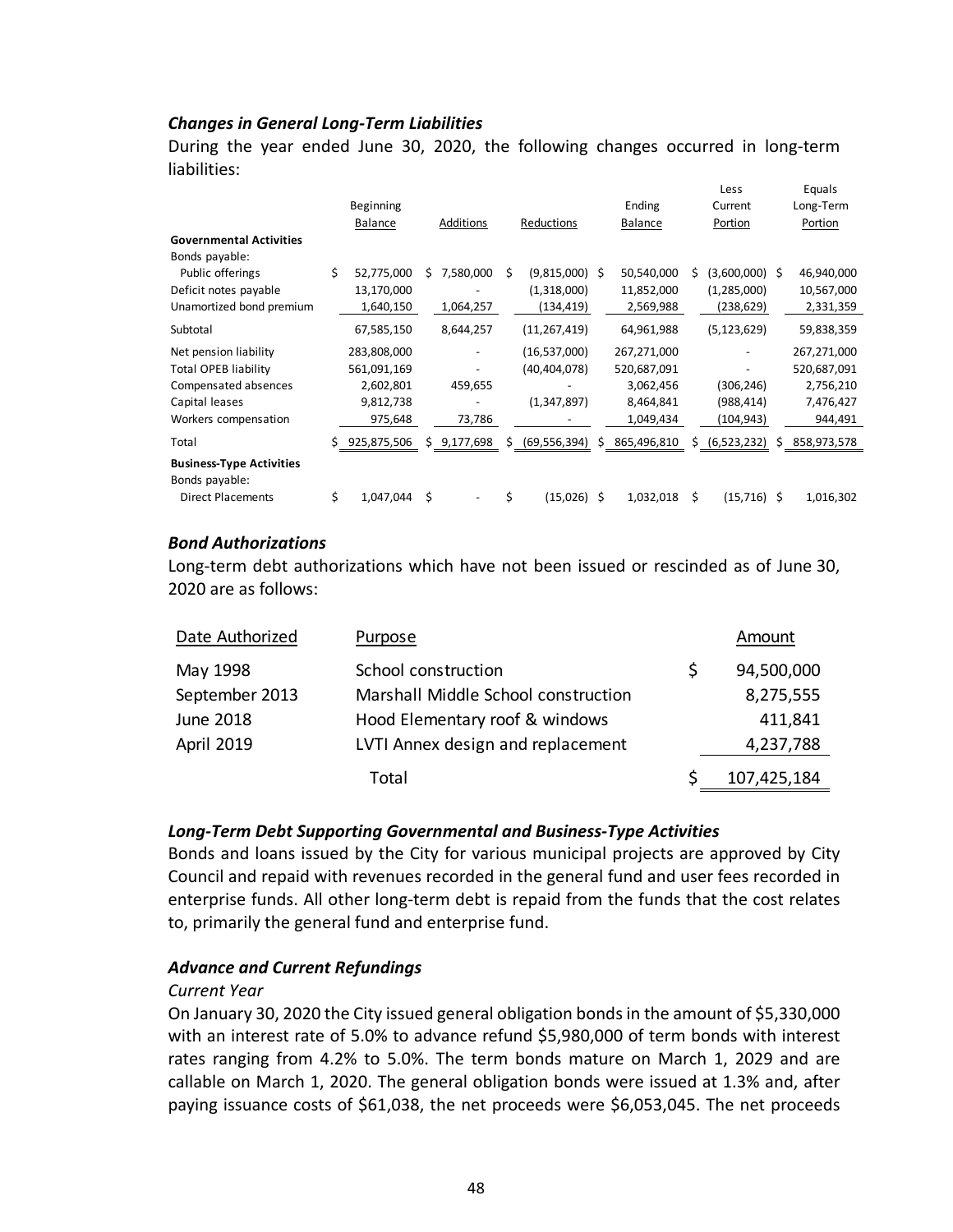### *Changes in General Long-Term Liabilities*

During the year ended June 30, 2020, the following changes occurred in long-term liabilities:

| | Beginning Balance | Additions | Reductions | Ending Balance | Less Current Portion | Equals Long-Term Portion |
|---|---|---|---|---|---|---|
| **Governmental Activities** | | | | | | |
| Bonds payable: | | | | | | |
| Public offerings | $ 52,775,000 | $ 7,580,000 | $ (9,815,000) | $ 50,540,000 | $ (3,600,000) | $ 46,940,000 |
| Deficit notes payable | 13,170,000 | - | (1,318,000) | 11,852,000 | (1,285,000) | 10,567,000 |
| Unamortized bond premium | 1,640,150 | 1,064,257 | (134,419) | 2,569,988 | (238,629) | 2,331,359 |
| Subtotal | 67,585,150 | 8,644,257 | (11,267,419) | 64,961,988 | (5,123,629) | 59,838,359 |
| Net pension liability | 283,808,000 | - | (16,537,000) | 267,271,000 | - | 267,271,000 |
| Total OPEB liability | 561,091,169 | - | (40,404,078) | 520,687,091 | - | 520,687,091 |
| Compensated absences | 2,602,801 | 459,655 | - | 3,062,456 | (306,246) | 2,756,210 |
| Capital leases | 9,812,738 | - | (1,347,897) | 8,464,841 | (988,414) | 7,476,427 |
| Workers compensation | 975,648 | 73,786 | - | 1,049,434 | (104,943) | 944,491 |
| Total | $ 925,875,506 | $ 9,177,698 | $ (69,556,394) | $ 865,496,810 | $ (6,523,232) | $ 858,973,578 |
| **Business-Type Activities** | | | | | | |
| Bonds payable: | | | | | | |
| Direct Placements | $ 1,047,044 | $ - | $ (15,026) | $ 1,032,018 | $ (15,716) | $ 1,016,302 |

### *Bond Authorizations*

Long-term debt authorizations which have not been issued or rescinded as of June 30, 2020 are as follows:

| Date Authorized | Purpose | Amount |
|---|---|---|
| May 1998 | School construction | $ 94,500,000 |
| September 2013 | Marshall Middle School construction | 8,275,555 |
| June 2018 | Hood Elementary roof & windows | 411,841 |
| April 2019 | LVTI Annex design and replacement | 4,237,788 |
| | Total | $ 107,425,184 |

### *Long-Term Debt Supporting Governmental and Business-Type Activities*

Bonds and loans issued by the City for various municipal projects are approved by City Council and repaid with revenues recorded in the general fund and user fees recorded in enterprise funds. All other long-term debt is repaid from the funds that the cost relates to, primarily the general fund and enterprise fund.

### *Advance and Current Refundings*

*Current Year*

On January 30, 2020 the City issued general obligation bonds in the amount of $5,330,000 with an interest rate of 5.0% to advance refund $5,980,000 of term bonds with interest rates ranging from 4.2% to 5.0%. The term bonds mature on March 1, 2029 and are callable on March 1, 2020. The general obligation bonds were issued at 1.3% and, after paying issuance costs of $61,038, the net proceeds were $6,053,045. The net proceeds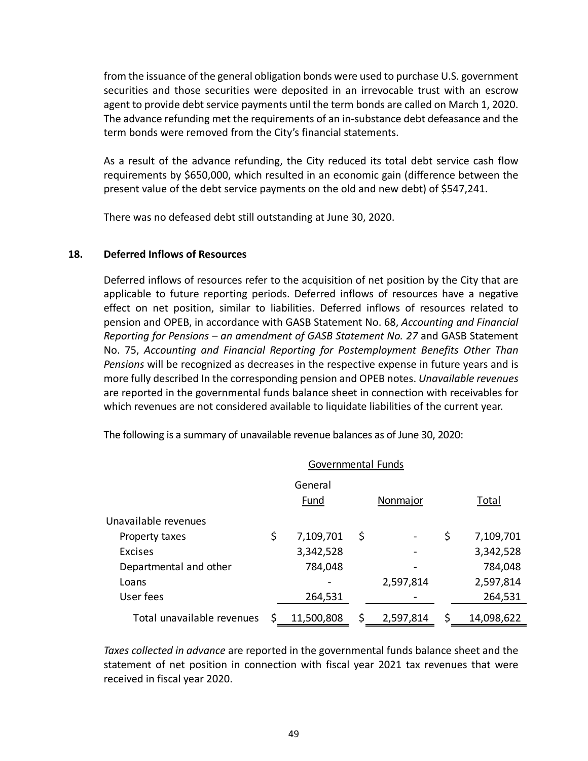from the issuance of the general obligation bonds were used to purchase U.S. government securities and those securities were deposited in an irrevocable trust with an escrow agent to provide debt service payments until the term bonds are called on March 1, 2020. The advance refunding met the requirements of an in-substance debt defeasance and the term bonds were removed from the City's financial statements.

As a result of the advance refunding, the City reduced its total debt service cash flow requirements by $650,000, which resulted in an economic gain (difference between the present value of the debt service payments on the old and new debt) of $547,241.

There was no defeased debt still outstanding at June 30, 2020.

## 18. Deferred Inflows of Resources

Deferred inflows of resources refer to the acquisition of net position by the City that are applicable to future reporting periods. Deferred inflows of resources have a negative effect on net position, similar to liabilities. Deferred inflows of resources related to pension and OPEB, in accordance with GASB Statement No. 68, *Accounting and Financial Reporting for Pensions – an amendment of GASB Statement No. 27* and GASB Statement No. 75, *Accounting and Financial Reporting for Postemployment Benefits Other Than Pensions* will be recognized as decreases in the respective expense in future years and is more fully described In the corresponding pension and OPEB notes. *Unavailable revenues* are reported in the governmental funds balance sheet in connection with receivables for which revenues are not considered available to liquidate liabilities of the current year.

The following is a summary of unavailable revenue balances as of June 30, 2020:

| | Governmental Funds | | |
|---|---|---|---|
| | General Fund | Nonmajor | Total |
| Unavailable revenues | | | |
| Property taxes | $ 7,109,701 | $ - | $ 7,109,701 |
| Excises | 3,342,528 | - | 3,342,528 |
| Departmental and other | 784,048 | - | 784,048 |
| Loans | - | 2,597,814 | 2,597,814 |
| User fees | 264,531 | - | 264,531 |
| Total unavailable revenues | $ 11,500,808 | $ 2,597,814 | $ 14,098,622 |

*Taxes collected in advance* are reported in the governmental funds balance sheet and the statement of net position in connection with fiscal year 2021 tax revenues that were received in fiscal year 2020.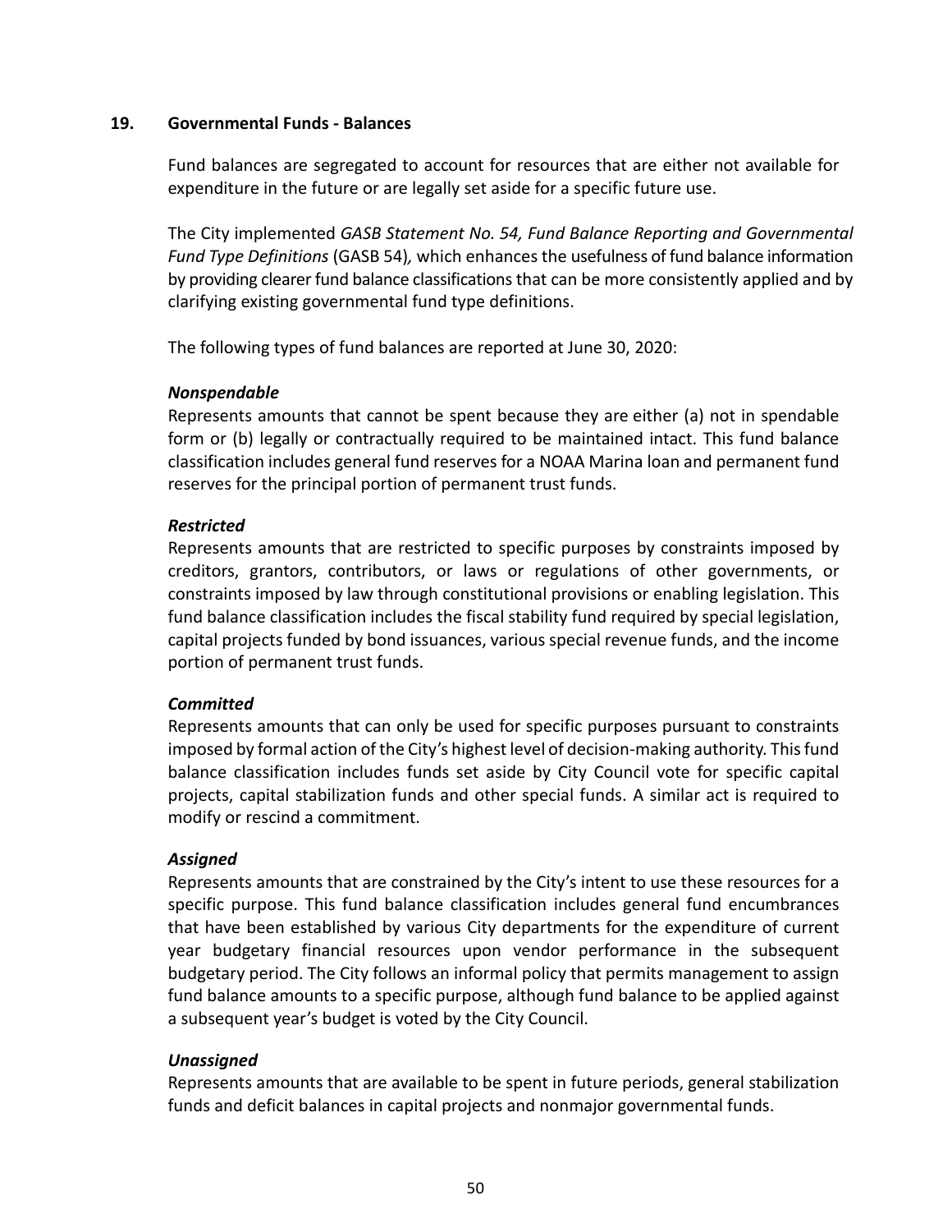## 19. Governmental Funds - Balances

Fund balances are segregated to account for resources that are either not available for expenditure in the future or are legally set aside for a specific future use.

The City implemented *GASB Statement No. 54, Fund Balance Reporting and Governmental Fund Type Definitions* (GASB 54)*,* which enhances the usefulness of fund balance information by providing clearer fund balance classifications that can be more consistently applied and by clarifying existing governmental fund type definitions.

The following types of fund balances are reported at June 30, 2020:

***Nonspendable***
Represents amounts that cannot be spent because they are either (a) not in spendable form or (b) legally or contractually required to be maintained intact. This fund balance classification includes general fund reserves for a NOAA Marina loan and permanent fund reserves for the principal portion of permanent trust funds.

***Restricted***
Represents amounts that are restricted to specific purposes by constraints imposed by creditors, grantors, contributors, or laws or regulations of other governments, or constraints imposed by law through constitutional provisions or enabling legislation. This fund balance classification includes the fiscal stability fund required by special legislation, capital projects funded by bond issuances, various special revenue funds, and the income portion of permanent trust funds.

***Committed***
Represents amounts that can only be used for specific purposes pursuant to constraints imposed by formal action of the City's highest level of decision-making authority. This fund balance classification includes funds set aside by City Council vote for specific capital projects, capital stabilization funds and other special funds. A similar act is required to modify or rescind a commitment.

***Assigned***
Represents amounts that are constrained by the City's intent to use these resources for a specific purpose. This fund balance classification includes general fund encumbrances that have been established by various City departments for the expenditure of current year budgetary financial resources upon vendor performance in the subsequent budgetary period. The City follows an informal policy that permits management to assign fund balance amounts to a specific purpose, although fund balance to be applied against a subsequent year's budget is voted by the City Council.

***Unassigned***
Represents amounts that are available to be spent in future periods, general stabilization funds and deficit balances in capital projects and nonmajor governmental funds.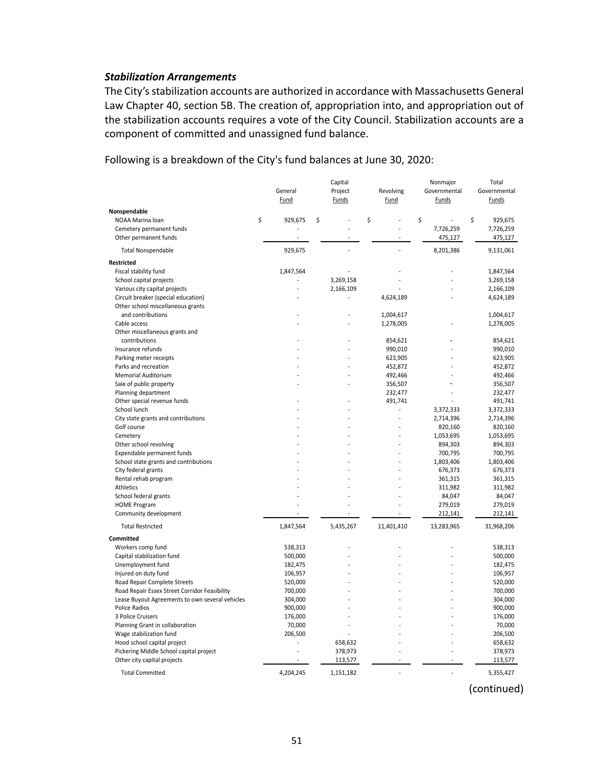### *Stabilization Arrangements*

The City's stabilization accounts are authorized in accordance with Massachusetts General Law Chapter 40, section 5B. The creation of, appropriation into, and appropriation out of the stabilization accounts requires a vote of the City Council. Stabilization accounts are a component of committed and unassigned fund balance.

Following is a breakdown of the City's fund balances at June 30, 2020:

| | General Fund | Capital Project Funds | Revolving Fund | Nonmajor Governmental Funds | Total Governmental Funds |
|---|---|---|---|---|---|
| **Nonspendable** | | | | | |
| NOAA Marina loan | $ 929,675 | $ - | $ - | $ - | $ 929,675 |
| Cemetery permanent funds | - | - | - | 7,726,259 | 7,726,259 |
| Other permanent funds | - | - | - | 475,127 | 475,127 |
| Total Nonspendable | 929,675 | - | - | 8,201,386 | 9,131,061 |
| **Restricted** | | | | | |
| Fiscal stability fund | 1,847,564 | - | - | - | 1,847,564 |
| School capital projects | - | 3,269,158 | - | - | 3,269,158 |
| Various city capital projects | - | 2,166,109 | - | - | 2,166,109 |
| Circuit breaker (special education) | - | - | 4,624,189 | - | 4,624,189 |
| Other school miscellaneous grants and contributions | - | - | 1,004,617 | | 1,004,617 |
| Cable access | - | - | 1,278,005 | - | 1,278,005 |
| Other miscellaneous grants and contributions | - | - | 854,621 | - | 854,621 |
| Insurance refunds | - | - | 990,010 | - | 990,010 |
| Parking meter receipts | - | - | 623,905 | - | 623,905 |
| Parks and recreation | - | - | 452,872 | - | 452,872 |
| Memorial Auditorium | - | - | 492,466 | - | 492,466 |
| Sale of public property | - | - | 356,507 | - | 356,507 |
| Planning department | | | 232,477 | - | 232,477 |
| Other special revenue funds | - | - | 491,741 | - | 491,741 |
| School lunch | - | - | - | 3,372,333 | 3,372,333 |
| City state grants and contributions | - | - | - | 2,714,396 | 2,714,396 |
| Golf course | - | - | - | 820,160 | 820,160 |
| Cemetery | - | - | - | 1,053,695 | 1,053,695 |
| Other school revolving | - | - | - | 894,303 | 894,303 |
| Expendable permanent funds | - | - | - | 700,795 | 700,795 |
| School state grants and contributions | - | - | - | 1,803,406 | 1,803,406 |
| City federal grants | - | - | - | 676,373 | 676,373 |
| Rental rehab program | - | - | - | 361,315 | 361,315 |
| Athletics | - | - | - | 311,982 | 311,982 |
| School federal grants | - | - | - | 84,047 | 84,047 |
| HOME Program | - | - | - | 279,019 | 279,019 |
| Community development | - | - | - | 212,141 | 212,141 |
| Total Restricted | 1,847,564 | 5,435,267 | 11,401,410 | 13,283,965 | 31,968,206 |
| **Committed** | | | | | |
| Workers comp fund | 538,313 | - | - | - | 538,313 |
| Capital stabilization fund | 500,000 | - | - | - | 500,000 |
| Unemployment fund | 182,475 | - | - | - | 182,475 |
| Injured on duty fund | 106,957 | - | - | - | 106,957 |
| Road Repair Complete Streets | 520,000 | - | - | - | 520,000 |
| Road Repair Essex Street Corridor Feasibility | 700,000 | - | - | - | 700,000 |
| Lease Buyout Agreements to own several vehicles | 304,000 | - | - | - | 304,000 |
| Police Radios | 900,000 | - | - | - | 900,000 |
| 3 Police Cruisers | 176,000 | - | - | - | 176,000 |
| Planning Grant in collaboration | 70,000 | - | - | - | 70,000 |
| Wage stabilization fund | 206,500 | - | - | - | 206,500 |
| Hood school capital project | - | 658,632 | - | - | 658,632 |
| Pickering Middle School capital project | - | 378,973 | - | - | 378,973 |
| Other city capital projects | - | 113,577 | - | - | 113,577 |
| Total Committed | 4,204,245 | 1,151,182 | - | - | 5,355,427 |

(continued)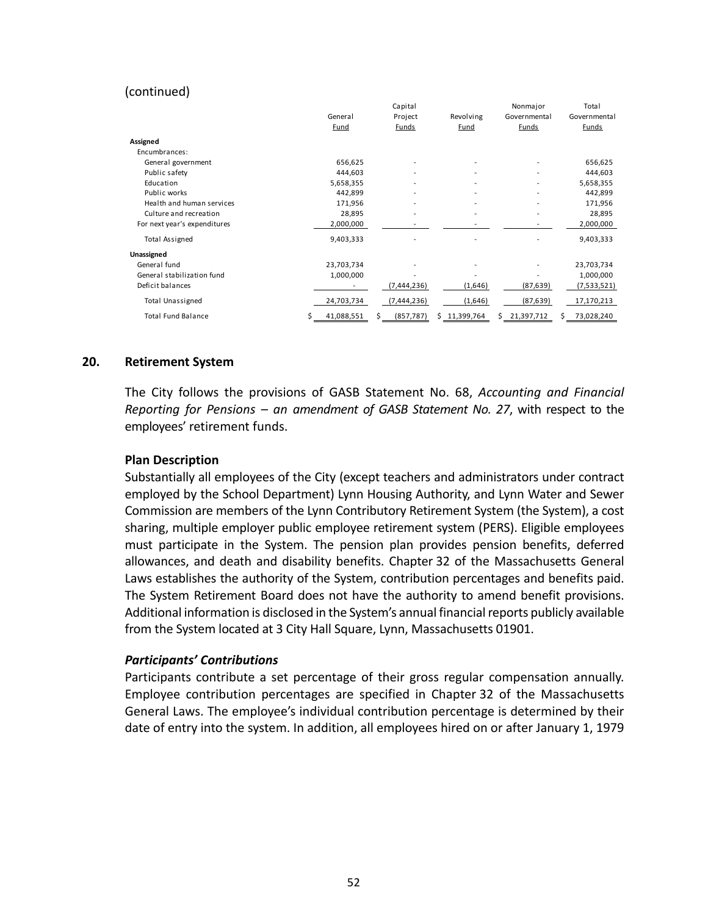(continued)

| | General Fund | Capital Project Funds | Revolving Fund | Nonmajor Governmental Funds | Total Governmental Funds |
|---|---|---|---|---|---|
| **Assigned** | | | | | |
| Encumbrances: | | | | | |
| General government | 656,625 | - | - | - | 656,625 |
| Public safety | 444,603 | - | - | - | 444,603 |
| Education | 5,658,355 | - | - | - | 5,658,355 |
| Public works | 442,899 | - | - | - | 442,899 |
| Health and human services | 171,956 | - | - | - | 171,956 |
| Culture and recreation | 28,895 | - | - | - | 28,895 |
| For next year's expenditures | 2,000,000 | - | - | - | 2,000,000 |
| Total Assigned | 9,403,333 | - | - | - | 9,403,333 |
| **Unassigned** | | | | | |
| General fund | 23,703,734 | - | - | - | 23,703,734 |
| General stabilization fund | 1,000,000 | - | - | - | 1,000,000 |
| Deficit balances | - | (7,444,236) | (1,646) | (87,639) | (7,533,521) |
| Total Unassigned | 24,703,734 | (7,444,236) | (1,646) | (87,639) | 17,170,213 |
| Total Fund Balance | $ 41,088,551 | $ (857,787) | $ 11,399,764 | $ 21,397,712 | $ 73,028,240 |

## 20. Retirement System

The City follows the provisions of GASB Statement No. 68, *Accounting and Financial Reporting for Pensions – an amendment of GASB Statement No. 27*, with respect to the employees' retirement funds.

### Plan Description

Substantially all employees of the City (except teachers and administrators under contract employed by the School Department) Lynn Housing Authority, and Lynn Water and Sewer Commission are members of the Lynn Contributory Retirement System (the System), a cost sharing, multiple employer public employee retirement system (PERS). Eligible employees must participate in the System. The pension plan provides pension benefits, deferred allowances, and death and disability benefits. Chapter 32 of the Massachusetts General Laws establishes the authority of the System, contribution percentages and benefits paid. The System Retirement Board does not have the authority to amend benefit provisions. Additional information is disclosed in the System's annual financial reports publicly available from the System located at 3 City Hall Square, Lynn, Massachusetts 01901.

#### *Participants' Contributions*

Participants contribute a set percentage of their gross regular compensation annually. Employee contribution percentages are specified in Chapter 32 of the Massachusetts General Laws. The employee's individual contribution percentage is determined by their date of entry into the system. In addition, all employees hired on or after January 1, 1979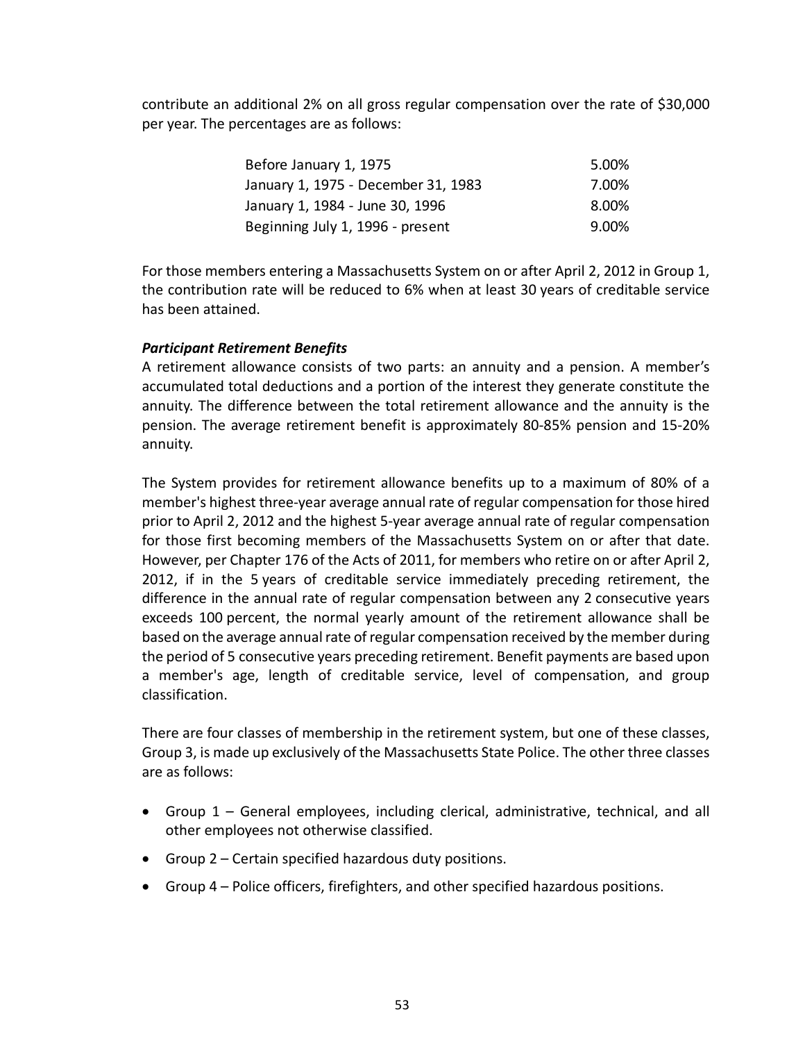contribute an additional 2% on all gross regular compensation over the rate of $30,000 per year. The percentages are as follows:

| | |
|---|---|
| Before January 1, 1975 | 5.00% |
| January 1, 1975 - December 31, 1983 | 7.00% |
| January 1, 1984 - June 30, 1996 | 8.00% |
| Beginning July 1, 1996 - present | 9.00% |

For those members entering a Massachusetts System on or after April 2, 2012 in Group 1, the contribution rate will be reduced to 6% when at least 30 years of creditable service has been attained.

***Participant Retirement Benefits***

A retirement allowance consists of two parts: an annuity and a pension. A member's accumulated total deductions and a portion of the interest they generate constitute the annuity. The difference between the total retirement allowance and the annuity is the pension. The average retirement benefit is approximately 80-85% pension and 15-20% annuity.

The System provides for retirement allowance benefits up to a maximum of 80% of a member's highest three-year average annual rate of regular compensation for those hired prior to April 2, 2012 and the highest 5-year average annual rate of regular compensation for those first becoming members of the Massachusetts System on or after that date. However, per Chapter 176 of the Acts of 2011, for members who retire on or after April 2, 2012, if in the 5 years of creditable service immediately preceding retirement, the difference in the annual rate of regular compensation between any 2 consecutive years exceeds 100 percent, the normal yearly amount of the retirement allowance shall be based on the average annual rate of regular compensation received by the member during the period of 5 consecutive years preceding retirement. Benefit payments are based upon a member's age, length of creditable service, level of compensation, and group classification.

There are four classes of membership in the retirement system, but one of these classes, Group 3, is made up exclusively of the Massachusetts State Police. The other three classes are as follows:

- Group 1 – General employees, including clerical, administrative, technical, and all other employees not otherwise classified.
- Group 2 – Certain specified hazardous duty positions.
- Group 4 – Police officers, firefighters, and other specified hazardous positions.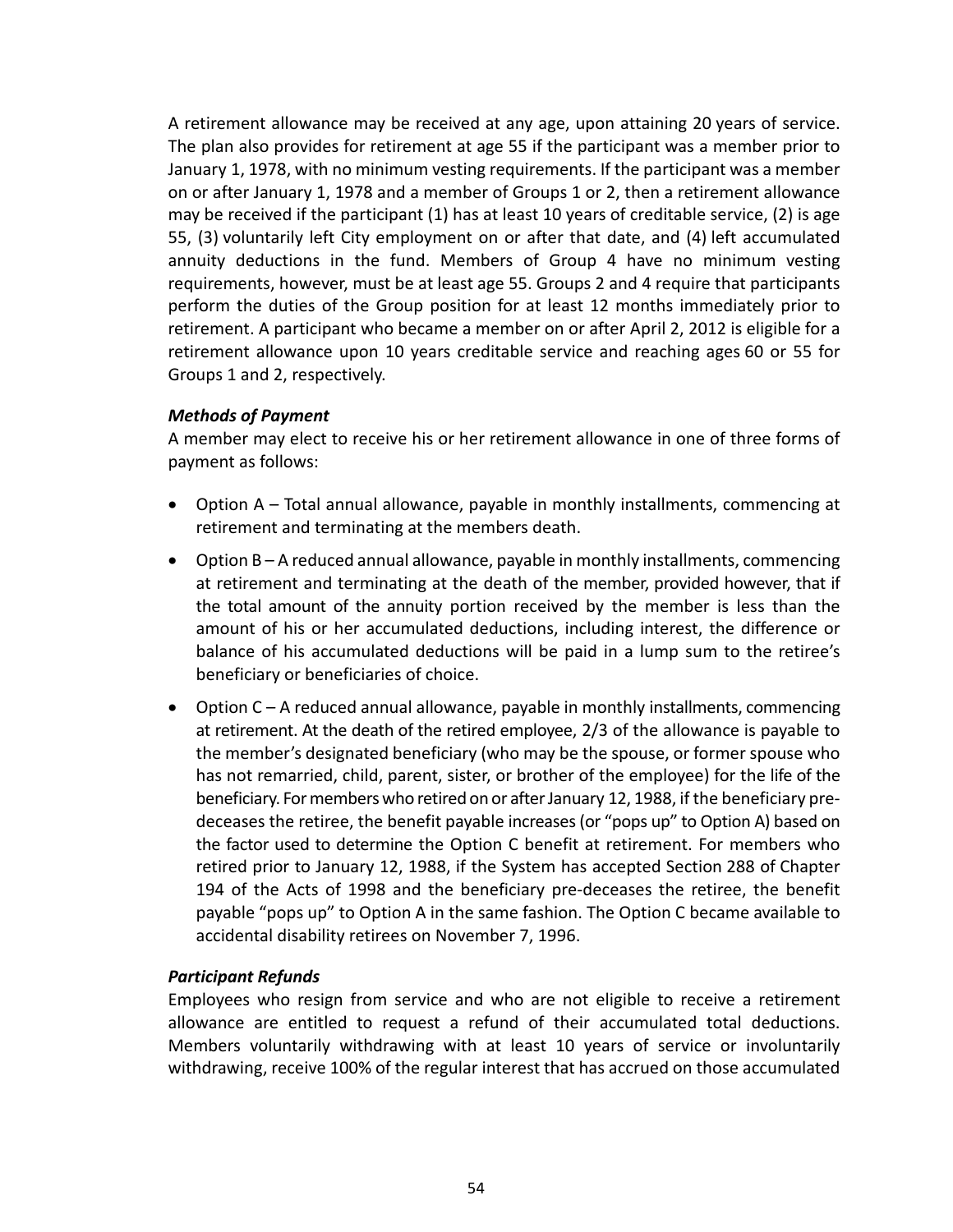A retirement allowance may be received at any age, upon attaining 20 years of service. The plan also provides for retirement at age 55 if the participant was a member prior to January 1, 1978, with no minimum vesting requirements. If the participant was a member on or after January 1, 1978 and a member of Groups 1 or 2, then a retirement allowance may be received if the participant (1) has at least 10 years of creditable service, (2) is age 55, (3) voluntarily left City employment on or after that date, and (4) left accumulated annuity deductions in the fund. Members of Group 4 have no minimum vesting requirements, however, must be at least age 55. Groups 2 and 4 require that participants perform the duties of the Group position for at least 12 months immediately prior to retirement. A participant who became a member on or after April 2, 2012 is eligible for a retirement allowance upon 10 years creditable service and reaching ages 60 or 55 for Groups 1 and 2, respectively.

***Methods of Payment***

A member may elect to receive his or her retirement allowance in one of three forms of payment as follows:

- Option A – Total annual allowance, payable in monthly installments, commencing at retirement and terminating at the members death.
- Option B – A reduced annual allowance, payable in monthly installments, commencing at retirement and terminating at the death of the member, provided however, that if the total amount of the annuity portion received by the member is less than the amount of his or her accumulated deductions, including interest, the difference or balance of his accumulated deductions will be paid in a lump sum to the retiree's beneficiary or beneficiaries of choice.
- Option C – A reduced annual allowance, payable in monthly installments, commencing at retirement. At the death of the retired employee, 2/3 of the allowance is payable to the member's designated beneficiary (who may be the spouse, or former spouse who has not remarried, child, parent, sister, or brother of the employee) for the life of the beneficiary. For members who retired on or after January 12, 1988, if the beneficiary pre-deceases the retiree, the benefit payable increases (or "pops up" to Option A) based on the factor used to determine the Option C benefit at retirement. For members who retired prior to January 12, 1988, if the System has accepted Section 288 of Chapter 194 of the Acts of 1998 and the beneficiary pre-deceases the retiree, the benefit payable "pops up" to Option A in the same fashion. The Option C became available to accidental disability retirees on November 7, 1996.

***Participant Refunds***

Employees who resign from service and who are not eligible to receive a retirement allowance are entitled to request a refund of their accumulated total deductions. Members voluntarily withdrawing with at least 10 years of service or involuntarily withdrawing, receive 100% of the regular interest that has accrued on those accumulated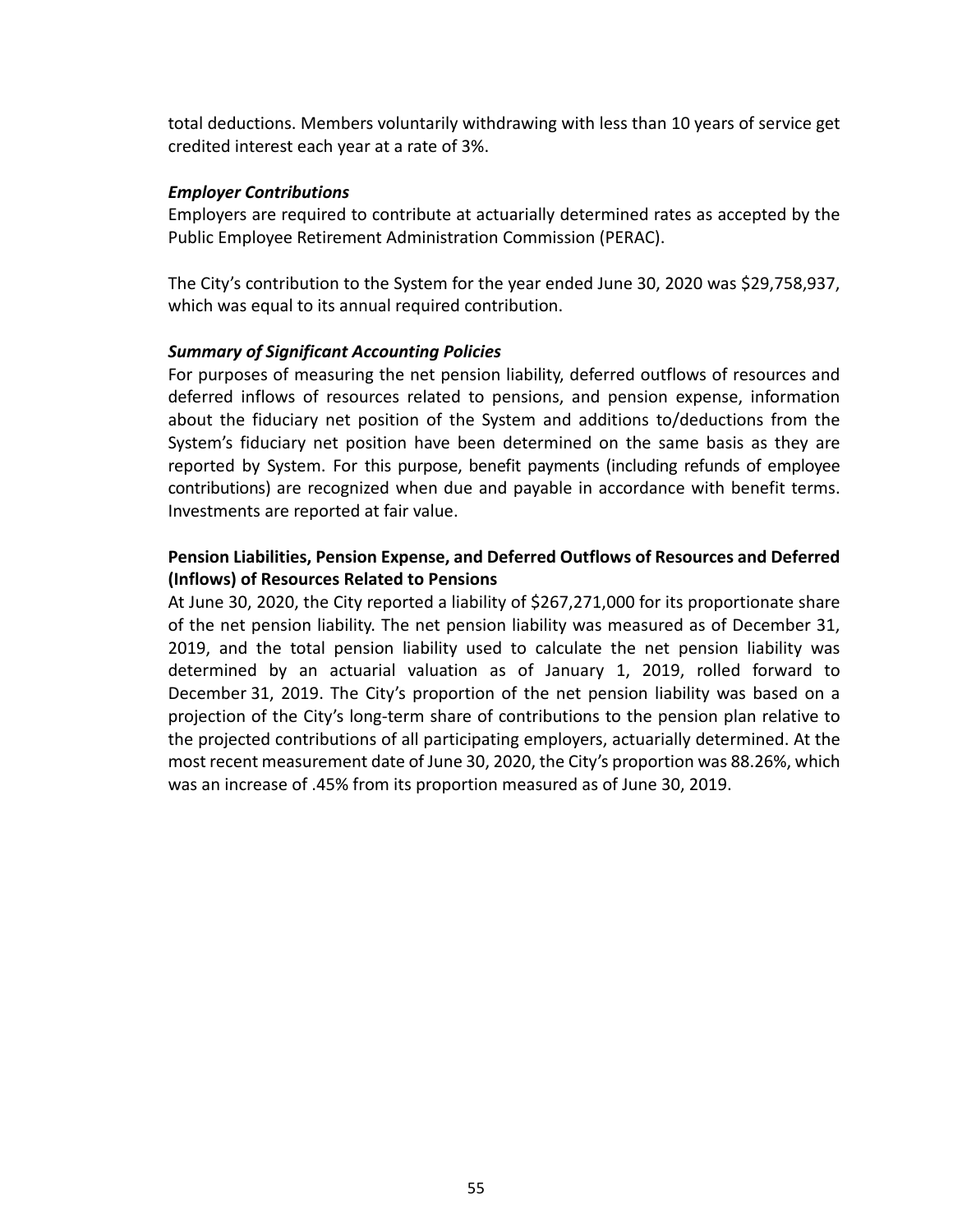total deductions. Members voluntarily withdrawing with less than 10 years of service get credited interest each year at a rate of 3%.

***Employer Contributions***

Employers are required to contribute at actuarially determined rates as accepted by the Public Employee Retirement Administration Commission (PERAC).

The City's contribution to the System for the year ended June 30, 2020 was $29,758,937, which was equal to its annual required contribution.

***Summary of Significant Accounting Policies***

For purposes of measuring the net pension liability, deferred outflows of resources and deferred inflows of resources related to pensions, and pension expense, information about the fiduciary net position of the System and additions to/deductions from the System's fiduciary net position have been determined on the same basis as they are reported by System. For this purpose, benefit payments (including refunds of employee contributions) are recognized when due and payable in accordance with benefit terms. Investments are reported at fair value.

**Pension Liabilities, Pension Expense, and Deferred Outflows of Resources and Deferred (Inflows) of Resources Related to Pensions**

At June 30, 2020, the City reported a liability of $267,271,000 for its proportionate share of the net pension liability. The net pension liability was measured as of December 31, 2019, and the total pension liability used to calculate the net pension liability was determined by an actuarial valuation as of January 1, 2019, rolled forward to December 31, 2019. The City's proportion of the net pension liability was based on a projection of the City's long-term share of contributions to the pension plan relative to the projected contributions of all participating employers, actuarially determined. At the most recent measurement date of June 30, 2020, the City's proportion was 88.26%, which was an increase of .45% from its proportion measured as of June 30, 2019.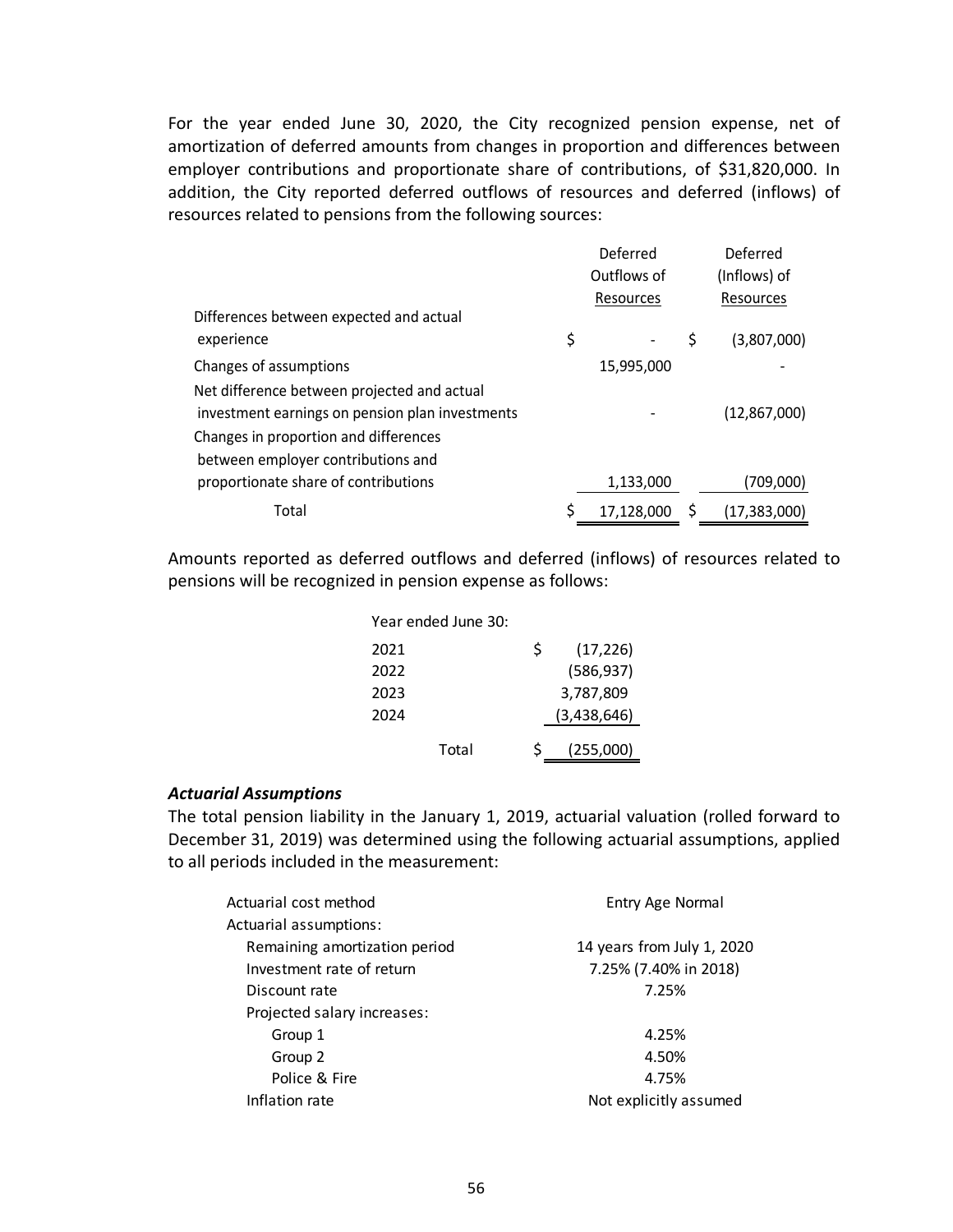For the year ended June 30, 2020, the City recognized pension expense, net of amortization of deferred amounts from changes in proportion and differences between employer contributions and proportionate share of contributions, of $31,820,000. In addition, the City reported deferred outflows of resources and deferred (inflows) of resources related to pensions from the following sources:

| | Deferred Outflows of Resources | Deferred (Inflows) of Resources |
|---|---|---|
| Differences between expected and actual experience | $ - | $ (3,807,000) |
| Changes of assumptions | 15,995,000 | - |
| Net difference between projected and actual investment earnings on pension plan investments | - | (12,867,000) |
| Changes in proportion and differences between employer contributions and proportionate share of contributions | 1,133,000 | (709,000) |
| Total | $ 17,128,000 | $ (17,383,000) |

Amounts reported as deferred outflows and deferred (inflows) of resources related to pensions will be recognized in pension expense as follows:

| Year ended June 30: | |
|---|---|
| 2021 | $ (17,226) |
| 2022 | (586,937) |
| 2023 | 3,787,809 |
| 2024 | (3,438,646) |
| Total | $ (255,000) |

### *Actuarial Assumptions*

The total pension liability in the January 1, 2019, actuarial valuation (rolled forward to December 31, 2019) was determined using the following actuarial assumptions, applied to all periods included in the measurement:

| | |
|---|---|
| Actuarial cost method | Entry Age Normal |
| Actuarial assumptions: | |
| Remaining amortization period | 14 years from July 1, 2020 |
| Investment rate of return | 7.25% (7.40% in 2018) |
| Discount rate | 7.25% |
| Projected salary increases: | |
| Group 1 | 4.25% |
| Group 2 | 4.50% |
| Police & Fire | 4.75% |
| Inflation rate | Not explicitly assumed |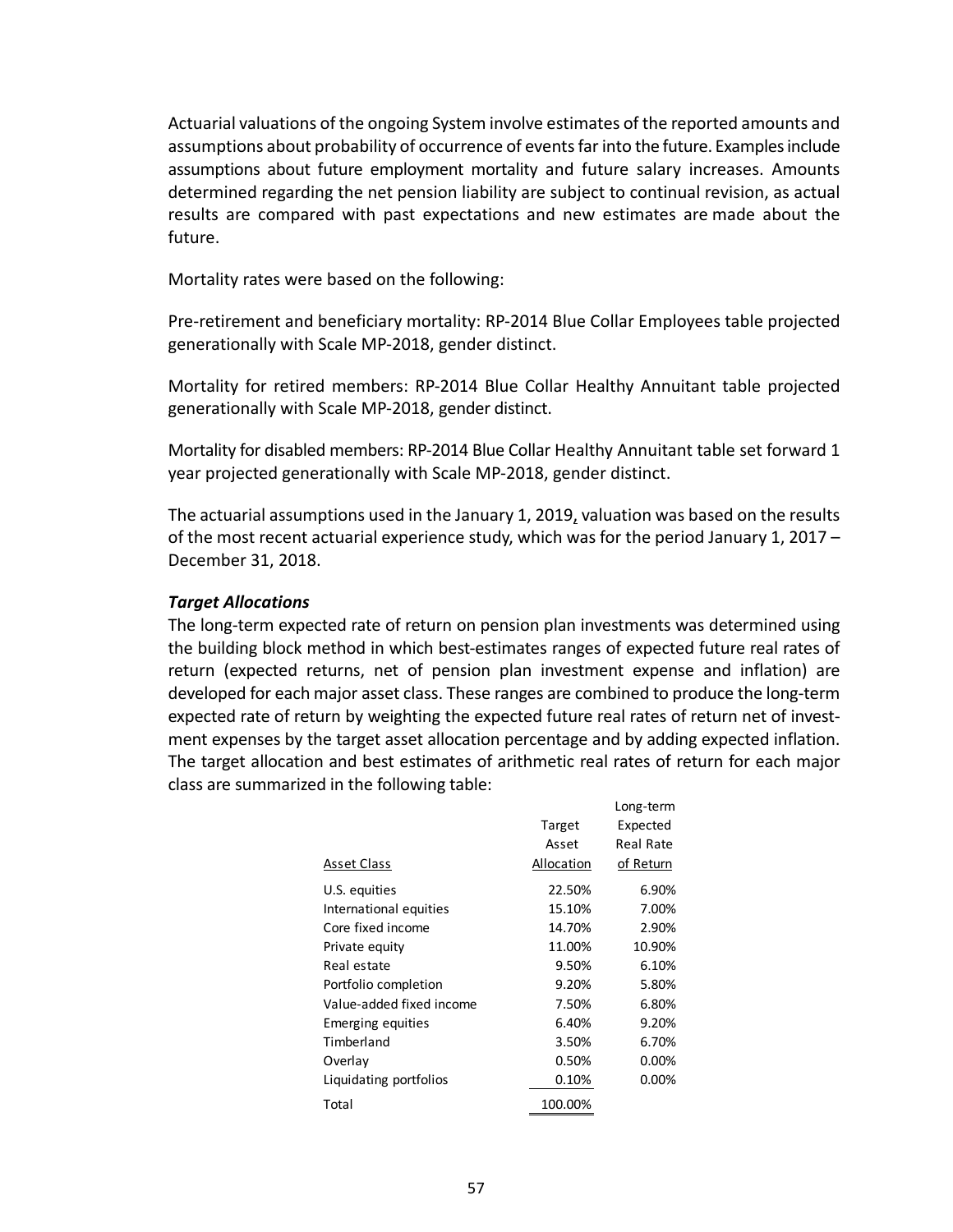Actuarial valuations of the ongoing System involve estimates of the reported amounts and assumptions about probability of occurrence of events far into the future. Examples include assumptions about future employment mortality and future salary increases. Amounts determined regarding the net pension liability are subject to continual revision, as actual results are compared with past expectations and new estimates are made about the future.

Mortality rates were based on the following:

Pre-retirement and beneficiary mortality: RP-2014 Blue Collar Employees table projected generationally with Scale MP-2018, gender distinct.

Mortality for retired members: RP-2014 Blue Collar Healthy Annuitant table projected generationally with Scale MP-2018, gender distinct.

Mortality for disabled members: RP-2014 Blue Collar Healthy Annuitant table set forward 1 year projected generationally with Scale MP-2018, gender distinct.

The actuarial assumptions used in the January 1, 2019, valuation was based on the results of the most recent actuarial experience study, which was for the period January 1, 2017 – December 31, 2018.

***Target Allocations***

The long-term expected rate of return on pension plan investments was determined using the building block method in which best-estimates ranges of expected future real rates of return (expected returns, net of pension plan investment expense and inflation) are developed for each major asset class. These ranges are combined to produce the long-term expected rate of return by weighting the expected future real rates of return net of investment expenses by the target asset allocation percentage and by adding expected inflation. The target allocation and best estimates of arithmetic real rates of return for each major class are summarized in the following table:

| Asset Class | Target Asset Allocation | Long-term Expected Real Rate of Return |
|---|---|---|
| U.S. equities | 22.50% | 6.90% |
| International equities | 15.10% | 7.00% |
| Core fixed income | 14.70% | 2.90% |
| Private equity | 11.00% | 10.90% |
| Real estate | 9.50% | 6.10% |
| Portfolio completion | 9.20% | 5.80% |
| Value-added fixed income | 7.50% | 6.80% |
| Emerging equities | 6.40% | 9.20% |
| Timberland | 3.50% | 6.70% |
| Overlay | 0.50% | 0.00% |
| Liquidating portfolios | 0.10% | 0.00% |
| Total | 100.00% | |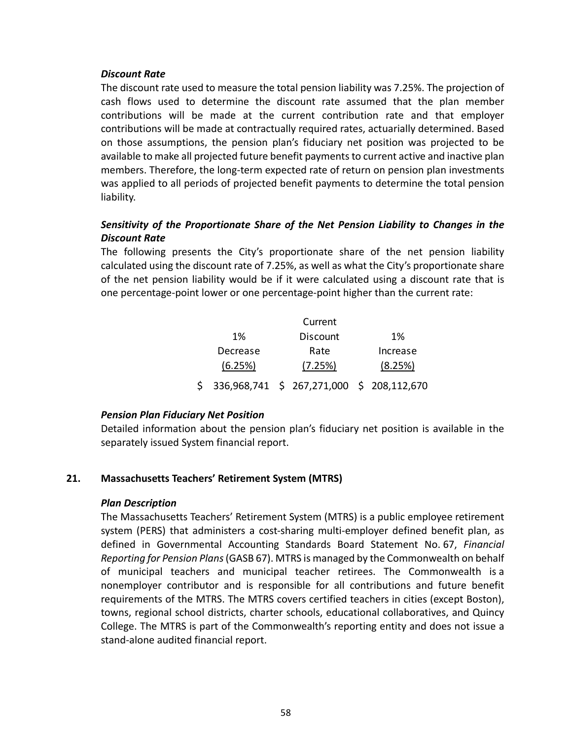***Discount Rate***

The discount rate used to measure the total pension liability was 7.25%. The projection of cash flows used to determine the discount rate assumed that the plan member contributions will be made at the current contribution rate and that employer contributions will be made at contractually required rates, actuarially determined. Based on those assumptions, the pension plan's fiduciary net position was projected to be available to make all projected future benefit payments to current active and inactive plan members. Therefore, the long-term expected rate of return on pension plan investments was applied to all periods of projected benefit payments to determine the total pension liability.

***Sensitivity of the Proportionate Share of the Net Pension Liability to Changes in the Discount Rate***

The following presents the City's proportionate share of the net pension liability calculated using the discount rate of 7.25%, as well as what the City's proportionate share of the net pension liability would be if it were calculated using a discount rate that is one percentage-point lower or one percentage-point higher than the current rate:

| 1% Decrease (6.25%) | Current Discount Rate (7.25%) | 1% Increase (8.25%) |
|---|---|---|
| $ 336,968,741 | $ 267,271,000 | $ 208,112,670 |

***Pension Plan Fiduciary Net Position***

Detailed information about the pension plan's fiduciary net position is available in the separately issued System financial report.

## 21. Massachusetts Teachers' Retirement System (MTRS)

***Plan Description***

The Massachusetts Teachers' Retirement System (MTRS) is a public employee retirement system (PERS) that administers a cost-sharing multi-employer defined benefit plan, as defined in Governmental Accounting Standards Board Statement No. 67, *Financial Reporting for Pension Plans* (GASB 67). MTRS is managed by the Commonwealth on behalf of municipal teachers and municipal teacher retirees. The Commonwealth is a nonemployer contributor and is responsible for all contributions and future benefit requirements of the MTRS. The MTRS covers certified teachers in cities (except Boston), towns, regional school districts, charter schools, educational collaboratives, and Quincy College. The MTRS is part of the Commonwealth's reporting entity and does not issue a stand-alone audited financial report.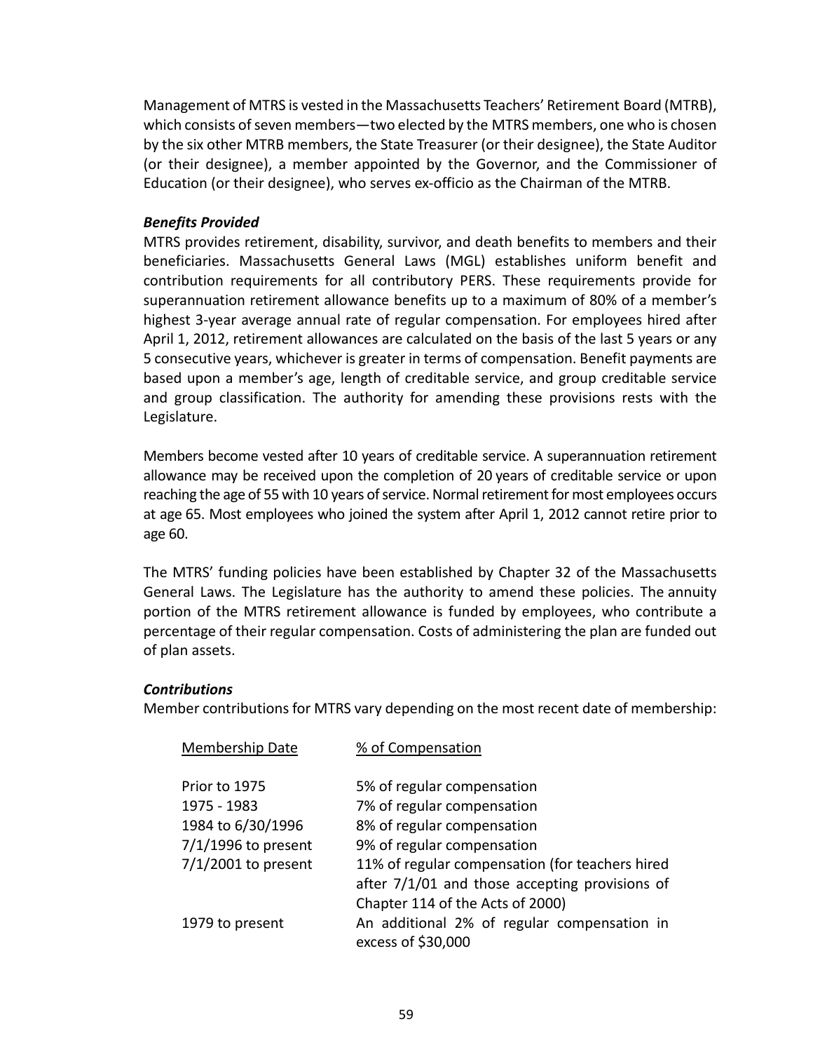Management of MTRS is vested in the Massachusetts Teachers' Retirement Board (MTRB), which consists of seven members—two elected by the MTRS members, one who is chosen by the six other MTRB members, the State Treasurer (or their designee), the State Auditor (or their designee), a member appointed by the Governor, and the Commissioner of Education (or their designee), who serves ex-officio as the Chairman of the MTRB.

***Benefits Provided***

MTRS provides retirement, disability, survivor, and death benefits to members and their beneficiaries. Massachusetts General Laws (MGL) establishes uniform benefit and contribution requirements for all contributory PERS. These requirements provide for superannuation retirement allowance benefits up to a maximum of 80% of a member's highest 3-year average annual rate of regular compensation. For employees hired after April 1, 2012, retirement allowances are calculated on the basis of the last 5 years or any 5 consecutive years, whichever is greater in terms of compensation. Benefit payments are based upon a member's age, length of creditable service, and group creditable service and group classification. The authority for amending these provisions rests with the Legislature.

Members become vested after 10 years of creditable service. A superannuation retirement allowance may be received upon the completion of 20 years of creditable service or upon reaching the age of 55 with 10 years of service. Normal retirement for most employees occurs at age 65. Most employees who joined the system after April 1, 2012 cannot retire prior to age 60.

The MTRS' funding policies have been established by Chapter 32 of the Massachusetts General Laws. The Legislature has the authority to amend these policies. The annuity portion of the MTRS retirement allowance is funded by employees, who contribute a percentage of their regular compensation. Costs of administering the plan are funded out of plan assets.

***Contributions***

Member contributions for MTRS vary depending on the most recent date of membership:

| Membership Date | % of Compensation |
|---|---|
| Prior to 1975 | 5% of regular compensation |
| 1975 - 1983 | 7% of regular compensation |
| 1984 to 6/30/1996 | 8% of regular compensation |
| 7/1/1996 to present | 9% of regular compensation |
| 7/1/2001 to present | 11% of regular compensation (for teachers hired after 7/1/01 and those accepting provisions of Chapter 114 of the Acts of 2000) |
| 1979 to present | An additional 2% of regular compensation in excess of $30,000 |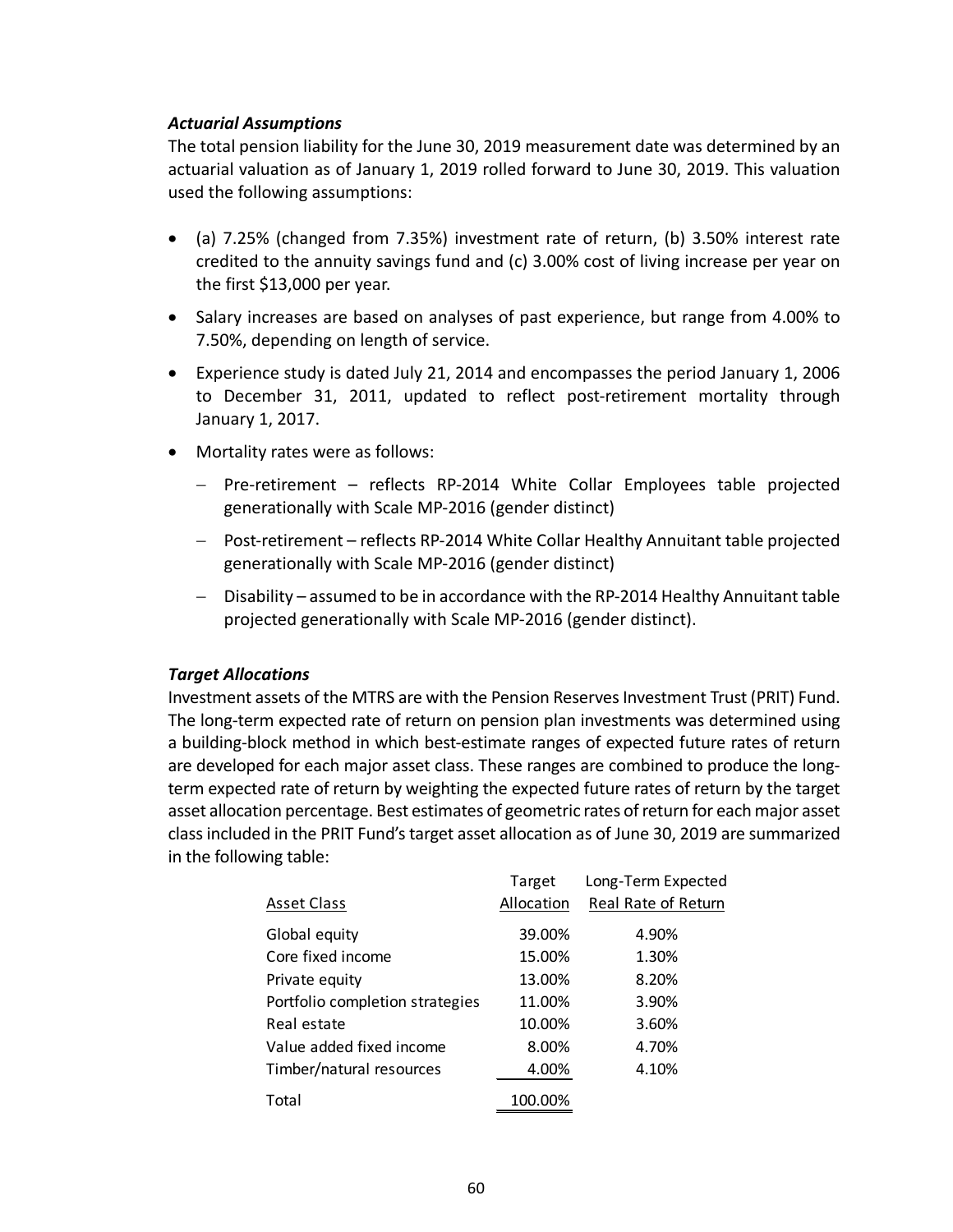### *Actuarial Assumptions*

The total pension liability for the June 30, 2019 measurement date was determined by an actuarial valuation as of January 1, 2019 rolled forward to June 30, 2019. This valuation used the following assumptions:

- (a) 7.25% (changed from 7.35%) investment rate of return, (b) 3.50% interest rate credited to the annuity savings fund and (c) 3.00% cost of living increase per year on the first $13,000 per year.
- Salary increases are based on analyses of past experience, but range from 4.00% to 7.50%, depending on length of service.
- Experience study is dated July 21, 2014 and encompasses the period January 1, 2006 to December 31, 2011, updated to reflect post-retirement mortality through January 1, 2017.
- Mortality rates were as follows:
  - Pre-retirement – reflects RP-2014 White Collar Employees table projected generationally with Scale MP-2016 (gender distinct)
  - Post-retirement – reflects RP-2014 White Collar Healthy Annuitant table projected generationally with Scale MP-2016 (gender distinct)
  - Disability – assumed to be in accordance with the RP-2014 Healthy Annuitant table projected generationally with Scale MP-2016 (gender distinct).

### *Target Allocations*

Investment assets of the MTRS are with the Pension Reserves Investment Trust (PRIT) Fund. The long-term expected rate of return on pension plan investments was determined using a building-block method in which best-estimate ranges of expected future rates of return are developed for each major asset class. These ranges are combined to produce the long-term expected rate of return by weighting the expected future rates of return by the target asset allocation percentage. Best estimates of geometric rates of return for each major asset class included in the PRIT Fund's target asset allocation as of June 30, 2019 are summarized in the following table:

| Asset Class | Target Allocation | Long-Term Expected Real Rate of Return |
|---|---|---|
| Global equity | 39.00% | 4.90% |
| Core fixed income | 15.00% | 1.30% |
| Private equity | 13.00% | 8.20% |
| Portfolio completion strategies | 11.00% | 3.90% |
| Real estate | 10.00% | 3.60% |
| Value added fixed income | 8.00% | 4.70% |
| Timber/natural resources | 4.00% | 4.10% |
| Total | 100.00% | |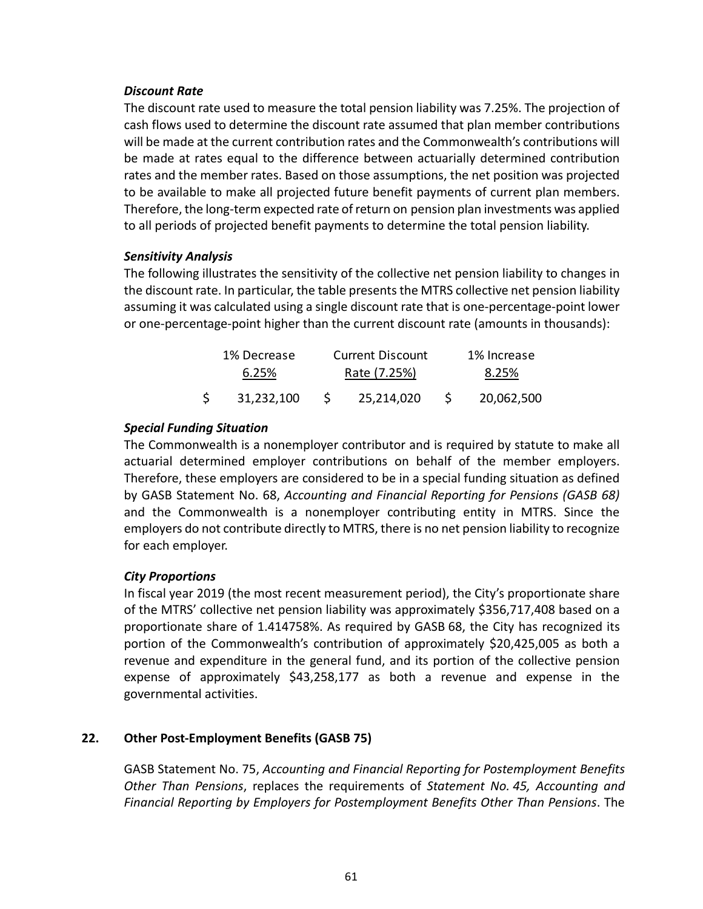***Discount Rate***

The discount rate used to measure the total pension liability was 7.25%. The projection of cash flows used to determine the discount rate assumed that plan member contributions will be made at the current contribution rates and the Commonwealth's contributions will be made at rates equal to the difference between actuarially determined contribution rates and the member rates. Based on those assumptions, the net position was projected to be available to make all projected future benefit payments of current plan members. Therefore, the long-term expected rate of return on pension plan investments was applied to all periods of projected benefit payments to determine the total pension liability.

***Sensitivity Analysis***

The following illustrates the sensitivity of the collective net pension liability to changes in the discount rate. In particular, the table presents the MTRS collective net pension liability assuming it was calculated using a single discount rate that is one-percentage-point lower or one-percentage-point higher than the current discount rate (amounts in thousands):

| 1% Decrease 6.25% | Current Discount Rate (7.25%) | 1% Increase 8.25% |
|---|---|---|
| $ 31,232,100 | $ 25,214,020 | $ 20,062,500 |

***Special Funding Situation***

The Commonwealth is a nonemployer contributor and is required by statute to make all actuarial determined employer contributions on behalf of the member employers. Therefore, these employers are considered to be in a special funding situation as defined by GASB Statement No. 68, *Accounting and Financial Reporting for Pensions (GASB 68)* and the Commonwealth is a nonemployer contributing entity in MTRS. Since the employers do not contribute directly to MTRS, there is no net pension liability to recognize for each employer.

***City Proportions***

In fiscal year 2019 (the most recent measurement period), the City's proportionate share of the MTRS' collective net pension liability was approximately $356,717,408 based on a proportionate share of 1.414758%. As required by GASB 68, the City has recognized its portion of the Commonwealth's contribution of approximately $20,425,005 as both a revenue and expenditure in the general fund, and its portion of the collective pension expense of approximately $43,258,177 as both a revenue and expense in the governmental activities.

## 22. Other Post-Employment Benefits (GASB 75)

GASB Statement No. 75, *Accounting and Financial Reporting for Postemployment Benefits Other Than Pensions*, replaces the requirements of *Statement No. 45, Accounting and Financial Reporting by Employers for Postemployment Benefits Other Than Pensions*. The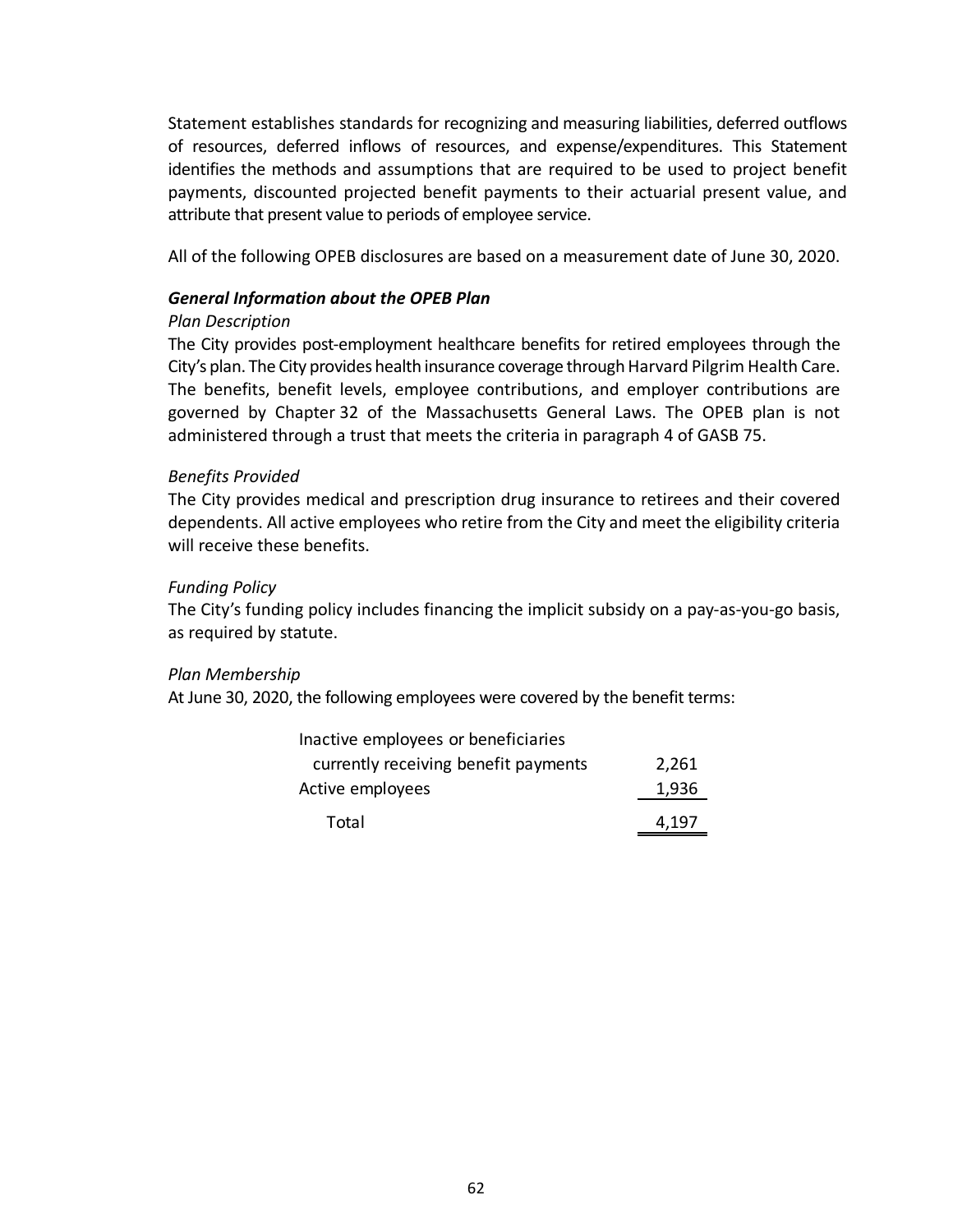Statement establishes standards for recognizing and measuring liabilities, deferred outflows of resources, deferred inflows of resources, and expense/expenditures. This Statement identifies the methods and assumptions that are required to be used to project benefit payments, discounted projected benefit payments to their actuarial present value, and attribute that present value to periods of employee service.

All of the following OPEB disclosures are based on a measurement date of June 30, 2020.

***General Information about the OPEB Plan***

*Plan Description*

The City provides post-employment healthcare benefits for retired employees through the City's plan. The City provides health insurance coverage through Harvard Pilgrim Health Care. The benefits, benefit levels, employee contributions, and employer contributions are governed by Chapter 32 of the Massachusetts General Laws. The OPEB plan is not administered through a trust that meets the criteria in paragraph 4 of GASB 75.

*Benefits Provided*

The City provides medical and prescription drug insurance to retirees and their covered dependents. All active employees who retire from the City and meet the eligibility criteria will receive these benefits.

*Funding Policy*

The City's funding policy includes financing the implicit subsidy on a pay-as-you-go basis, as required by statute.

*Plan Membership*

At June 30, 2020, the following employees were covered by the benefit terms:

| | |
|---|---|
| Inactive employees or beneficiaries currently receiving benefit payments | 2,261 |
| Active employees | 1,936 |
| Total | 4,197 |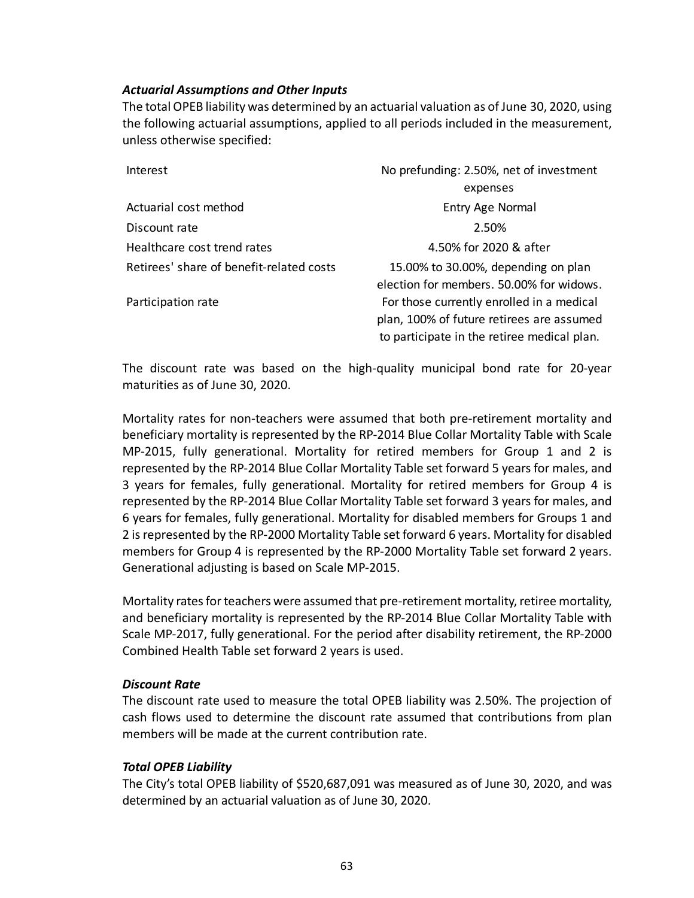### *Actuarial Assumptions and Other Inputs*

The total OPEB liability was determined by an actuarial valuation as of June 30, 2020, using the following actuarial assumptions, applied to all periods included in the measurement, unless otherwise specified:

| | |
|---|---|
| Interest | No prefunding: 2.50%, net of investment expenses |
| Actuarial cost method | Entry Age Normal |
| Discount rate | 2.50% |
| Healthcare cost trend rates | 4.50% for 2020 & after |
| Retirees' share of benefit-related costs | 15.00% to 30.00%, depending on plan election for members. 50.00% for widows. |
| Participation rate | For those currently enrolled in a medical plan, 100% of future retirees are assumed to participate in the retiree medical plan. |

The discount rate was based on the high-quality municipal bond rate for 20-year maturities as of June 30, 2020.

Mortality rates for non-teachers were assumed that both pre-retirement mortality and beneficiary mortality is represented by the RP-2014 Blue Collar Mortality Table with Scale MP-2015, fully generational. Mortality for retired members for Group 1 and 2 is represented by the RP-2014 Blue Collar Mortality Table set forward 5 years for males, and 3 years for females, fully generational. Mortality for retired members for Group 4 is represented by the RP-2014 Blue Collar Mortality Table set forward 3 years for males, and 6 years for females, fully generational. Mortality for disabled members for Groups 1 and 2 is represented by the RP-2000 Mortality Table set forward 6 years. Mortality for disabled members for Group 4 is represented by the RP-2000 Mortality Table set forward 2 years. Generational adjusting is based on Scale MP-2015.

Mortality rates for teachers were assumed that pre-retirement mortality, retiree mortality, and beneficiary mortality is represented by the RP-2014 Blue Collar Mortality Table with Scale MP-2017, fully generational. For the period after disability retirement, the RP-2000 Combined Health Table set forward 2 years is used.

### *Discount Rate*

The discount rate used to measure the total OPEB liability was 2.50%. The projection of cash flows used to determine the discount rate assumed that contributions from plan members will be made at the current contribution rate.

### *Total OPEB Liability*

The City's total OPEB liability of $520,687,091 was measured as of June 30, 2020, and was determined by an actuarial valuation as of June 30, 2020.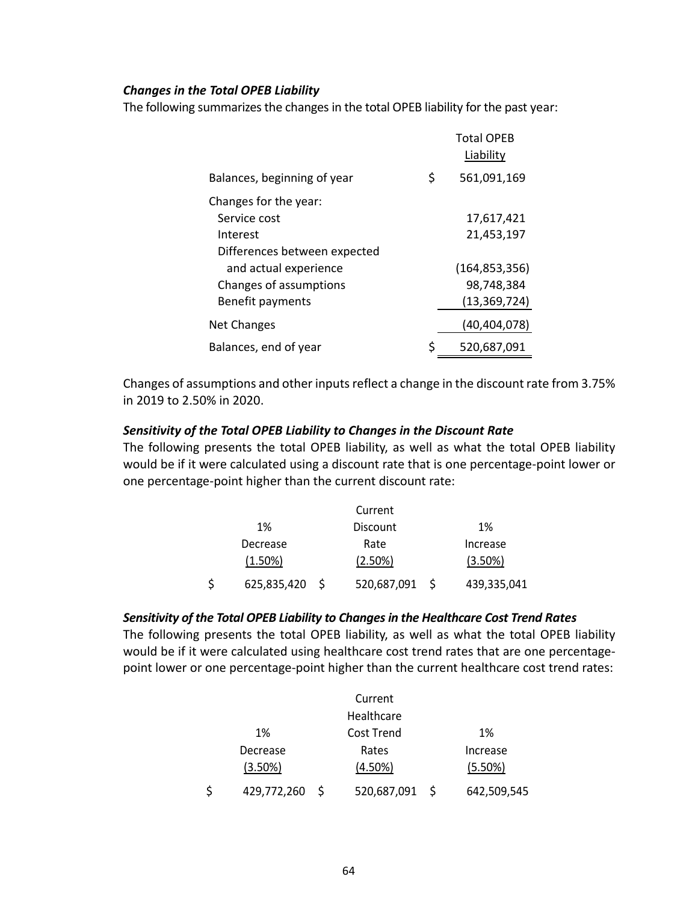***Changes in the Total OPEB Liability***

The following summarizes the changes in the total OPEB liability for the past year:

| | Total OPEB Liability |
|---|---|
| Balances, beginning of year | $ 561,091,169 |
| Changes for the year: | |
| Service cost | 17,617,421 |
| Interest | 21,453,197 |
| Differences between expected and actual experience | (164,853,356) |
| Changes of assumptions | 98,748,384 |
| Benefit payments | (13,369,724) |
| Net Changes | (40,404,078) |
| Balances, end of year | $ 520,687,091 |

Changes of assumptions and other inputs reflect a change in the discount rate from 3.75% in 2019 to 2.50% in 2020.

***Sensitivity of the Total OPEB Liability to Changes in the Discount Rate***

The following presents the total OPEB liability, as well as what the total OPEB liability would be if it were calculated using a discount rate that is one percentage-point lower or one percentage-point higher than the current discount rate:

| 1% Decrease (1.50%) | Current Discount Rate (2.50%) | 1% Increase (3.50%) |
|---|---|---|
| $ 625,835,420 | $ 520,687,091 | $ 439,335,041 |

***Sensitivity of the Total OPEB Liability to Changes in the Healthcare Cost Trend Rates***

The following presents the total OPEB liability, as well as what the total OPEB liability would be if it were calculated using healthcare cost trend rates that are one percentage-point lower or one percentage-point higher than the current healthcare cost trend rates:

| 1% Decrease (3.50%) | Current Healthcare Cost Trend Rates (4.50%) | 1% Increase (5.50%) |
|---|---|---|
| $ 429,772,260 | $ 520,687,091 | $ 642,509,545 |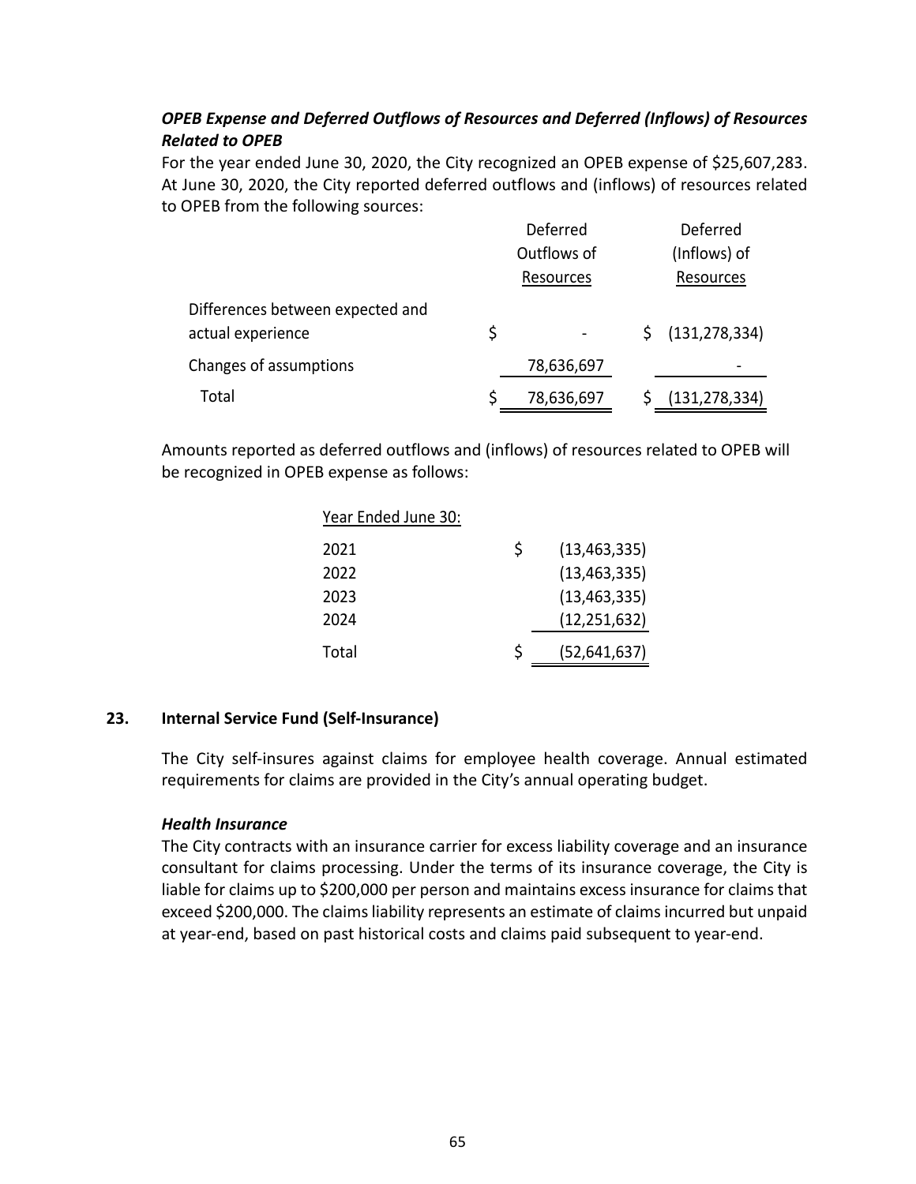### *OPEB Expense and Deferred Outflows of Resources and Deferred (Inflows) of Resources Related to OPEB*

For the year ended June 30, 2020, the City recognized an OPEB expense of $25,607,283. At June 30, 2020, the City reported deferred outflows and (inflows) of resources related to OPEB from the following sources:

| | Deferred Outflows of Resources | Deferred (Inflows) of Resources |
|---|---|---|
| Differences between expected and actual experience | $ - | $ (131,278,334) |
| Changes of assumptions | 78,636,697 | - |
| Total | $ 78,636,697 | $ (131,278,334) |

Amounts reported as deferred outflows and (inflows) of resources related to OPEB will be recognized in OPEB expense as follows:

| Year Ended June 30: | |
|---|---|
| 2021 | $ (13,463,335) |
| 2022 | (13,463,335) |
| 2023 | (13,463,335) |
| 2024 | (12,251,632) |
| Total | $ (52,641,637) |

## 23. Internal Service Fund (Self-Insurance)

The City self-insures against claims for employee health coverage. Annual estimated requirements for claims are provided in the City's annual operating budget.

### *Health Insurance*

The City contracts with an insurance carrier for excess liability coverage and an insurance consultant for claims processing. Under the terms of its insurance coverage, the City is liable for claims up to $200,000 per person and maintains excess insurance for claims that exceed $200,000. The claims liability represents an estimate of claims incurred but unpaid at year-end, based on past historical costs and claims paid subsequent to year-end.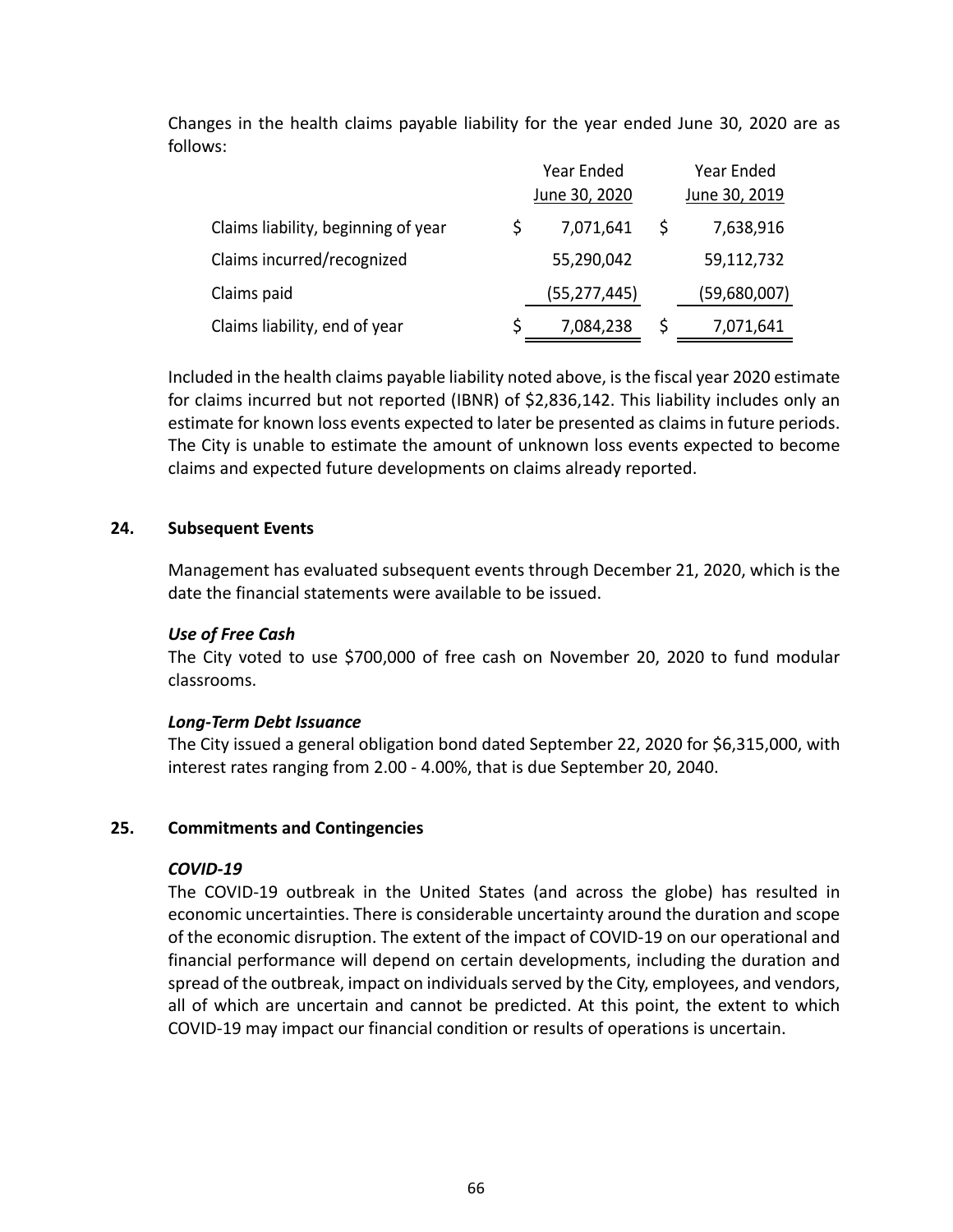Changes in the health claims payable liability for the year ended June 30, 2020 are as follows:

| | Year Ended June 30, 2020 | Year Ended June 30, 2019 |
|---|---|---|
| Claims liability, beginning of year | $ 7,071,641 | $ 7,638,916 |
| Claims incurred/recognized | 55,290,042 | 59,112,732 |
| Claims paid | (55,277,445) | (59,680,007) |
| Claims liability, end of year | $ 7,084,238 | $ 7,071,641 |

Included in the health claims payable liability noted above, is the fiscal year 2020 estimate for claims incurred but not reported (IBNR) of $2,836,142. This liability includes only an estimate for known loss events expected to later be presented as claims in future periods. The City is unable to estimate the amount of unknown loss events expected to become claims and expected future developments on claims already reported.

## 24. Subsequent Events

Management has evaluated subsequent events through December 21, 2020, which is the date the financial statements were available to be issued.

***Use of Free Cash***

The City voted to use $700,000 of free cash on November 20, 2020 to fund modular classrooms.

***Long-Term Debt Issuance***

The City issued a general obligation bond dated September 22, 2020 for $6,315,000, with interest rates ranging from 2.00 - 4.00%, that is due September 20, 2040.

## 25. Commitments and Contingencies

***COVID-19***

The COVID-19 outbreak in the United States (and across the globe) has resulted in economic uncertainties. There is considerable uncertainty around the duration and scope of the economic disruption. The extent of the impact of COVID-19 on our operational and financial performance will depend on certain developments, including the duration and spread of the outbreak, impact on individuals served by the City, employees, and vendors, all of which are uncertain and cannot be predicted. At this point, the extent to which COVID-19 may impact our financial condition or results of operations is uncertain.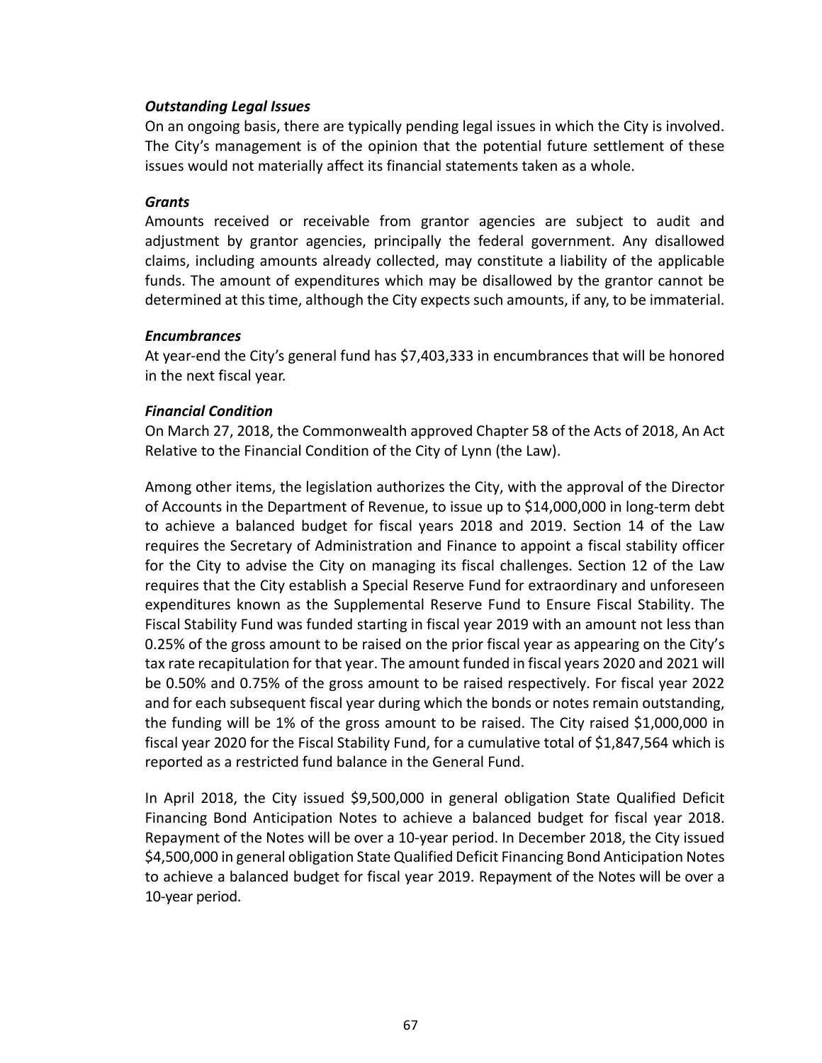***Outstanding Legal Issues***

On an ongoing basis, there are typically pending legal issues in which the City is involved. The City's management is of the opinion that the potential future settlement of these issues would not materially affect its financial statements taken as a whole.

***Grants***

Amounts received or receivable from grantor agencies are subject to audit and adjustment by grantor agencies, principally the federal government. Any disallowed claims, including amounts already collected, may constitute a liability of the applicable funds. The amount of expenditures which may be disallowed by the grantor cannot be determined at this time, although the City expects such amounts, if any, to be immaterial.

***Encumbrances***

At year-end the City's general fund has $7,403,333 in encumbrances that will be honored in the next fiscal year.

***Financial Condition***

On March 27, 2018, the Commonwealth approved Chapter 58 of the Acts of 2018, An Act Relative to the Financial Condition of the City of Lynn (the Law).

Among other items, the legislation authorizes the City, with the approval of the Director of Accounts in the Department of Revenue, to issue up to $14,000,000 in long-term debt to achieve a balanced budget for fiscal years 2018 and 2019. Section 14 of the Law requires the Secretary of Administration and Finance to appoint a fiscal stability officer for the City to advise the City on managing its fiscal challenges. Section 12 of the Law requires that the City establish a Special Reserve Fund for extraordinary and unforeseen expenditures known as the Supplemental Reserve Fund to Ensure Fiscal Stability. The Fiscal Stability Fund was funded starting in fiscal year 2019 with an amount not less than 0.25% of the gross amount to be raised on the prior fiscal year as appearing on the City's tax rate recapitulation for that year. The amount funded in fiscal years 2020 and 2021 will be 0.50% and 0.75% of the gross amount to be raised respectively. For fiscal year 2022 and for each subsequent fiscal year during which the bonds or notes remain outstanding, the funding will be 1% of the gross amount to be raised. The City raised $1,000,000 in fiscal year 2020 for the Fiscal Stability Fund, for a cumulative total of $1,847,564 which is reported as a restricted fund balance in the General Fund.

In April 2018, the City issued $9,500,000 in general obligation State Qualified Deficit Financing Bond Anticipation Notes to achieve a balanced budget for fiscal year 2018. Repayment of the Notes will be over a 10-year period. In December 2018, the City issued $4,500,000 in general obligation State Qualified Deficit Financing Bond Anticipation Notes to achieve a balanced budget for fiscal year 2019. Repayment of the Notes will be over a 10-year period.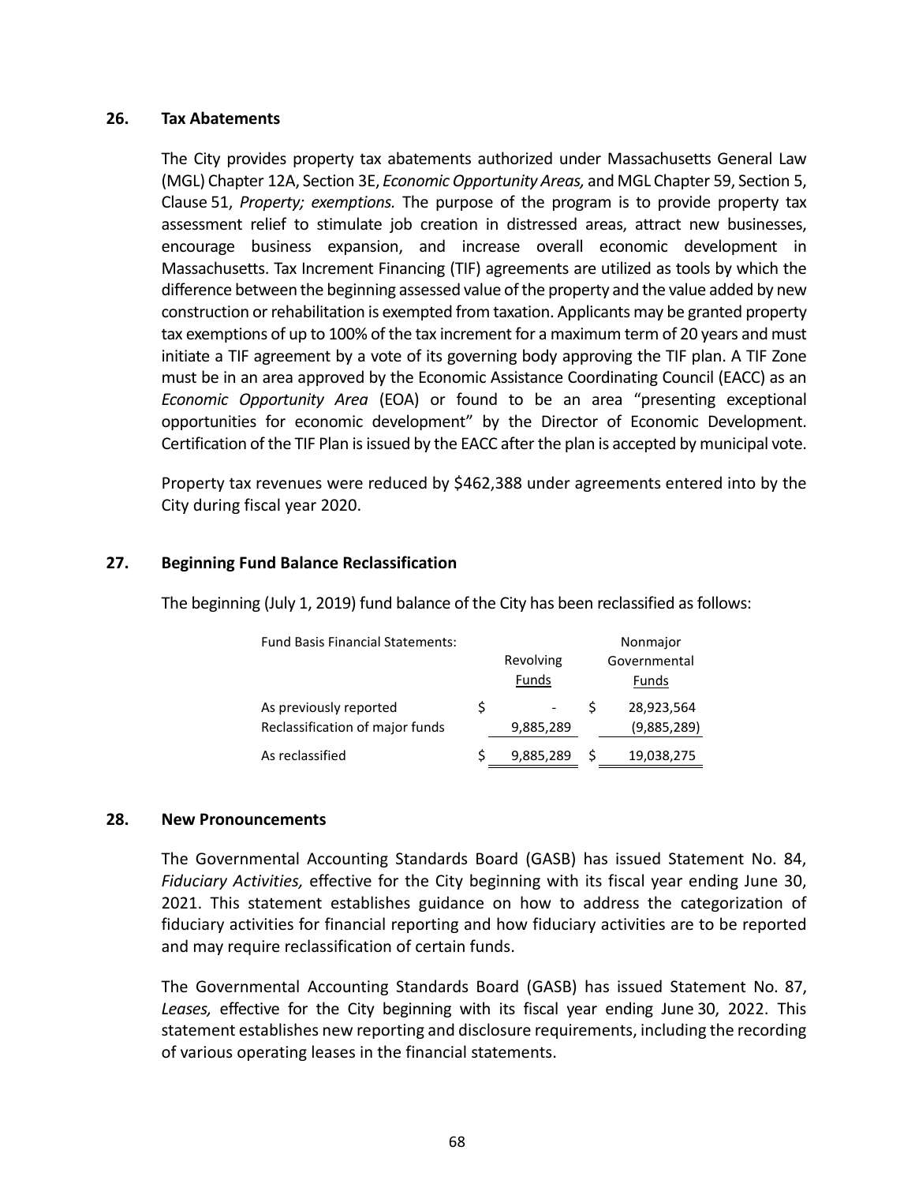## 26. Tax Abatements

The City provides property tax abatements authorized under Massachusetts General Law (MGL) Chapter 12A, Section 3E, *Economic Opportunity Areas,* and MGL Chapter 59, Section 5, Clause 51, *Property; exemptions.* The purpose of the program is to provide property tax assessment relief to stimulate job creation in distressed areas, attract new businesses, encourage business expansion, and increase overall economic development in Massachusetts. Tax Increment Financing (TIF) agreements are utilized as tools by which the difference between the beginning assessed value of the property and the value added by new construction or rehabilitation is exempted from taxation. Applicants may be granted property tax exemptions of up to 100% of the tax increment for a maximum term of 20 years and must initiate a TIF agreement by a vote of its governing body approving the TIF plan. A TIF Zone must be in an area approved by the Economic Assistance Coordinating Council (EACC) as an *Economic Opportunity Area* (EOA) or found to be an area "presenting exceptional opportunities for economic development" by the Director of Economic Development. Certification of the TIF Plan is issued by the EACC after the plan is accepted by municipal vote.

Property tax revenues were reduced by $462,388 under agreements entered into by the City during fiscal year 2020.

## 27. Beginning Fund Balance Reclassification

The beginning (July 1, 2019) fund balance of the City has been reclassified as follows:

| Fund Basis Financial Statements: | Revolving Funds | Nonmajor Governmental Funds |
|---|---|---|
| As previously reported | $ - | $ 28,923,564 |
| Reclassification of major funds | 9,885,289 | (9,885,289) |
| As reclassified | $ 9,885,289 | $ 19,038,275 |

## 28. New Pronouncements

The Governmental Accounting Standards Board (GASB) has issued Statement No. 84, *Fiduciary Activities,* effective for the City beginning with its fiscal year ending June 30, 2021. This statement establishes guidance on how to address the categorization of fiduciary activities for financial reporting and how fiduciary activities are to be reported and may require reclassification of certain funds.

The Governmental Accounting Standards Board (GASB) has issued Statement No. 87, *Leases,* effective for the City beginning with its fiscal year ending June 30, 2022. This statement establishes new reporting and disclosure requirements, including the recording of various operating leases in the financial statements.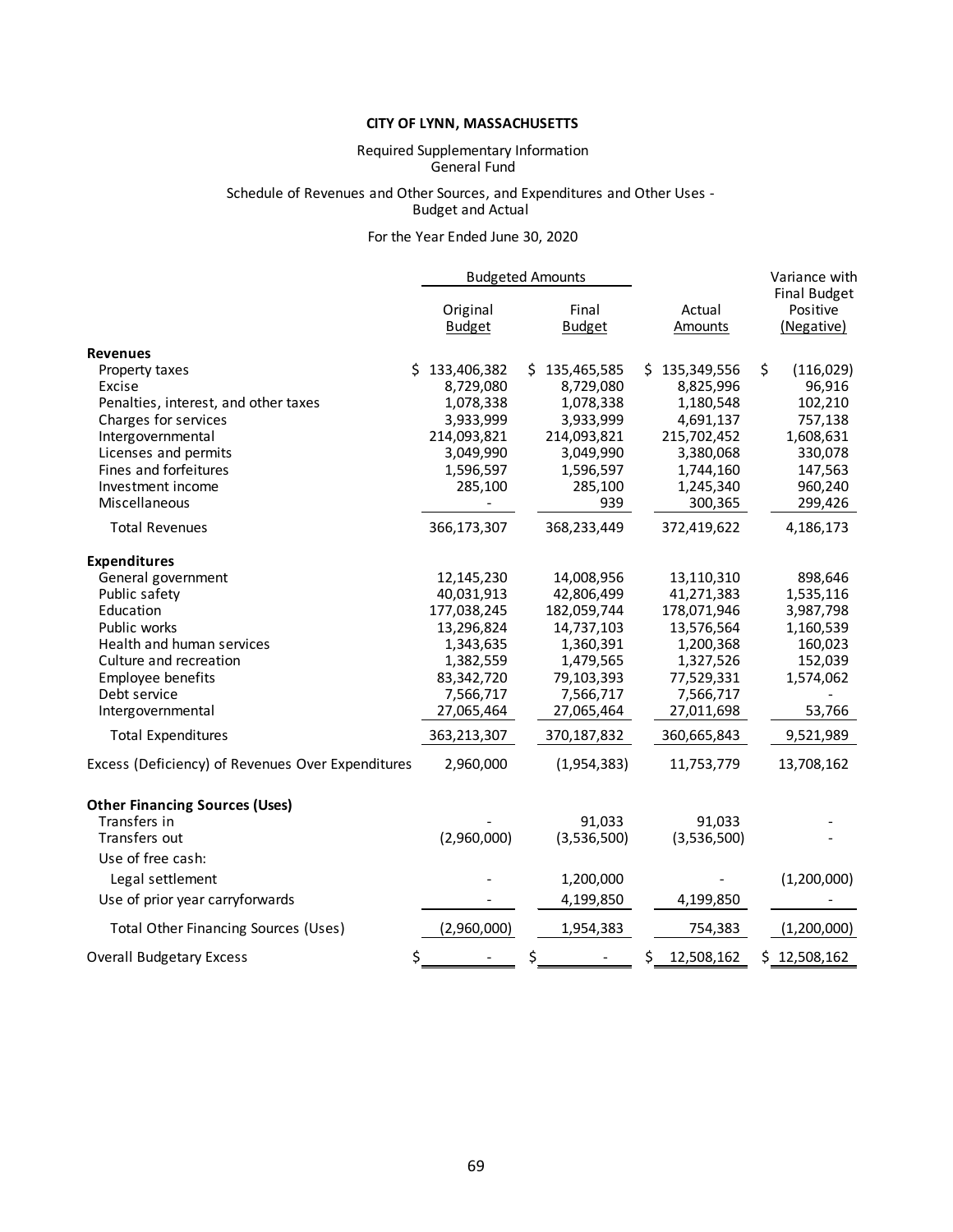**CITY OF LYNN, MASSACHUSETTS**

Required Supplementary Information
General Fund

Schedule of Revenues and Other Sources, and Expenditures and Other Uses - Budget and Actual

For the Year Ended June 30, 2020

| | Budgeted Amounts | | | Variance with Final Budget |
|---|---|---|---|---|
| | Original Budget | Final Budget | Actual Amounts | Positive (Negative) |
| **Revenues** | | | | |
| Property taxes | $ 133,406,382 | $ 135,465,585 | $ 135,349,556 | $ (116,029) |
| Excise | 8,729,080 | 8,729,080 | 8,825,996 | 96,916 |
| Penalties, interest, and other taxes | 1,078,338 | 1,078,338 | 1,180,548 | 102,210 |
| Charges for services | 3,933,999 | 3,933,999 | 4,691,137 | 757,138 |
| Intergovernmental | 214,093,821 | 214,093,821 | 215,702,452 | 1,608,631 |
| Licenses and permits | 3,049,990 | 3,049,990 | 3,380,068 | 330,078 |
| Fines and forfeitures | 1,596,597 | 1,596,597 | 1,744,160 | 147,563 |
| Investment income | 285,100 | 285,100 | 1,245,340 | 960,240 |
| Miscellaneous | - | 939 | 300,365 | 299,426 |
| Total Revenues | 366,173,307 | 368,233,449 | 372,419,622 | 4,186,173 |
| **Expenditures** | | | | |
| General government | 12,145,230 | 14,008,956 | 13,110,310 | 898,646 |
| Public safety | 40,031,913 | 42,806,499 | 41,271,383 | 1,535,116 |
| Education | 177,038,245 | 182,059,744 | 178,071,946 | 3,987,798 |
| Public works | 13,296,824 | 14,737,103 | 13,576,564 | 1,160,539 |
| Health and human services | 1,343,635 | 1,360,391 | 1,200,368 | 160,023 |
| Culture and recreation | 1,382,559 | 1,479,565 | 1,327,526 | 152,039 |
| Employee benefits | 83,342,720 | 79,103,393 | 77,529,331 | 1,574,062 |
| Debt service | 7,566,717 | 7,566,717 | 7,566,717 | - |
| Intergovernmental | 27,065,464 | 27,065,464 | 27,011,698 | 53,766 |
| Total Expenditures | 363,213,307 | 370,187,832 | 360,665,843 | 9,521,989 |
| Excess (Deficiency) of Revenues Over Expenditures | 2,960,000 | (1,954,383) | 11,753,779 | 13,708,162 |
| **Other Financing Sources (Uses)** | | | | |
| Transfers in | - | 91,033 | 91,033 | - |
| Transfers out | (2,960,000) | (3,536,500) | (3,536,500) | - |
| Use of free cash: | | | | |
| Legal settlement | - | 1,200,000 | - | (1,200,000) |
| Use of prior year carryforwards | - | 4,199,850 | 4,199,850 | - |
| Total Other Financing Sources (Uses) | (2,960,000) | 1,954,383 | 754,383 | (1,200,000) |
| Overall Budgetary Excess | $ - | $ - | $ 12,508,162 | $ 12,508,162 |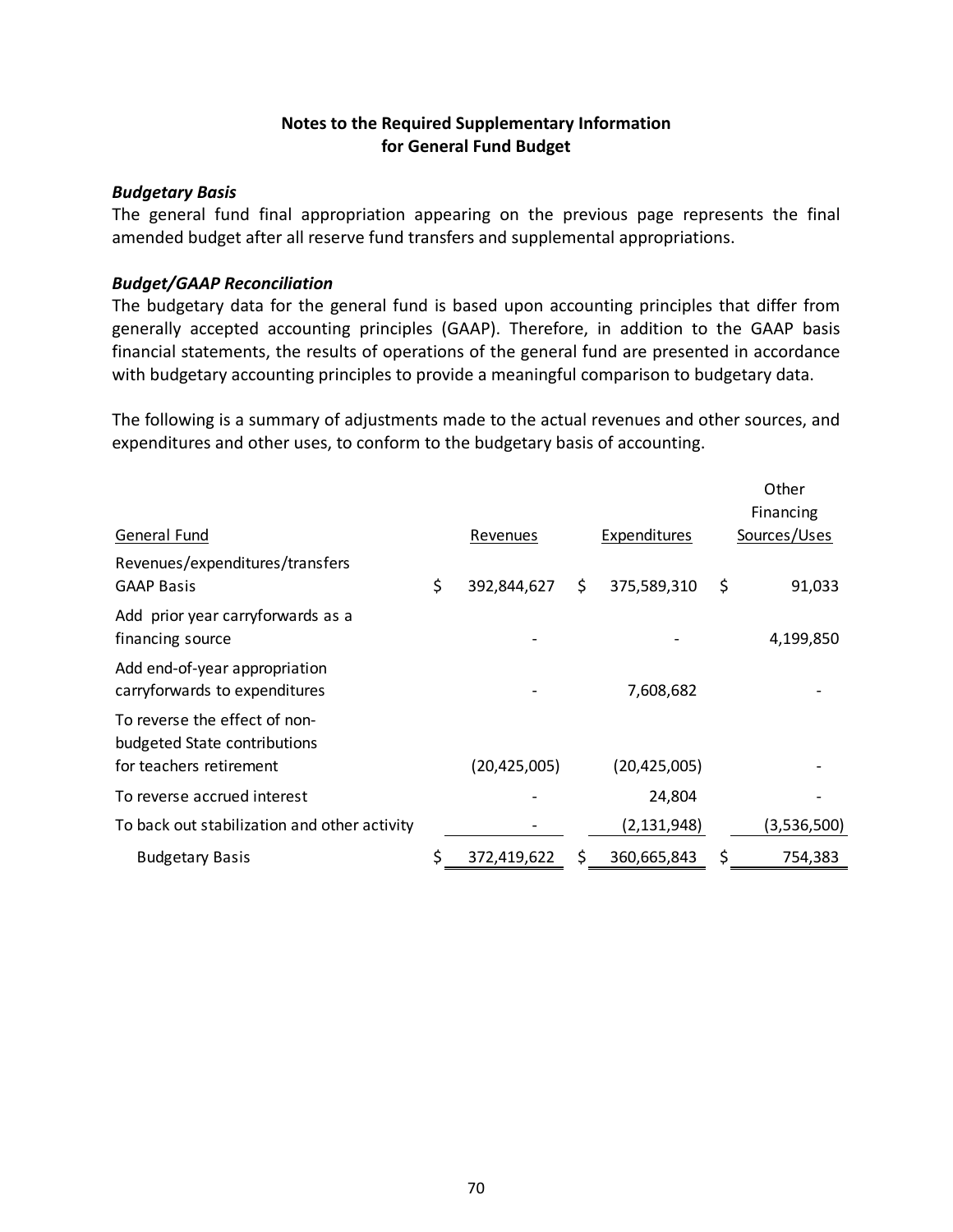## Notes to the Required Supplementary Information for General Fund Budget

***Budgetary Basis***

The general fund final appropriation appearing on the previous page represents the final amended budget after all reserve fund transfers and supplemental appropriations.

***Budget/GAAP Reconciliation***

The budgetary data for the general fund is based upon accounting principles that differ from generally accepted accounting principles (GAAP). Therefore, in addition to the GAAP basis financial statements, the results of operations of the general fund are presented in accordance with budgetary accounting principles to provide a meaningful comparison to budgetary data.

The following is a summary of adjustments made to the actual revenues and other sources, and expenditures and other uses, to conform to the budgetary basis of accounting.

| General Fund | Revenues | Expenditures | Other Financing Sources/Uses |
|---|---|---|---|
| Revenues/expenditures/transfers GAAP Basis | $ 392,844,627 | $ 375,589,310 | $ 91,033 |
| Add prior year carryforwards as a financing source | - | - | 4,199,850 |
| Add end-of-year appropriation carryforwards to expenditures | - | 7,608,682 | - |
| To reverse the effect of non-budgeted State contributions for teachers retirement | (20,425,005) | (20,425,005) | - |
| To reverse accrued interest | - | 24,804 | - |
| To back out stabilization and other activity | - | (2,131,948) | (3,536,500) |
| Budgetary Basis | $ 372,419,622 | $ 360,665,843 | $ 754,383 |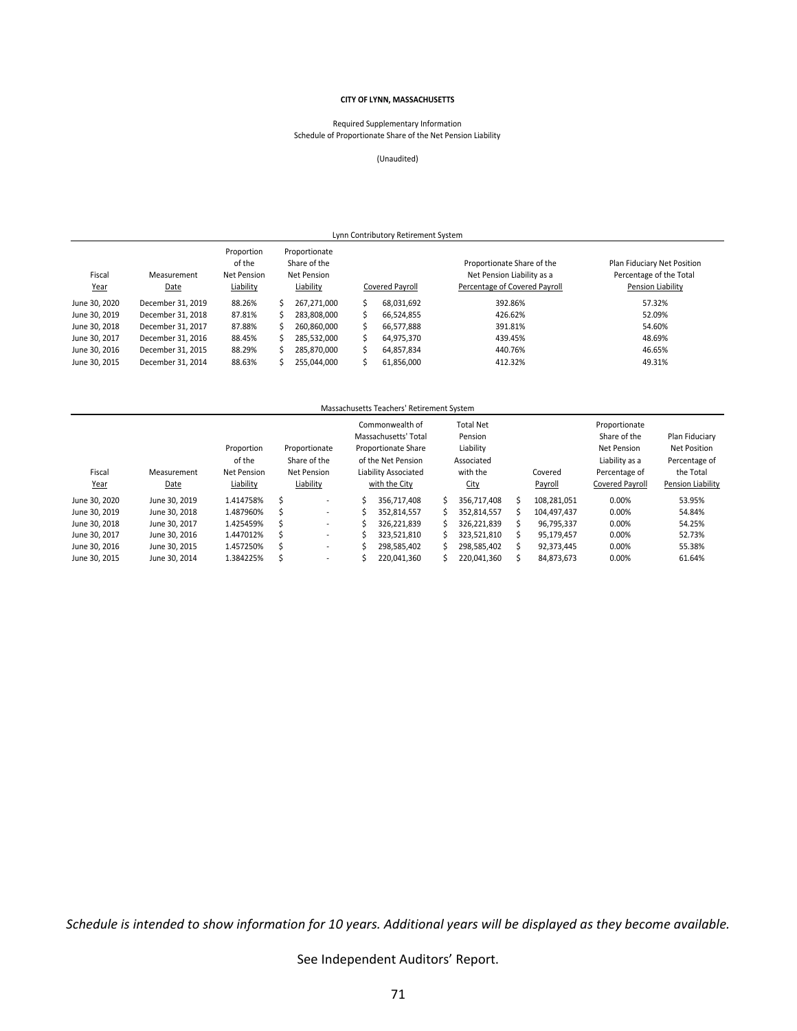**CITY OF LYNN, MASSACHUSETTS**

Required Supplementary Information
Schedule of Proportionate Share of the Net Pension Liability

(Unaudited)

Lynn Contributory Retirement System

| Fiscal Year | Measurement Date | Proportion of the Net Pension Liability | Proportionate Share of the Net Pension Liability | Covered Payroll | Proportionate Share of the Net Pension Liability as a Percentage of Covered Payroll | Plan Fiduciary Net Position Percentage of the Total Pension Liability |
|---|---|---|---|---|---|---|
| June 30, 2020 | December 31, 2019 | 88.26% | $ 267,271,000 | $ 68,031,692 | 392.86% | 57.32% |
| June 30, 2019 | December 31, 2018 | 87.81% | $ 283,808,000 | $ 66,524,855 | 426.62% | 52.09% |
| June 30, 2018 | December 31, 2017 | 87.88% | $ 260,860,000 | $ 66,577,888 | 391.81% | 54.60% |
| June 30, 2017 | December 31, 2016 | 88.45% | $ 285,532,000 | $ 64,975,370 | 439.45% | 48.69% |
| June 30, 2016 | December 31, 2015 | 88.29% | $ 285,870,000 | $ 64,857,834 | 440.76% | 46.65% |
| June 30, 2015 | December 31, 2014 | 88.63% | $ 255,044,000 | $ 61,856,000 | 412.32% | 49.31% |

Massachusetts Teachers' Retirement System

| Fiscal Year | Measurement Date | Proportion of the Net Pension Liability | Proportionate Share of the Net Pension Liability | Commonwealth of Massachusetts' Total Proportionate Share of the Net Pension Liability Associated with the City | Total Net Pension Liability Associated with the City | Covered Payroll | Proportionate Share of the Net Pension Liability as a Percentage of Covered Payroll | Plan Fiduciary Net Position Percentage of the Total Pension Liability |
|---|---|---|---|---|---|---|---|---|
| June 30, 2020 | June 30, 2019 | 1.414758% | $ - | $ 356,717,408 | $ 356,717,408 | $ 108,281,051 | 0.00% | 53.95% |
| June 30, 2019 | June 30, 2018 | 1.487960% | $ - | $ 352,814,557 | $ 352,814,557 | $ 104,497,437 | 0.00% | 54.84% |
| June 30, 2018 | June 30, 2017 | 1.425459% | $ - | $ 326,221,839 | $ 326,221,839 | $ 96,795,337 | 0.00% | 54.25% |
| June 30, 2017 | June 30, 2016 | 1.447012% | $ - | $ 323,521,810 | $ 323,521,810 | $ 95,179,457 | 0.00% | 52.73% |
| June 30, 2016 | June 30, 2015 | 1.457250% | $ - | $ 298,585,402 | $ 298,585,402 | $ 92,373,445 | 0.00% | 55.38% |
| June 30, 2015 | June 30, 2014 | 1.384225% | $ - | $ 220,041,360 | $ 220,041,360 | $ 84,873,673 | 0.00% | 61.64% |

*Schedule is intended to show information for 10 years. Additional years will be displayed as they become available.*

See Independent Auditors' Report.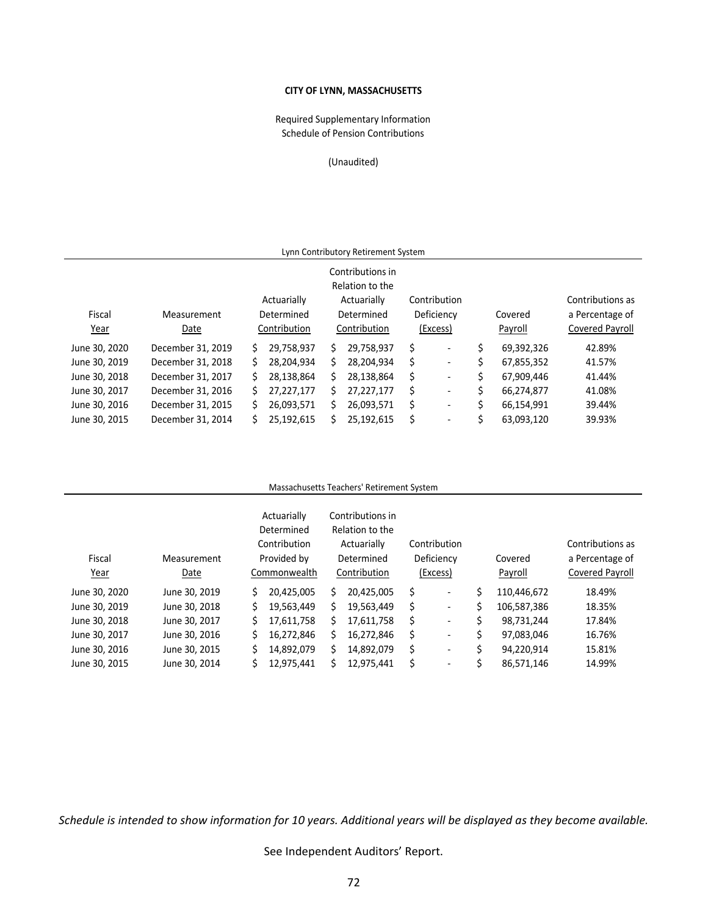**CITY OF LYNN, MASSACHUSETTS**

Required Supplementary Information
Schedule of Pension Contributions

(Unaudited)

Lynn Contributory Retirement System

| Fiscal Year | Measurement Date | Actuarially Determined Contribution | Contributions in Relation to the Actuarially Determined Contribution | Contribution Deficiency (Excess) | Covered Payroll | Contributions as a Percentage of Covered Payroll |
|---|---|---|---|---|---|---|
| June 30, 2020 | December 31, 2019 | $ 29,758,937 | $ 29,758,937 | $ - | $ 69,392,326 | 42.89% |
| June 30, 2019 | December 31, 2018 | $ 28,204,934 | $ 28,204,934 | $ - | $ 67,855,352 | 41.57% |
| June 30, 2018 | December 31, 2017 | $ 28,138,864 | $ 28,138,864 | $ - | $ 67,909,446 | 41.44% |
| June 30, 2017 | December 31, 2016 | $ 27,227,177 | $ 27,227,177 | $ - | $ 66,274,877 | 41.08% |
| June 30, 2016 | December 31, 2015 | $ 26,093,571 | $ 26,093,571 | $ - | $ 66,154,991 | 39.44% |
| June 30, 2015 | December 31, 2014 | $ 25,192,615 | $ 25,192,615 | $ - | $ 63,093,120 | 39.93% |

Massachusetts Teachers' Retirement System

| Fiscal Year | Measurement Date | Actuarially Determined Contribution Provided by Commonwealth | Contributions in Relation to the Actuarially Determined Contribution | Contribution Deficiency (Excess) | Covered Payroll | Contributions as a Percentage of Covered Payroll |
|---|---|---|---|---|---|---|
| June 30, 2020 | June 30, 2019 | $ 20,425,005 | $ 20,425,005 | $ - | $ 110,446,672 | 18.49% |
| June 30, 2019 | June 30, 2018 | $ 19,563,449 | $ 19,563,449 | $ - | $ 106,587,386 | 18.35% |
| June 30, 2018 | June 30, 2017 | $ 17,611,758 | $ 17,611,758 | $ - | $ 98,731,244 | 17.84% |
| June 30, 2017 | June 30, 2016 | $ 16,272,846 | $ 16,272,846 | $ - | $ 97,083,046 | 16.76% |
| June 30, 2016 | June 30, 2015 | $ 14,892,079 | $ 14,892,079 | $ - | $ 94,220,914 | 15.81% |
| June 30, 2015 | June 30, 2014 | $ 12,975,441 | $ 12,975,441 | $ - | $ 86,571,146 | 14.99% |

*Schedule is intended to show information for 10 years. Additional years will be displayed as they become available.*

See Independent Auditors' Report.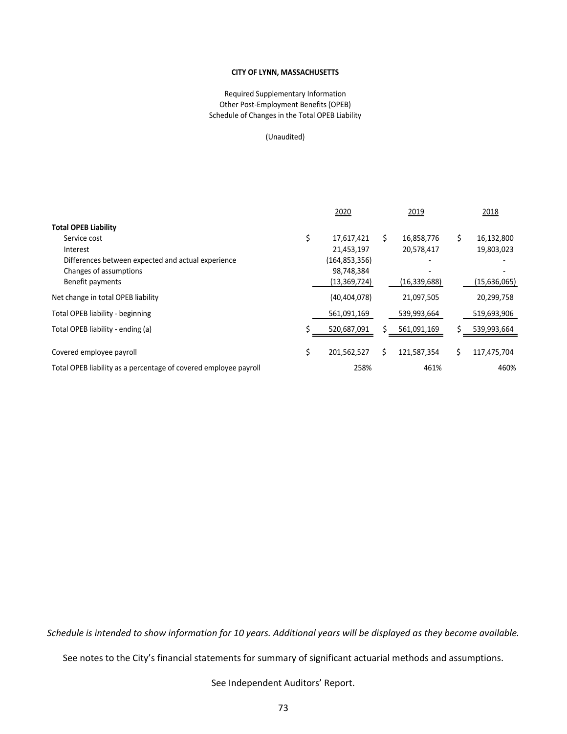**CITY OF LYNN, MASSACHUSETTS**

Required Supplementary Information
Other Post-Employment Benefits (OPEB)
Schedule of Changes in the Total OPEB Liability

(Unaudited)

| | 2020 | 2019 | 2018 |
|---|---|---|---|
| **Total OPEB Liability** | | | |
| Service cost | $ 17,617,421 | $ 16,858,776 | $ 16,132,800 |
| Interest | 21,453,197 | 20,578,417 | 19,803,023 |
| Differences between expected and actual experience | (164,853,356) | - | - |
| Changes of assumptions | 98,748,384 | - | - |
| Benefit payments | (13,369,724) | (16,339,688) | (15,636,065) |
| Net change in total OPEB liability | (40,404,078) | 21,097,505 | 20,299,758 |
| Total OPEB liability - beginning | 561,091,169 | 539,993,664 | 519,693,906 |
| Total OPEB liability - ending (a) | $ 520,687,091 | $ 561,091,169 | $ 539,993,664 |
| Covered employee payroll | $ 201,562,527 | $ 121,587,354 | $ 117,475,704 |
| Total OPEB liability as a percentage of covered employee payroll | 258% | 461% | 460% |

*Schedule is intended to show information for 10 years. Additional years will be displayed as they become available.*

See notes to the City's financial statements for summary of significant actuarial methods and assumptions.

See Independent Auditors' Report.